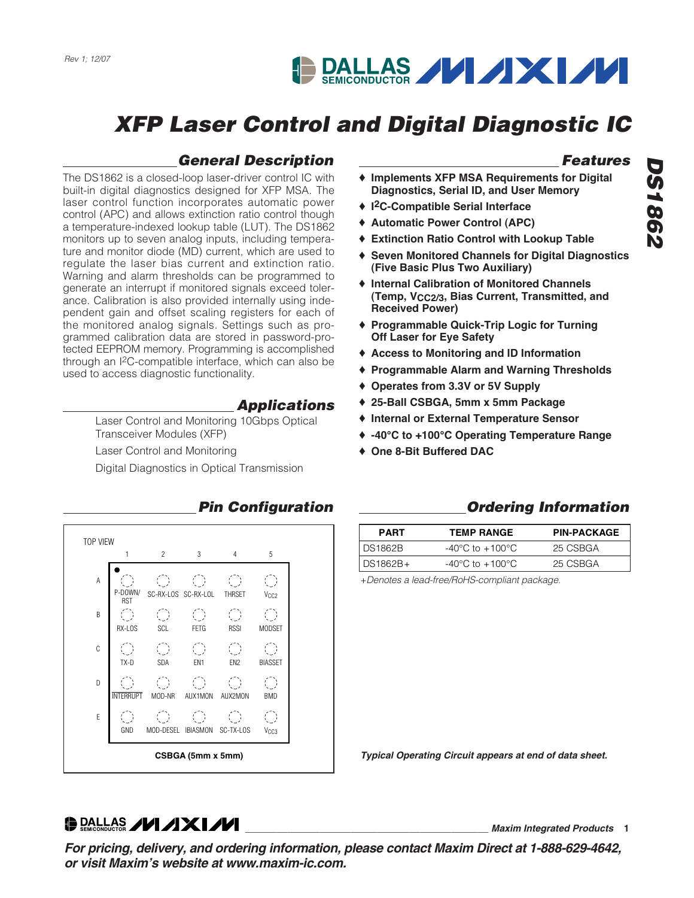Rev 1; 12/07

# XFP Laser Control and Digital Diagnostic IC

## General Description

The DS1862 is a closed-loop laser-driver control IC with built-in digital diagnostics designed for XFP MSA. The laser control function incorporates automatic power control (APC) and allows extinction ratio control though a temperature-indexed lookup table (LUT). The DS1862 monitors up to seven analog inputs, including temperature and monitor diode (MD) current, which are used to regulate the laser bias current and extinction ratio. Warning and alarm thresholds can be programmed to generate an interrupt if monitored signals exceed tolerance. Calibration is also provided internally using independent gain and offset scaling registers for each of the monitored analog signals. Settings such as programmed calibration data are stored in password-protected EEPROM memory. Programming is accomplished through an I²C-compatible interface, which can also be used to access diagnostic functionality.

## Applications

Laser Control and Monitoring 10Gbps Optical Transceiver Modules (XFP)

Laser Control and Monitoring

Digital Diagnostics in Optical Transmission

## Features

- Implements XFP MSA Requirements for Digital Diagnostics, Serial ID, and User Memory
- I²C-Compatible Serial Interface
- Automatic Power Control (APC)
- Extinction Ratio Control with Lookup Table
- Seven Monitored Channels for Digital Diagnostics (Five Basic Plus Two Auxiliary)
- Internal Calibration of Monitored Channels (Temp, $V_{CC2/3}$, Bias Current, Transmitted, and Received Power)
- Programmable Quick-Trip Logic for Turning Off Laser for Eye Safety
- Access to Monitoring and ID Information
- Programmable Alarm and Warning Thresholds
- Operates from 3.3V or 5V Supply
- 25-Ball CSBGA, 5mm x 5mm Package
- Internal or External Temperature Sensor
- -40°C to +100°C Operating Temperature Range
- One 8-Bit Buffered DAC

## Pin Configuration

TOP VIEW

| | 1 | 2 | 3 | 4 | 5 |
|---|---|---|---|---|---|
| A | P-DOWN/RST | SC-RX-LOS | SC-RX-LOL | THRSET | $V_{CC2}$ |
| B | RX-LOS | SCL | FETG | RSSI | MODSET |
| C | TX-D | SDA | EN1 | EN2 | BIASSET |
| D | INTERRUPT | MOD-NR | AUX1MON | AUX2MON | BMD |
| E | GND | MOD-DESEL | IBIASMON | SC-TX-LOS | $V_{CC3}$ |

CSBGA (5mm x 5mm)

## Ordering Information

| PART | TEMP RANGE | PIN-PACKAGE |
|---|---|---|
| DS1862B | -40°C to +100°C | 25 CSBGA |
| DS1862B+ | -40°C to +100°C | 25 CSBGA |

*+Denotes a lead-free/RoHS-compliant package.*

***Typical Operating Circuit appears at end of data sheet.***

***For pricing, delivery, and ordering information, please contact Maxim Direct at 1-888-629-4642, or visit Maxim's website at www.maxim-ic.com.***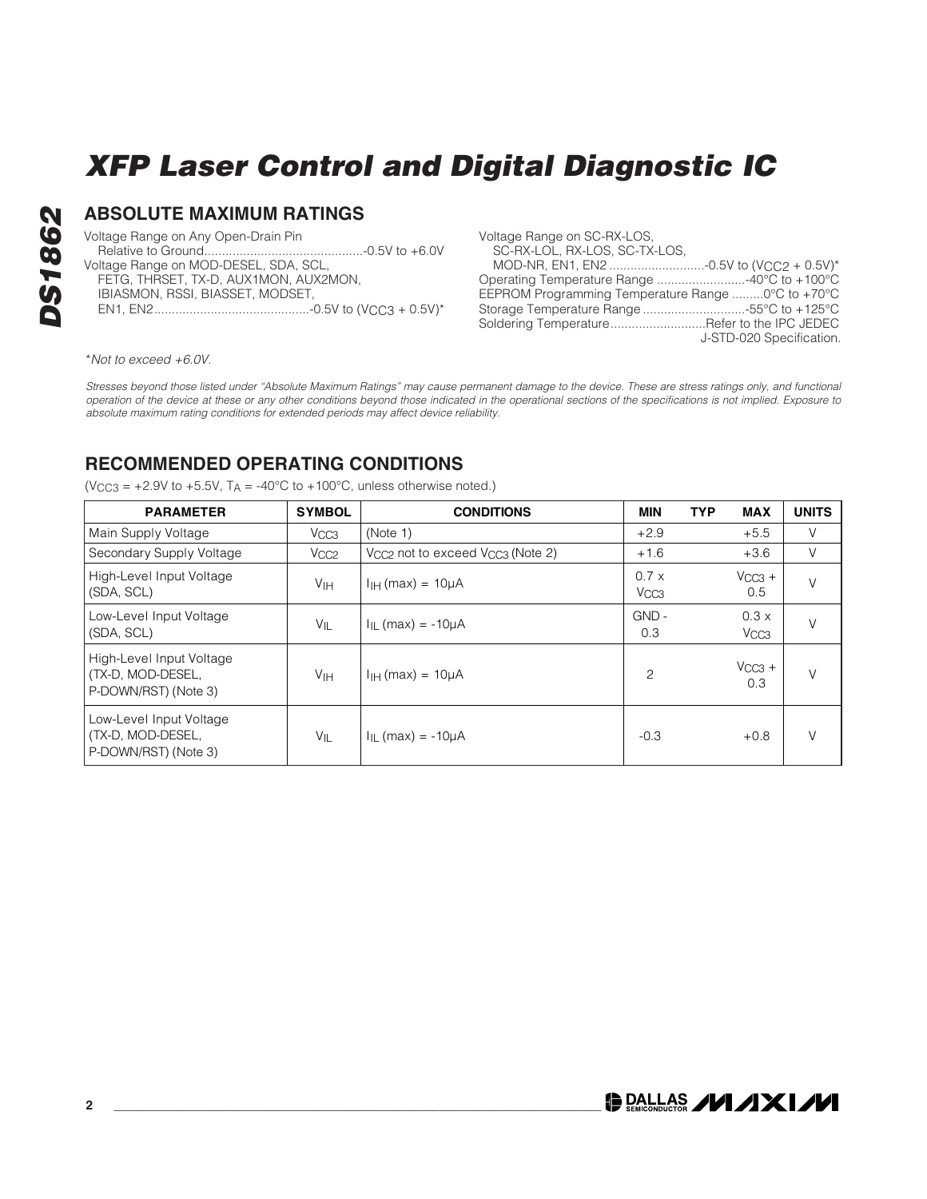## ABSOLUTE MAXIMUM RATINGS

Voltage Range on Any Open-Drain Pin
Relative to Ground..............................................-0.5V to +6.0V
Voltage Range on MOD-DESEL, SDA, SCL,
FETG, THRSET, TX-D, AUX1MON, AUX2MON,
IBIASMON, RSSI, BIASSET, MODSET,
EN1, EN2............................................-0.5V to ($V_{CC3}$ + 0.5V)*
Voltage Range on SC-RX-LOS,
SC-RX-LOL, RX-LOS, SC-TX-LOS,
MOD-NR, EN1, EN2 ...........................-0.5V to ($V_{CC2}$ + 0.5V)*
Operating Temperature Range .........................-40°C to +100°C
EEPROM Programming Temperature Range .........0°C to +70°C
Storage Temperature Range .............................-55°C to +125°C
Soldering Temperature...........................Refer to the IPC JEDEC J-STD-020 Specification.

*Not to exceed +6.0V.

*Stresses beyond those listed under "Absolute Maximum Ratings" may cause permanent damage to the device. These are stress ratings only, and functional operation of the device at these or any other conditions beyond those indicated in the operational sections of the specifications is not implied. Exposure to absolute maximum rating conditions for extended periods may affect device reliability.*

## RECOMMENDED OPERATING CONDITIONS

($V_{CC3}$ = +2.9V to +5.5V, $T_A$ = -40°C to +100°C, unless otherwise noted.)

| PARAMETER | SYMBOL | CONDITIONS | MIN | TYP | MAX | UNITS |
|---|---|---|---|---|---|---|
| Main Supply Voltage | $V_{CC3}$ | (Note 1) | +2.9 | | +5.5 | V |
| Secondary Supply Voltage | $V_{CC2}$ | $V_{CC2}$ not to exceed $V_{CC3}$ (Note 2) | +1.6 | | +3.6 | V |
| High-Level Input Voltage (SDA, SCL) | $V_{IH}$ | $I_{IH}$ (max) = 10µA | 0.7 x $V_{CC3}$ | | $V_{CC3}$ + 0.5 | V |
| Low-Level Input Voltage (SDA, SCL) | $V_{IL}$ | $I_{IL}$ (max) = -10µA | GND - 0.3 | | 0.3 x $V_{CC3}$ | V |
| High-Level Input Voltage (TX-D, MOD-DESEL, P-DOWN/RST) (Note 3) | $V_{IH}$ | $I_{IH}$ (max) = 10µA | 2 | | $V_{CC3}$ + 0.3 | V |
| Low-Level Input Voltage (TX-D, MOD-DESEL, P-DOWN/RST) (Note 3) | $V_{IL}$ | $I_{IL}$ (max) = -10µA | -0.3 | | +0.8 | V |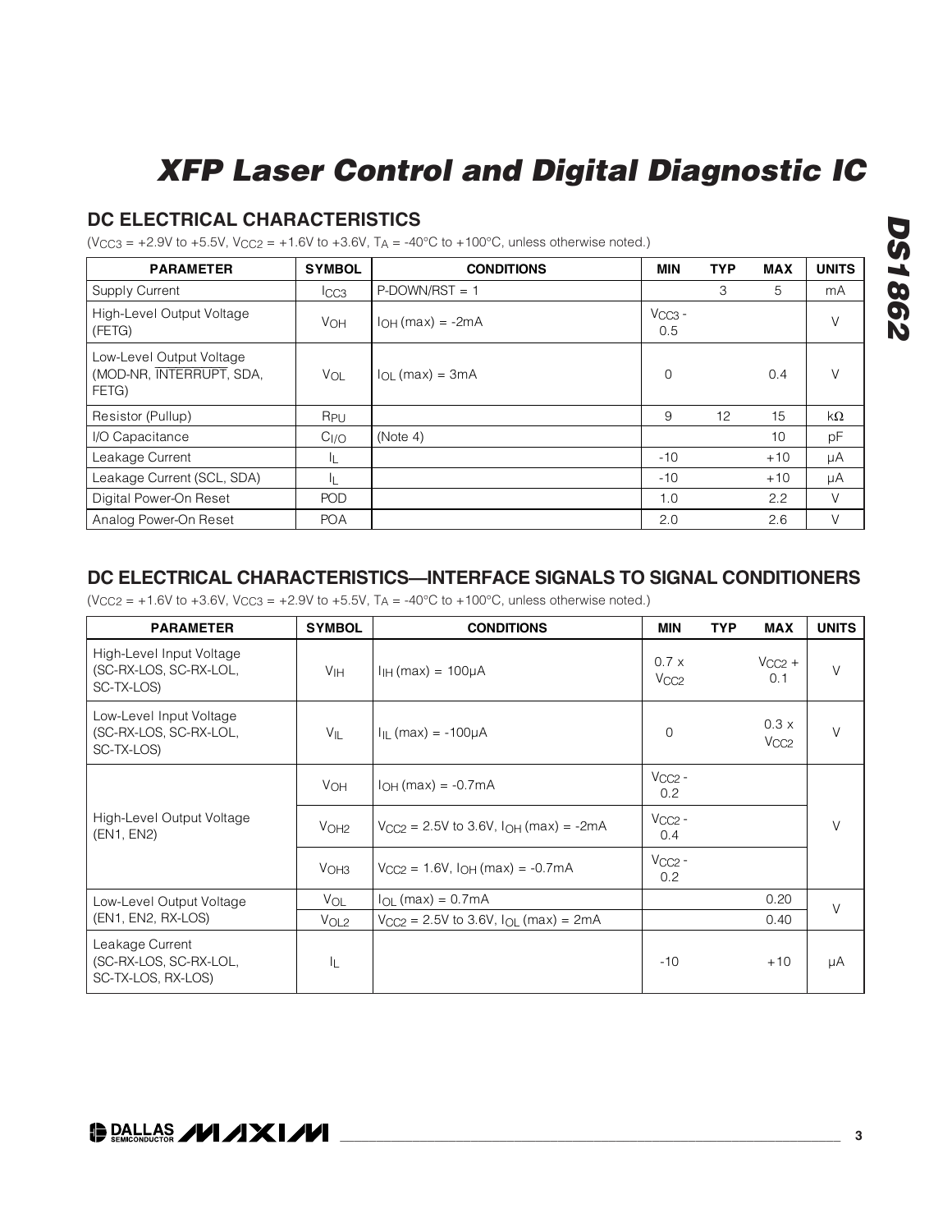# XFP Laser Control and Digital Diagnostic IC

## DC ELECTRICAL CHARACTERISTICS

($V_{CC3}$ = +2.9V to +5.5V, $V_{CC2}$ = +1.6V to +3.6V, $T_A$ = -40°C to +100°C, unless otherwise noted.)

| PARAMETER | SYMBOL | CONDITIONS | MIN | TYP | MAX | UNITS |
|---|---|---|---|---|---|---|
| Supply Current | $I_{CC3}$ | P-DOWN/RST = 1 | | 3 | 5 | mA |
| High-Level Output Voltage (FETG) | $V_{OH}$ | $I_{OH}$ (max) = -2mA | $V_{CC3}$ - 0.5 | | | V |
| Low-Level Output Voltage (MOD-NR, $\overline{\text{INTERRUPT}}$, SDA, FETG) | $V_{OL}$ | $I_{OL}$ (max) = 3mA | 0 | | 0.4 | V |
| Resistor (Pullup) | $R_{PU}$ | | 9 | 12 | 15 | kΩ |
| I/O Capacitance | $C_{I/O}$ | (Note 4) | | | 10 | pF |
| Leakage Current | $I_L$ | | -10 | | +10 | µA |
| Leakage Current (SCL, SDA) | $I_L$ | | -10 | | +10 | µA |
| Digital Power-On Reset | POD | | 1.0 | | 2.2 | V |
| Analog Power-On Reset | POA | | 2.0 | | 2.6 | V |

## DC ELECTRICAL CHARACTERISTICS—INTERFACE SIGNALS TO SIGNAL CONDITIONERS

($V_{CC2}$ = +1.6V to +3.6V, $V_{CC3}$ = +2.9V to +5.5V, $T_A$ = -40°C to +100°C, unless otherwise noted.)

| PARAMETER | SYMBOL | CONDITIONS | MIN | TYP | MAX | UNITS |
|---|---|---|---|---|---|---|
| High-Level Input Voltage (SC-RX-LOS, SC-RX-LOL, SC-TX-LOS) | $V_{IH}$ | $I_{IH}$ (max) = 100µA | 0.7 x $V_{CC2}$ | | $V_{CC2}$ + 0.1 | V |
| Low-Level Input Voltage (SC-RX-LOS, SC-RX-LOL, SC-TX-LOS) | $V_{IL}$ | $I_{IL}$ (max) = -100µA | 0 | | 0.3 x $V_{CC2}$ | V |
| High-Level Output Voltage (EN1, EN2) | $V_{OH}$ | $I_{OH}$ (max) = -0.7mA | $V_{CC2}$ - 0.2 | | | V |
| | $V_{OH2}$ | $V_{CC2}$ = 2.5V to 3.6V, $I_{OH}$ (max) = -2mA | $V_{CC2}$ - 0.4 | | | |
| | $V_{OH3}$ | $V_{CC2}$ = 1.6V, $I_{OH}$ (max) = -0.7mA | $V_{CC2}$ - 0.2 | | | |
| Low-Level Output Voltage (EN1, EN2, RX-LOS) | $V_{OL}$ | $I_{OL}$ (max) = 0.7mA | | | 0.20 | V |
| | $V_{OL2}$ | $V_{CC2}$ = 2.5V to 3.6V, $I_{OL}$ (max) = 2mA | | | 0.40 | |
| Leakage Current (SC-RX-LOS, SC-RX-LOL, SC-TX-LOS, RX-LOS) | $I_L$ | | -10 | | +10 | µA |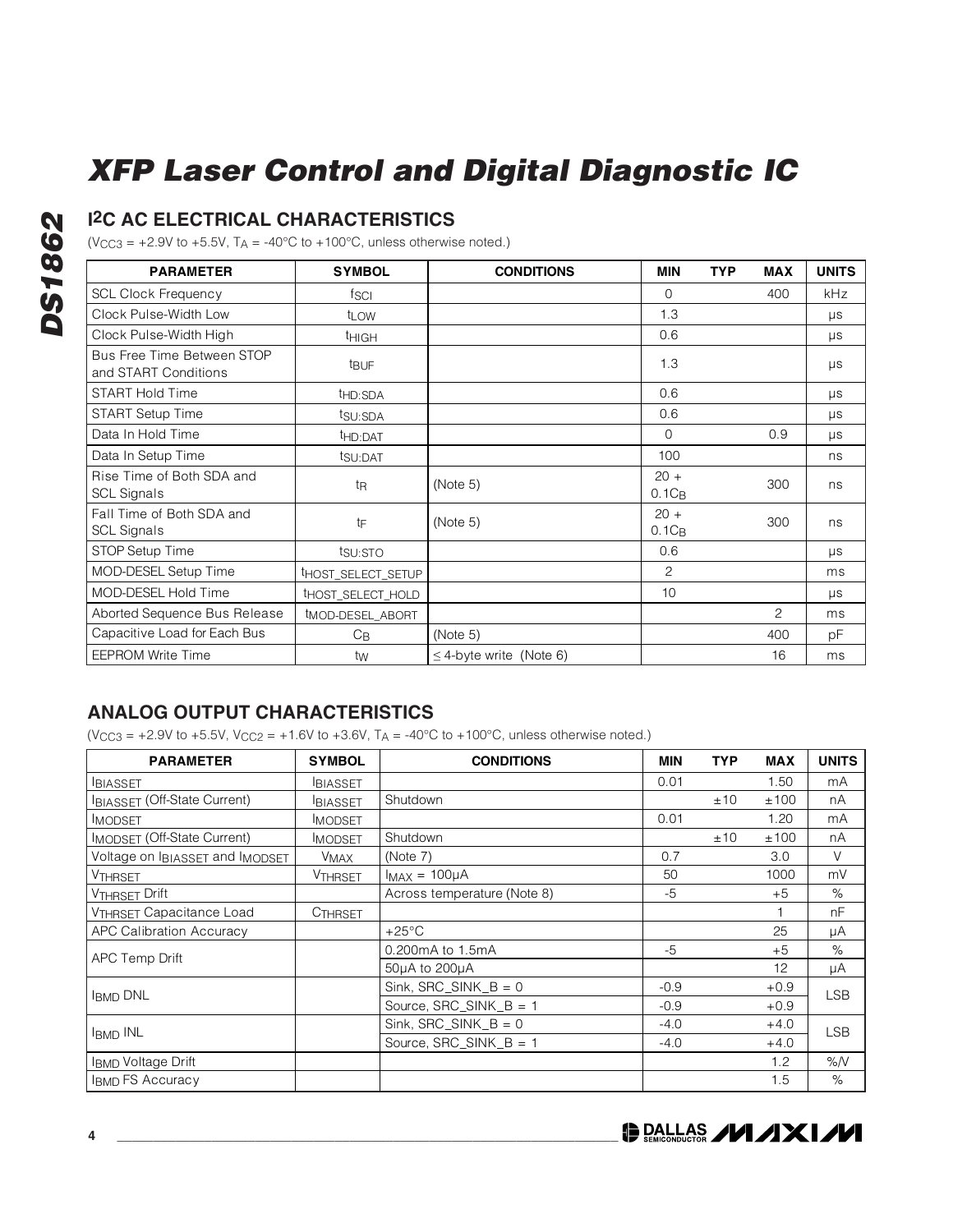## I2C AC ELECTRICAL CHARACTERISTICS

($V_{CC3}$ = +2.9V to +5.5V, $T_A$ = -40°C to +100°C, unless otherwise noted.)

| PARAMETER | SYMBOL | CONDITIONS | MIN | TYP | MAX | UNITS |
|---|---|---|---|---|---|---|
| SCL Clock Frequency | $f_{SCl}$ | | 0 | | 400 | kHz |
| Clock Pulse-Width Low | $t_{LOW}$ | | 1.3 | | | µs |
| Clock Pulse-Width High | $t_{HIGH}$ | | 0.6 | | | µs |
| Bus Free Time Between STOP and START Conditions | $t_{BUF}$ | | 1.3 | | | µs |
| START Hold Time | $t_{HD:SDA}$ | | 0.6 | | | µs |
| START Setup Time | $t_{SU:SDA}$ | | 0.6 | | | µs |
| Data In Hold Time | $t_{HD:DAT}$ | | 0 | | 0.9 | µs |
| Data In Setup Time | $t_{SU:DAT}$ | | 100 | | | ns |
| Rise Time of Both SDA and SCL Signals | $t_R$ | (Note 5) | 20 + $0.1C_B$ | | 300 | ns |
| Fall Time of Both SDA and SCL Signals | $t_F$ | (Note 5) | 20 + $0.1C_B$ | | 300 | ns |
| STOP Setup Time | $t_{SU:STO}$ | | 0.6 | | | µs |
| MOD-DESEL Setup Time | $t_{HOST\_SELECT\_SETUP}$ | | 2 | | | ms |
| MOD-DESEL Hold Time | $t_{HOST\_SELECT\_HOLD}$ | | 10 | | | µs |
| Aborted Sequence Bus Release | $t_{MOD-DESEL\_ABORT}$ | | | | 2 | ms |
| Capacitive Load for Each Bus | $C_B$ | (Note 5) | | | 400 | pF |
| EEPROM Write Time | $t_W$ | ≤ 4-byte write (Note 6) | | | 16 | ms |

## ANALOG OUTPUT CHARACTERISTICS

($V_{CC3}$ = +2.9V to +5.5V, $V_{CC2}$ = +1.6V to +3.6V, $T_A$ = -40°C to +100°C, unless otherwise noted.)

| PARAMETER | SYMBOL | CONDITIONS | MIN | TYP | MAX | UNITS |
|---|---|---|---|---|---|---|
| $I_{BIASSET}$ | $I_{BIASSET}$ | | 0.01 | | 1.50 | mA |
| $I_{BIASSET}$ (Off-State Current) | $I_{BIASSET}$ | Shutdown | | ±10 | ±100 | nA |
| $I_{MODSET}$ | $I_{MODSET}$ | | 0.01 | | 1.20 | mA |
| $I_{MODSET}$ (Off-State Current) | $I_{MODSET}$ | Shutdown | | ±10 | ±100 | nA |
| Voltage on $I_{BIASSET}$ and $I_{MODSET}$ | $V_{MAX}$ | (Note 7) | 0.7 | | 3.0 | V |
| $V_{THRSET}$ | $V_{THRSET}$ | $I_{MAX}$ = 100µA | 50 | | 1000 | mV |
| $V_{THRSET}$ Drift | | Across temperature (Note 8) | -5 | | +5 | % |
| $V_{THRSET}$ Capacitance Load | $C_{THRSET}$ | | | | 1 | nF |
| APC Calibration Accuracy | | +25°C | | | 25 | µA |
| APC Temp Drift | | 0.200mA to 1.5mA | -5 | | +5 | % |
| | | 50µA to 200µA | | | 12 | µA |
| $I_{BMD}$ DNL | | Sink, SRC_SINK_B = 0 | -0.9 | | +0.9 | LSB |
| | | Source, SRC_SINK_B = 1 | -0.9 | | +0.9 | |
| $I_{BMD}$ INL | | Sink, SRC_SINK_B = 0 | -4.0 | | +4.0 | LSB |
| | | Source, SRC_SINK_B = 1 | -4.0 | | +4.0 | |
| $I_{BMD}$ Voltage Drift | | | | | 1.2 | %/V |
| $I_{BMD}$ FS Accuracy | | | | | 1.5 | % |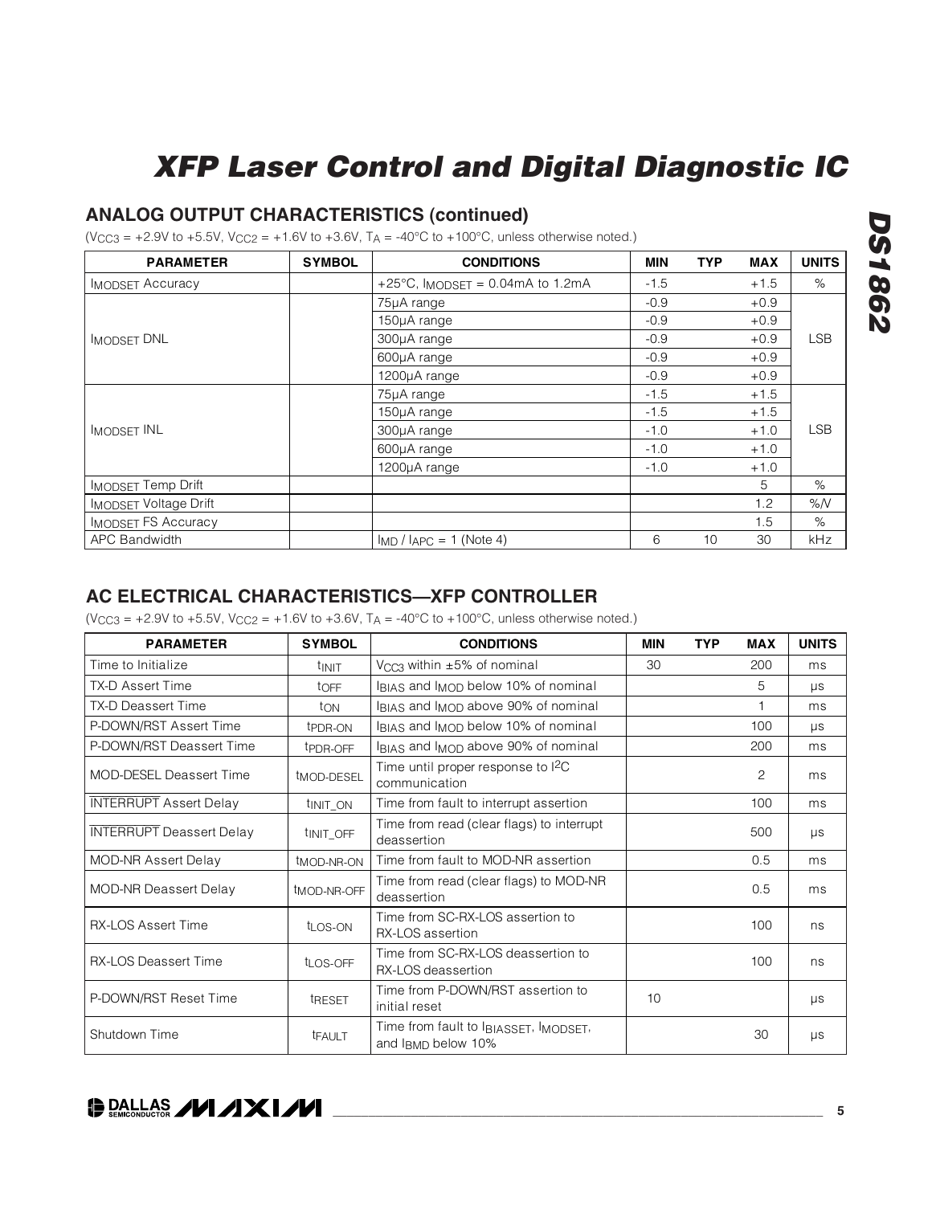## ANALOG OUTPUT CHARACTERISTICS (continued)

($V_{CC3}$ = +2.9V to +5.5V, $V_{CC2}$ = +1.6V to +3.6V, $T_A$ = -40°C to +100°C, unless otherwise noted.)

| PARAMETER | SYMBOL | CONDITIONS | MIN | TYP | MAX | UNITS |
|---|---|---|---|---|---|---|
| $I_{MODSET}$ Accuracy | | +25°C, $I_{MODSET}$ = 0.04mA to 1.2mA | -1.5 | | +1.5 | % |
| $I_{MODSET}$ DNL | | 75µA range | -0.9 | | +0.9 | LSB |
| | | 150µA range | -0.9 | | +0.9 | |
| | | 300µA range | -0.9 | | +0.9 | |
| | | 600µA range | -0.9 | | +0.9 | |
| | | 1200µA range | -0.9 | | +0.9 | |
| $I_{MODSET}$ INL | | 75µA range | -1.5 | | +1.5 | LSB |
| | | 150µA range | -1.5 | | +1.5 | |
| | | 300µA range | -1.0 | | +1.0 | |
| | | 600µA range | -1.0 | | +1.0 | |
| | | 1200µA range | -1.0 | | +1.0 | |
| $I_{MODSET}$ Temp Drift | | | | | 5 | % |
| $I_{MODSET}$ Voltage Drift | | | | | 1.2 | %/V |
| $I_{MODSET}$ FS Accuracy | | | | | 1.5 | % |
| APC Bandwidth | | $I_{MD}$ / $I_{APC}$ = 1 (Note 4) | 6 | 10 | 30 | kHz |

## AC ELECTRICAL CHARACTERISTICS—XFP CONTROLLER

($V_{CC3}$ = +2.9V to +5.5V, $V_{CC2}$ = +1.6V to +3.6V, $T_A$ = -40°C to +100°C, unless otherwise noted.)

| PARAMETER | SYMBOL | CONDITIONS | MIN | TYP | MAX | UNITS |
|---|---|---|---|---|---|---|
| Time to Initialize | $t_{INIT}$ | $V_{CC3}$ within ±5% of nominal | 30 | | 200 | ms |
| TX-D Assert Time | $t_{OFF}$ | $I_{BIAS}$ and $I_{MOD}$ below 10% of nominal | | | 5 | µs |
| TX-D Deassert Time | $t_{ON}$ | $I_{BIAS}$ and $I_{MOD}$ above 90% of nominal | | | 1 | ms |
| P-DOWN/RST Assert Time | $t_{PDR-ON}$ | $I_{BIAS}$ and $I_{MOD}$ below 10% of nominal | | | 100 | µs |
| P-DOWN/RST Deassert Time | $t_{PDR-OFF}$ | $I_{BIAS}$ and $I_{MOD}$ above 90% of nominal | | | 200 | ms |
| MOD-DESEL Deassert Time | $t_{MOD-DESEL}$ | Time until proper response to I²C communication | | | 2 | ms |
| $\overline{\text{INTERRUPT}}$ Assert Delay | $t_{INIT\_ON}$ | Time from fault to interrupt assertion | | | 100 | ms |
| $\overline{\text{INTERRUPT}}$ Deassert Delay | $t_{INIT\_OFF}$ | Time from read (clear flags) to interrupt deassertion | | | 500 | µs |
| MOD-NR Assert Delay | $t_{MOD-NR-ON}$ | Time from fault to MOD-NR assertion | | | 0.5 | ms |
| MOD-NR Deassert Delay | $t_{MOD-NR-OFF}$ | Time from read (clear flags) to MOD-NR deassertion | | | 0.5 | ms |
| RX-LOS Assert Time | $t_{LOS-ON}$ | Time from SC-RX-LOS assertion to RX-LOS assertion | | | 100 | ns |
| RX-LOS Deassert Time | $t_{LOS-OFF}$ | Time from SC-RX-LOS deassertion to RX-LOS deassertion | | | 100 | ns |
| P-DOWN/RST Reset Time | $t_{RESET}$ | Time from P-DOWN/RST assertion to initial reset | 10 | | | µs |
| Shutdown Time | $t_{FAULT}$ | Time from fault to $I_{BIASSET}$, $I_{MODSET}$, and $I_{BMD}$ below 10% | | | 30 | µs |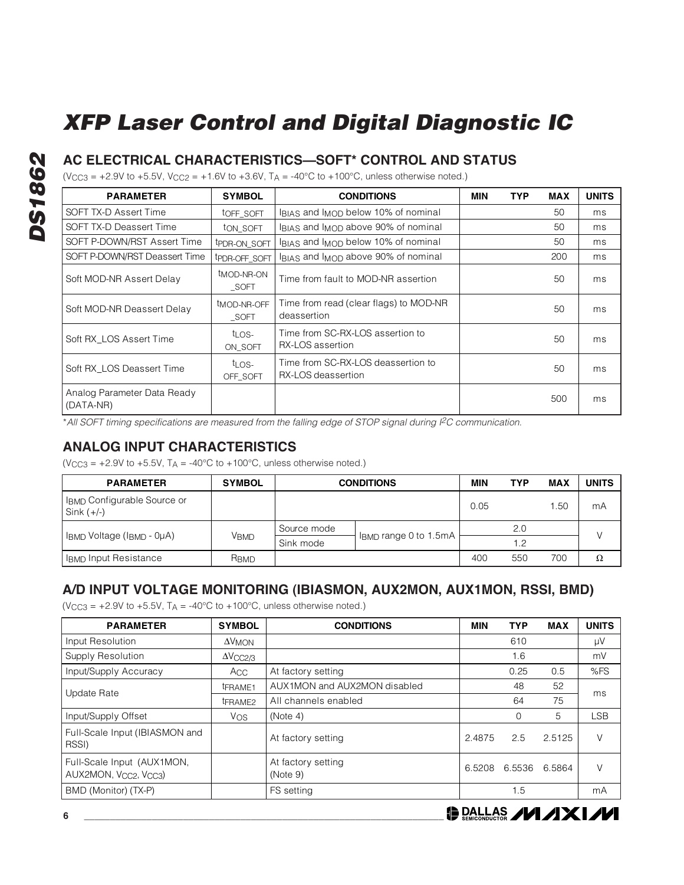## AC ELECTRICAL CHARACTERISTICS—SOFT* CONTROL AND STATUS

($V_{CC3}$ = +2.9V to +5.5V, $V_{CC2}$ = +1.6V to +3.6V, $T_A$ = -40°C to +100°C, unless otherwise noted.)

| PARAMETER | SYMBOL | CONDITIONS | MIN | TYP | MAX | UNITS |
|---|---|---|---|---|---|---|
| SOFT TX-D Assert Time | $t_{OFF\_SOFT}$ | $I_{BIAS}$ and $I_{MOD}$ below 10% of nominal | | | 50 | ms |
| SOFT TX-D Deassert Time | $t_{ON\_SOFT}$ | $I_{BIAS}$ and $I_{MOD}$ above 90% of nominal | | | 50 | ms |
| SOFT P-DOWN/RST Assert Time | $t_{PDR\text{-}ON\_SOFT}$ | $I_{BIAS}$ and $I_{MOD}$ below 10% of nominal | | | 50 | ms |
| SOFT P-DOWN/RST Deassert Time | $t_{PDR\text{-}OFF\_SOFT}$ | $I_{BIAS}$ and $I_{MOD}$ above 90% of nominal | | | 200 | ms |
| Soft MOD-NR Assert Delay | $t_{MOD\text{-}NR\text{-}ON\_SOFT}$ | Time from fault to MOD-NR assertion | | | 50 | ms |
| Soft MOD-NR Deassert Delay | $t_{MOD\text{-}NR\text{-}OFF\_SOFT}$ | Time from read (clear flags) to MOD-NR deassertion | | | 50 | ms |
| Soft RX_LOS Assert Time | $t_{LOS\text{-}ON\_SOFT}$ | Time from SC-RX-LOS assertion to RX-LOS assertion | | | 50 | ms |
| Soft RX_LOS Deassert Time | $t_{LOS\text{-}OFF\_SOFT}$ | Time from SC-RX-LOS deassertion to RX-LOS deassertion | | | 50 | ms |
| Analog Parameter Data Ready (DATA-NR) | | | | | 500 | ms |

*\*All SOFT timing specifications are measured from the falling edge of STOP signal during I²C communication.*

## ANALOG INPUT CHARACTERISTICS

($V_{CC3}$ = +2.9V to +5.5V, $T_A$ = -40°C to +100°C, unless otherwise noted.)

| PARAMETER | SYMBOL | CONDITIONS | | MIN | TYP | MAX | UNITS |
|---|---|---|---|---|---|---|---|
| $I_{BMD}$ Configurable Source or Sink (+/-) | | | | 0.05 | | 1.50 | mA |
| $I_{BMD}$ Voltage ($I_{BMD}$ - 0µA) | $V_{BMD}$ | Source mode | $I_{BMD}$ range 0 to 1.5mA | | 2.0 | | V |
| | | Sink mode | | | 1.2 | | |
| $I_{BMD}$ Input Resistance | $R_{BMD}$ | | | 400 | 550 | 700 | Ω |

## A/D INPUT VOLTAGE MONITORING (IBIASMON, AUX2MON, AUX1MON, RSSI, BMD)

($V_{CC3}$ = +2.9V to +5.5V, $T_A$ = -40°C to +100°C, unless otherwise noted.)

| PARAMETER | SYMBOL | CONDITIONS | MIN | TYP | MAX | UNITS |
|---|---|---|---|---|---|---|
| Input Resolution | $\Delta V_{MON}$ | | | 610 | | µV |
| Supply Resolution | $\Delta V_{CC2/3}$ | | | 1.6 | | mV |
| Input/Supply Accuracy | $A_{CC}$ | At factory setting | | 0.25 | 0.5 | %FS |
| Update Rate | $t_{FRAME1}$ | AUX1MON and AUX2MON disabled | | 48 | 52 | ms |
| | $t_{FRAME2}$ | All channels enabled | | 64 | 75 | |
| Input/Supply Offset | $V_{OS}$ | (Note 4) | | 0 | 5 | LSB |
| Full-Scale Input (IBIASMON and RSSI) | | At factory setting | 2.4875 | 2.5 | 2.5125 | V |
| Full-Scale Input (AUX1MON, AUX2MON, $V_{CC2}$, $V_{CC3}$) | | At factory setting (Note 9) | 6.5208 | 6.5536 | 6.5864 | V |
| BMD (Monitor) (TX-P) | | FS setting | | 1.5 | | mA |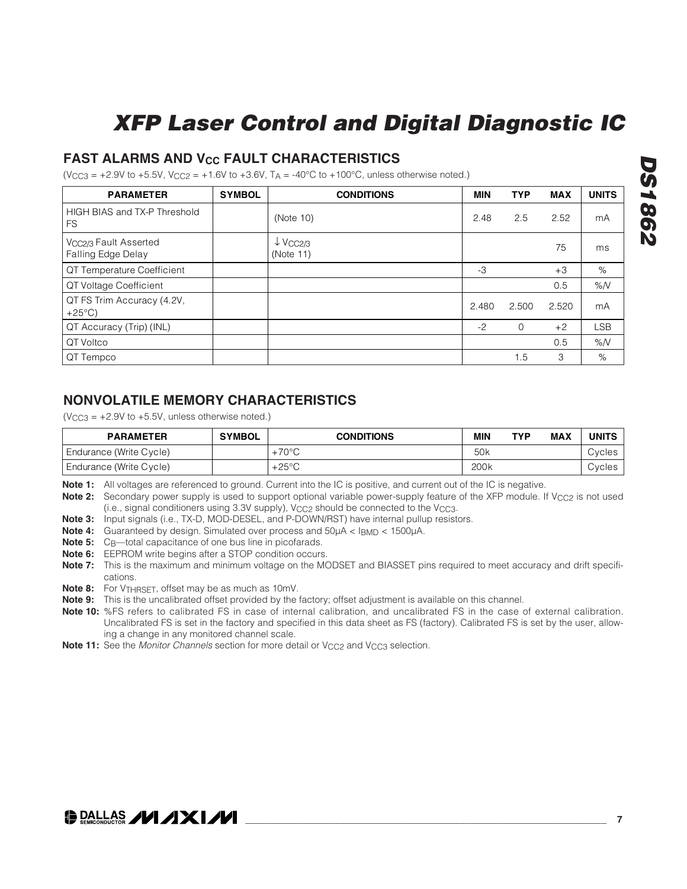## FAST ALARMS AND $V_{CC}$ FAULT CHARACTERISTICS

($V_{CC3}$ = +2.9V to +5.5V, $V_{CC2}$ = +1.6V to +3.6V, $T_A$ = -40°C to +100°C, unless otherwise noted.)

| PARAMETER | SYMBOL | CONDITIONS | MIN | TYP | MAX | UNITS |
|---|---|---|---|---|---|---|
| HIGH BIAS and TX-P Threshold FS | | (Note 10) | 2.48 | 2.5 | 2.52 | mA |
| $V_{CC2/3}$ Fault Asserted Falling Edge Delay | | ↓ $V_{CC2/3}$ (Note 11) | | | 75 | ms |
| QT Temperature Coefficient | | | -3 | | +3 | % |
| QT Voltage Coefficient | | | | | 0.5 | %/V |
| QT FS Trim Accuracy (4.2V, +25°C) | | | 2.480 | 2.500 | 2.520 | mA |
| QT Accuracy (Trip) (INL) | | | -2 | 0 | +2 | LSB |
| QT Voltco | | | | | 0.5 | %/V |
| QT Tempco | | | | 1.5 | 3 | % |

## NONVOLATILE MEMORY CHARACTERISTICS

($V_{CC3}$ = +2.9V to +5.5V, unless otherwise noted.)

| PARAMETER | SYMBOL | CONDITIONS | MIN | TYP | MAX | UNITS |
|---|---|---|---|---|---|---|
| Endurance (Write Cycle) | | +70°C | 50k | | | Cycles |
| Endurance (Write Cycle) | | +25°C | 200k | | | Cycles |

**Note 1:** All voltages are referenced to ground. Current into the IC is positive, and current out of the IC is negative.

**Note 2:** Secondary power supply is used to support optional variable power-supply feature of the XFP module. If $V_{CC2}$ is not used (i.e., signal conditioners using 3.3V supply), $V_{CC2}$ should be connected to the $V_{CC3}$.

**Note 3:** Input signals (i.e., TX-D, MOD-DESEL, and P-DOWN/RST) have internal pullup resistors.

**Note 4:** Guaranteed by design. Simulated over process and 50µA < $I_{BMD}$ < 1500µA.

**Note 5:** $C_B$—total capacitance of one bus line in picofarads.

**Note 6:** EEPROM write begins after a STOP condition occurs.

**Note 7:** This is the maximum and minimum voltage on the MODSET and BIASSET pins required to meet accuracy and drift specifications.

**Note 8:** For $V_{THRSET}$, offset may be as much as 10mV.

**Note 9:** This is the uncalibrated offset provided by the factory; offset adjustment is available on this channel.

**Note 10:** %FS refers to calibrated FS in case of internal calibration, and uncalibrated FS in the case of external calibration. Uncalibrated FS is set in the factory and specified in this data sheet as FS (factory). Calibrated FS is set by the user, allowing a change in any monitored channel scale.

**Note 11:** See the *Monitor Channels* section for more detail or $V_{CC2}$ and $V_{CC3}$ selection.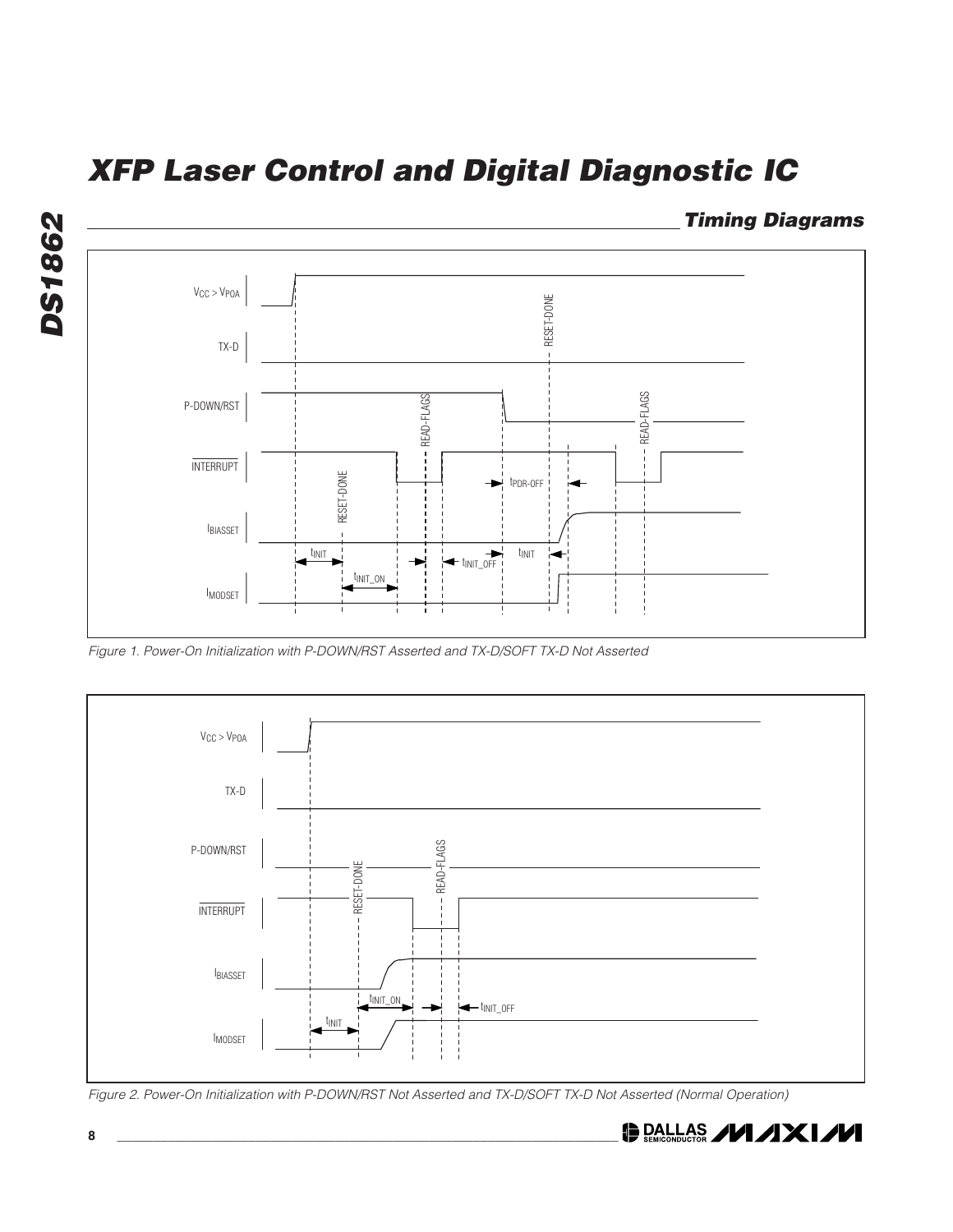## Timing Diagrams

Figure 1. Power-On Initialization with P-DOWN/RST Asserted and TX-D/SOFT TX-D Not Asserted

Figure 2. Power-On Initialization with P-DOWN/RST Not Asserted and TX-D/SOFT TX-D Not Asserted (Normal Operation)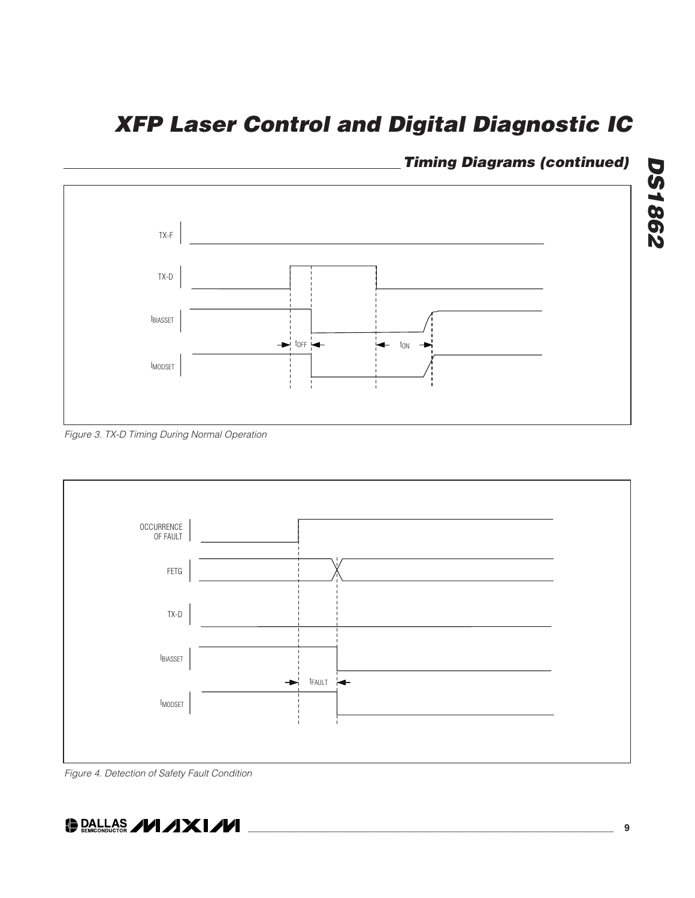## Timing Diagrams (continued)

TX-F

TX-D

$I_{BIASSET}$

$t_{OFF}$

$t_{ON}$

$I_{MODSET}$

*Figure 3. TX-D Timing During Normal Operation*

OCCURRENCE OF FAULT

FETG

TX-D

$I_{BIASSET}$

$t_{FAULT}$

$I_{MODSET}$

*Figure 4. Detection of Safety Fault Condition*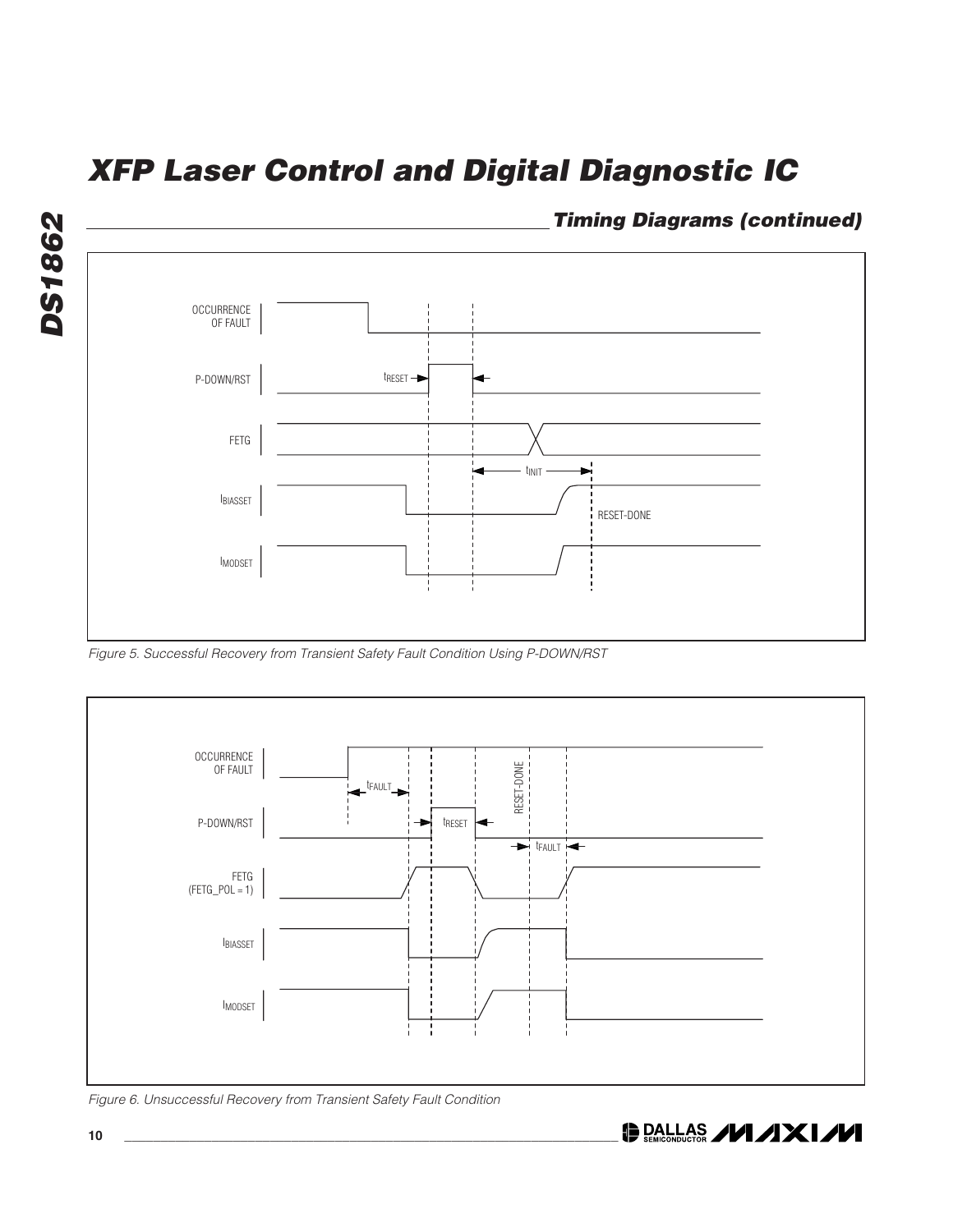## Timing Diagrams (continued)

Figure 5. Successful Recovery from Transient Safety Fault Condition Using P-DOWN/RST

Figure 6. Unsuccessful Recovery from Transient Safety Fault Condition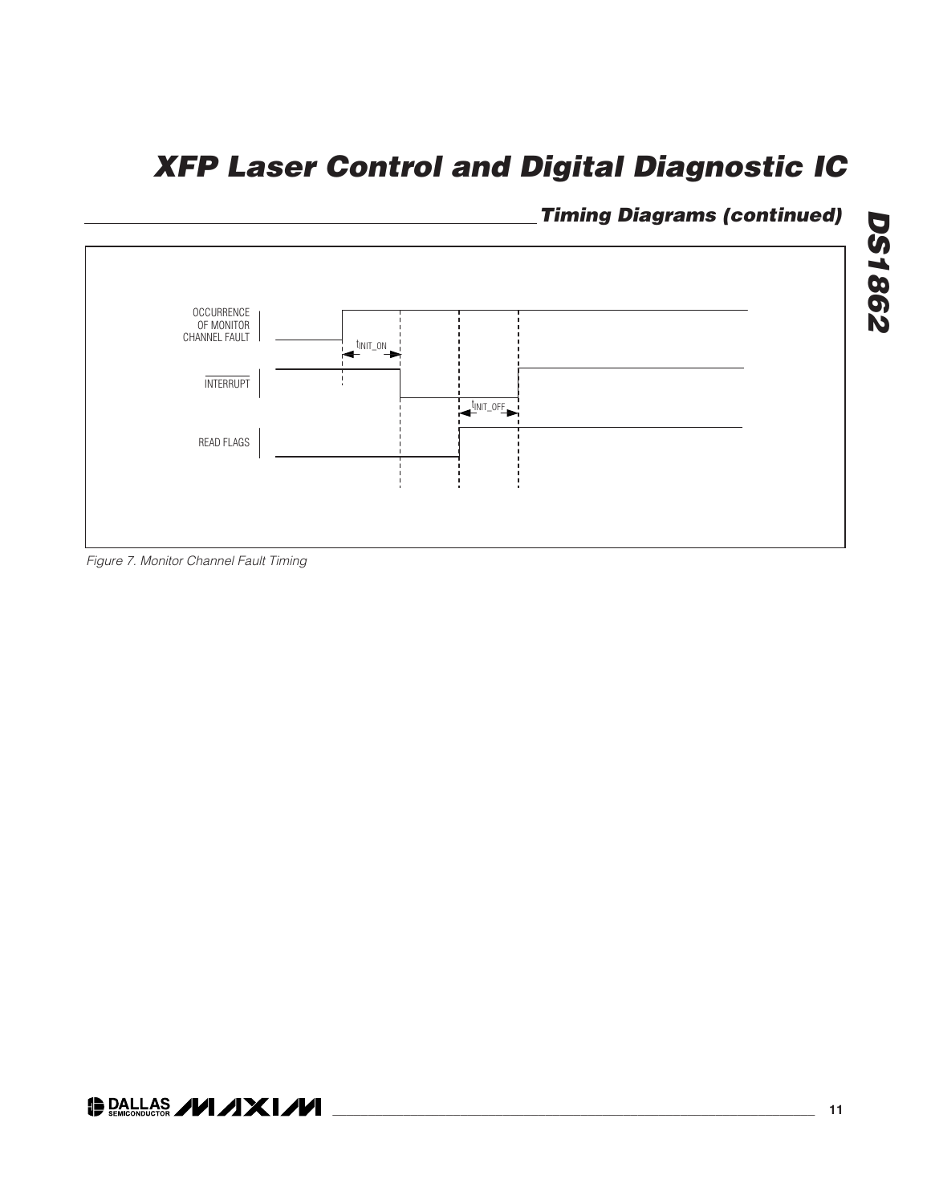## Timing Diagrams (continued)

OCCURRENCE OF MONITOR CHANNEL FAULT

$\overline{\text{INTERRUPT}}$

READ FLAGS

$t_{INIT\_ON}$

$t_{INIT\_OFF}$

*Figure 7. Monitor Channel Fault Timing*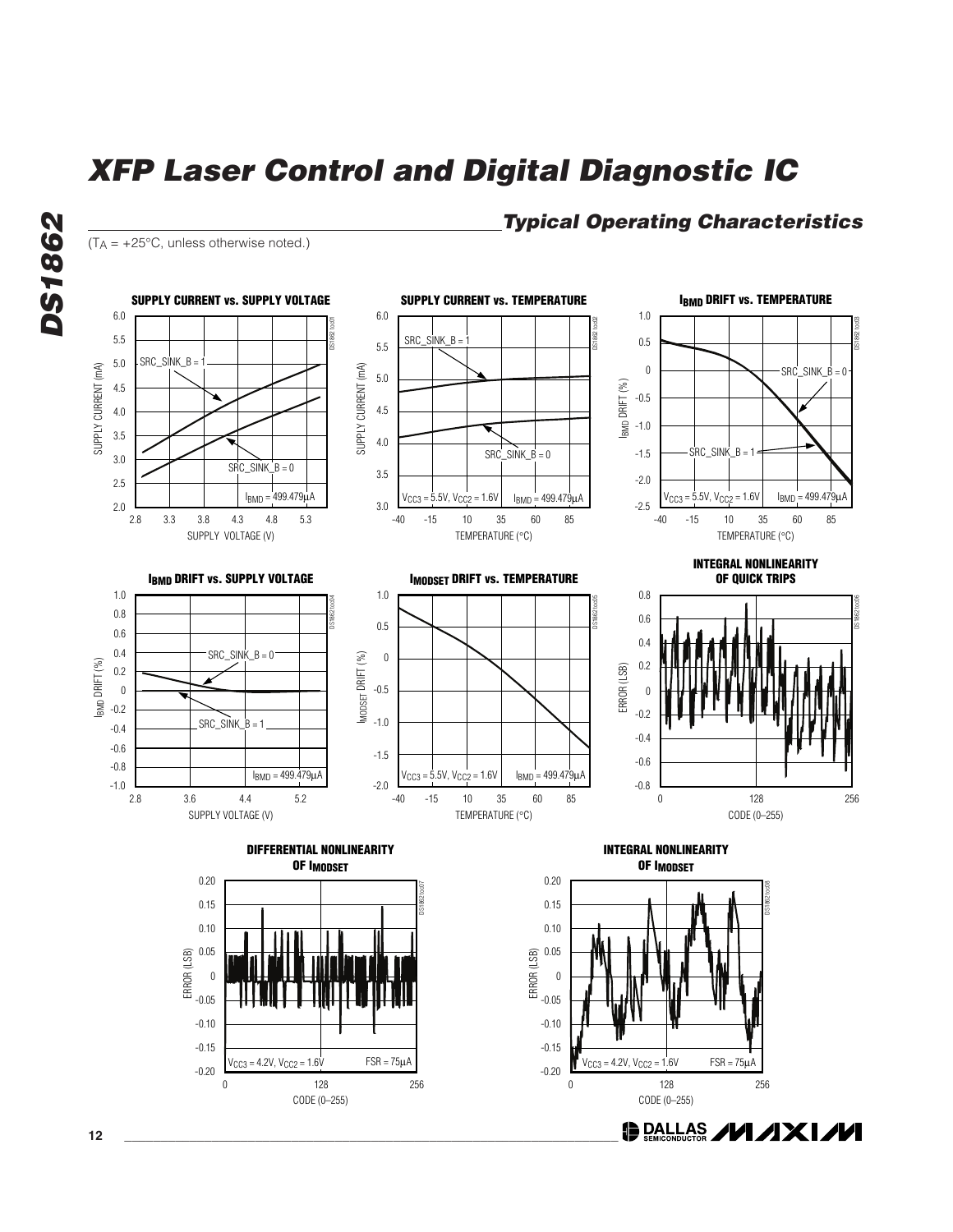## Typical Operating Characteristics

($T_A$ = +25°C, unless otherwise noted.)

**SUPPLY CURRENT vs. SUPPLY VOLTAGE**

SRC_SINK_B = 1
SRC_SINK_B = 0
$I_{BMD}$ = 499.479µA

SUPPLY CURRENT (mA)
SUPPLY VOLTAGE (V)

**SUPPLY CURRENT vs. TEMPERATURE**

SRC_SINK_B = 1
SRC_SINK_B = 0
$V_{CC3}$ = 5.5V, $V_{CC2}$ = 1.6V
$I_{BMD}$ = 499.479µA

SUPPLY CURRENT (mA)
TEMPERATURE (°C)

**$I_{BMD}$ DRIFT vs. TEMPERATURE**

SRC_SINK_B = 0
SRC_SINK_B = 1
$V_{CC3}$ = 5.5V, $V_{CC2}$ = 1.6V
$I_{BMD}$ = 499.479µA

$I_{BMD}$ DRIFT (%)
TEMPERATURE (°C)

**$I_{BMD}$ DRIFT vs. SUPPLY VOLTAGE**

SRC_SINK_B = 0
SRC_SINK_B = 1
$I_{BMD}$ = 499.479µA

$I_{BMD}$ DRIFT (%)
SUPPLY VOLTAGE (V)

**$I_{MODSET}$ DRIFT vs. TEMPERATURE**

$V_{CC3}$ = 5.5V, $V_{CC2}$ = 1.6V
$I_{BMD}$ = 499.479µA

$I_{MODSET}$ DRIFT (%)
TEMPERATURE (°C)

**INTEGRAL NONLINEARITY OF QUICK TRIPS**

ERROR (LSB)
CODE (0–255)

**DIFFERENTIAL NONLINEARITY OF $I_{MODSET}$**

$V_{CC3}$ = 4.2V, $V_{CC2}$ = 1.6V
FSR = 75µA

ERROR (LSB)
CODE (0–255)

**INTEGRAL NONLINEARITY OF $I_{MODSET}$**

$V_{CC3}$ = 4.2V, $V_{CC2}$ = 1.6V
FSR = 75µA

ERROR (LSB)
CODE (0–255)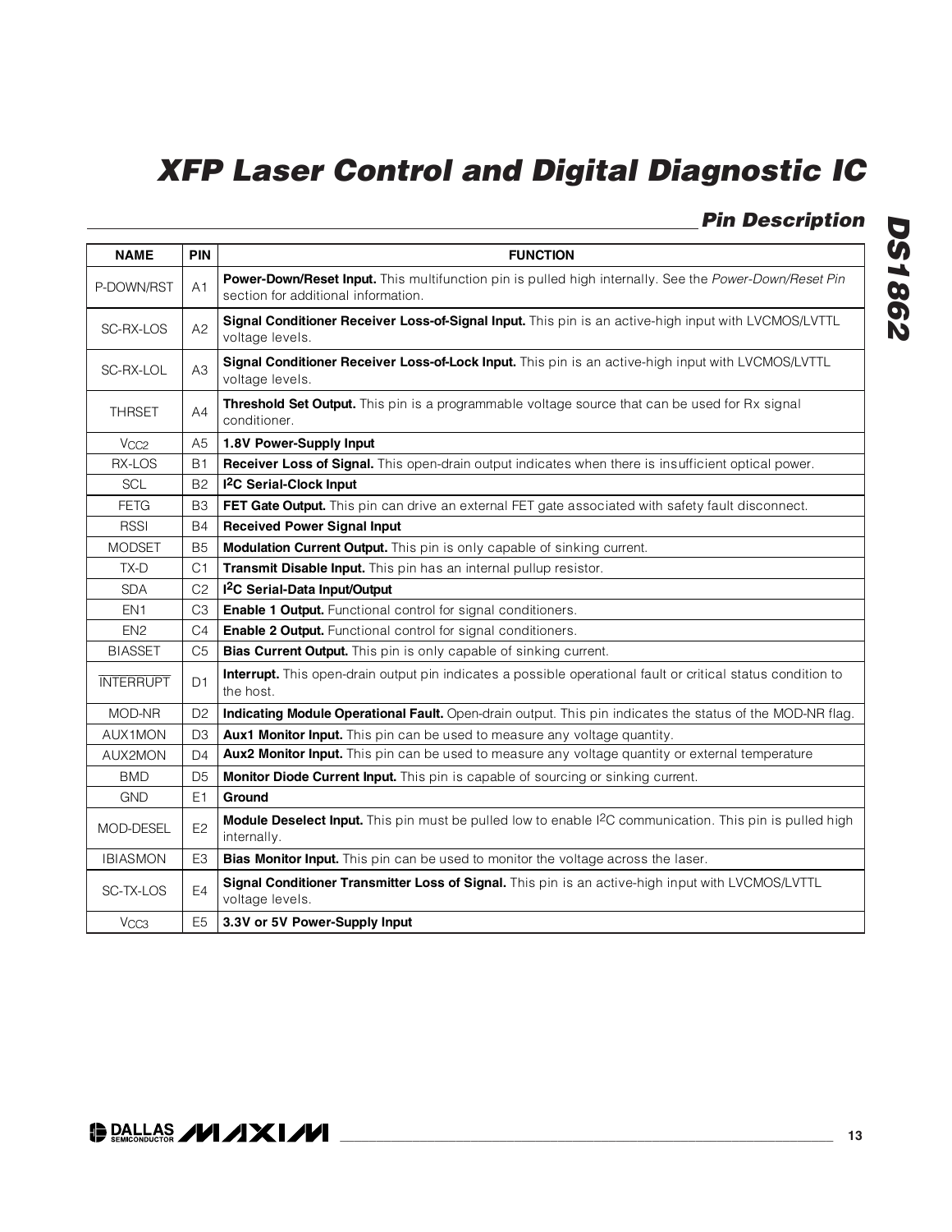## Pin Description

| NAME | PIN | FUNCTION |
|---|---|---|
| P-DOWN/RST | A1 | **Power-Down/Reset Input.** This multifunction pin is pulled high internally. See the *Power-Down/Reset Pin* section for additional information. |
| SC-RX-LOS | A2 | **Signal Conditioner Receiver Loss-of-Signal Input.** This pin is an active-high input with LVCMOS/LVTTL voltage levels. |
| SC-RX-LOL | A3 | **Signal Conditioner Receiver Loss-of-Lock Input.** This pin is an active-high input with LVCMOS/LVTTL voltage levels. |
| THRSET | A4 | **Threshold Set Output.** This pin is a programmable voltage source that can be used for Rx signal conditioner. |
| $V_{CC2}$ | A5 | **1.8V Power-Supply Input** |
| RX-LOS | B1 | **Receiver Loss of Signal.** This open-drain output indicates when there is insufficient optical power. |
| SCL | B2 | **I²C Serial-Clock Input** |
| FETG | B3 | **FET Gate Output.** This pin can drive an external FET gate associated with safety fault disconnect. |
| RSSI | B4 | **Received Power Signal Input** |
| MODSET | B5 | **Modulation Current Output.** This pin is only capable of sinking current. |
| TX-D | C1 | **Transmit Disable Input.** This pin has an internal pullup resistor. |
| SDA | C2 | **I²C Serial-Data Input/Output** |
| EN1 | C3 | **Enable 1 Output.** Functional control for signal conditioners. |
| EN2 | C4 | **Enable 2 Output.** Functional control for signal conditioners. |
| BIASSET | C5 | **Bias Current Output.** This pin is only capable of sinking current. |
| $\overline{\text{INTERRUPT}}$ | D1 | **Interrupt.** This open-drain output pin indicates a possible operational fault or critical status condition to the host. |
| MOD-NR | D2 | **Indicating Module Operational Fault.** Open-drain output. This pin indicates the status of the MOD-NR flag. |
| AUX1MON | D3 | **Aux1 Monitor Input.** This pin can be used to measure any voltage quantity. |
| AUX2MON | D4 | **Aux2 Monitor Input.** This pin can be used to measure any voltage quantity or external temperature |
| BMD | D5 | **Monitor Diode Current Input.** This pin is capable of sourcing or sinking current. |
| GND | E1 | **Ground** |
| MOD-DESEL | E2 | **Module Deselect Input.** This pin must be pulled low to enable I²C communication. This pin is pulled high internally. |
| IBIASMON | E3 | **Bias Monitor Input.** This pin can be used to monitor the voltage across the laser. |
| SC-TX-LOS | E4 | **Signal Conditioner Transmitter Loss of Signal.** This pin is an active-high input with LVCMOS/LVTTL voltage levels. |
| $V_{CC3}$ | E5 | **3.3V or 5V Power-Supply Input** |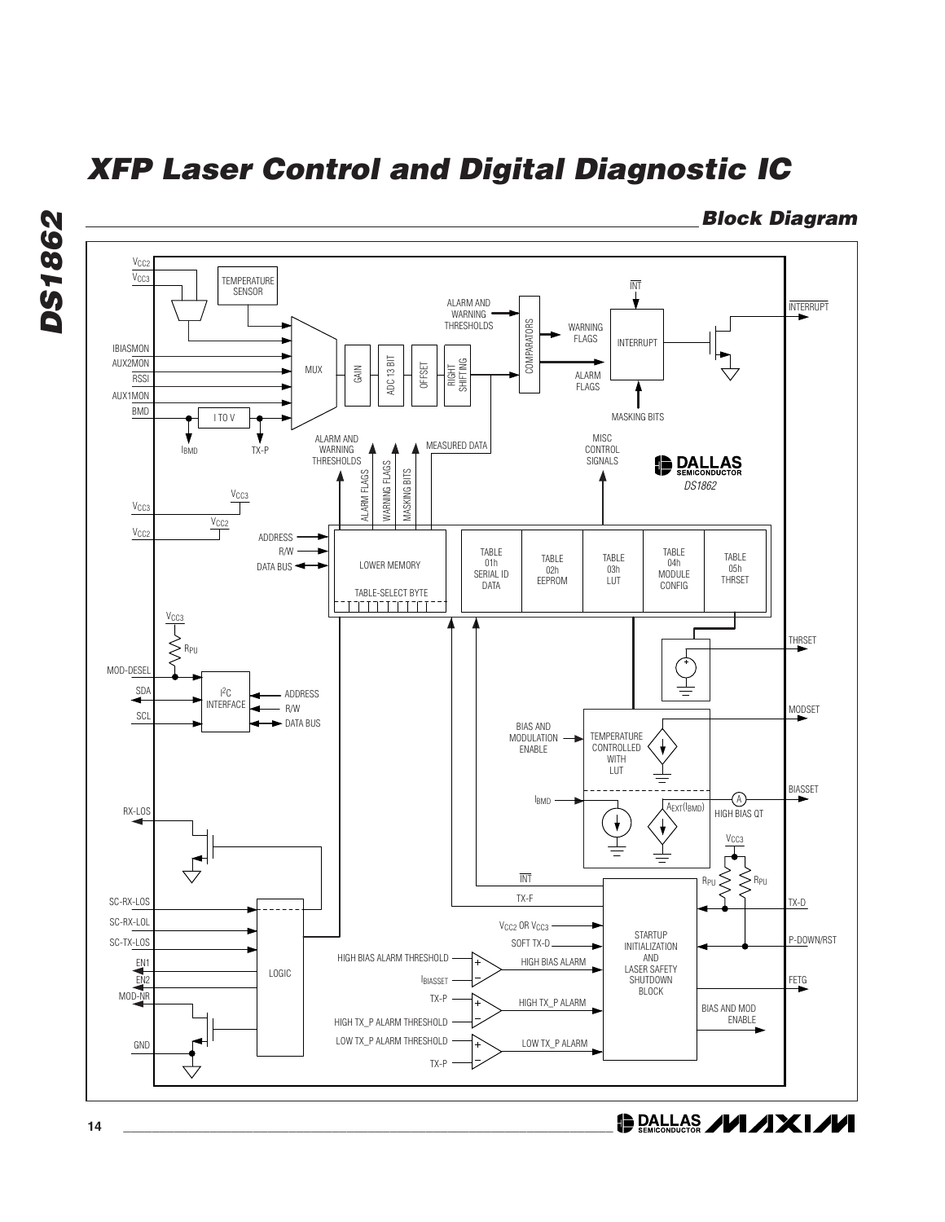## Block Diagram

VCC2
VCC3
TEMPERATURE SENSOR
IBIASMON
AUX2MON
RSSI
AUX1MON
BMD
I TO V
IBMD
TX-P
MUX
GAIN
ADC 13 BIT
OFFSET
RIGHT SHIFTING
ALARM AND WARNING THRESHOLDS
COMPARATORS
WARNING FLAGS
ALARM FLAGS
INT
INTERRUPT
INTERRUPT
MASKING BITS
ALARM AND WARNING THRESHOLDS
ALARM FLAGS
WARNING FLAGS
MASKING BITS
MEASURED DATA
MISC CONTROL SIGNALS
DALLAS SEMICONDUCTOR
DS1862
VCC3
VCC2
ADDRESS
R/W
DATA BUS
LOWER MEMORY
TABLE-SELECT BYTE
TABLE 01h SERIAL ID DATA
TABLE 02h EEPROM
TABLE 03h LUT
TABLE 04h MODULE CONFIG
TABLE 05h THRSET
THRSET
VCC3
RPU
MOD-DESEL
SDA
SCL
I2C INTERFACE
ADDRESS
R/W
DATA BUS
MODSET
BIAS AND MODULATION ENABLE
TEMPERATURE CONTROLLED WITH LUT
BIASSET
IBMD
AEXT(IBMD)
HIGH BIAS QT
RX-LOS
VCC3
RPU
RPU
INT
TX-F
TX-D
SC-RX-LOS
SC-RX-LOL
SC-TX-LOS
EN1
EN2
MOD-NR
GND
LOGIC
VCC2 OR VCC3
SOFT TX-D
P-DOWN/RST
HIGH BIAS ALARM THRESHOLD
IBIASSET
HIGH BIAS ALARM
STARTUP INITIALIZATION AND LASER SAFETY SHUTDOWN BLOCK
FETG
TX-P
HIGH TX_P ALARM THRESHOLD
HIGH TX_P ALARM
BIAS AND MOD ENABLE
LOW TX_P ALARM THRESHOLD
TX-P
LOW TX_P ALARM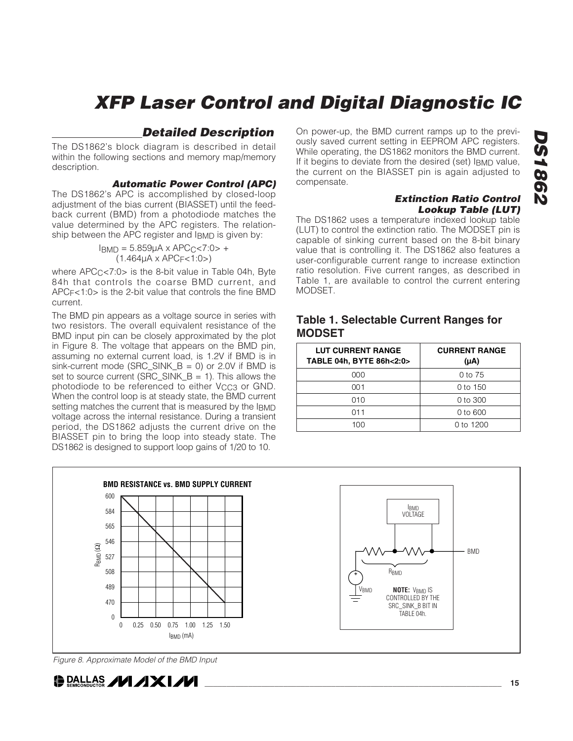## Detailed Description

The DS1862's block diagram is described in detail within the following sections and memory map/memory description.

### Automatic Power Control (APC)

The DS1862's APC is accomplished by closed-loop adjustment of the bias current (BIASSET) until the feedback current (BMD) from a photodiode matches the value determined by the APC registers. The relationship between the APC register and $I_{BMD}$ is given by:

$$I_{BMD} = 5.859\mu A \times APC_C<7:0> + (1.464\mu A \times APC_F<1:0>)$$

where $APC_C<7:0>$ is the 8-bit value in Table 04h, Byte 84h that controls the coarse BMD current, and $APC_F<1:0>$ is the 2-bit value that controls the fine BMD current.

The BMD pin appears as a voltage source in series with two resistors. The overall equivalent resistance of the BMD input pin can be closely approximated by the plot in Figure 8. The voltage that appears on the BMD pin, assuming no external current load, is 1.2V if BMD is in sink-current mode (SRC_SINK_B = 0) or 2.0V if BMD is set to source current (SRC_SINK_B = 1). This allows the photodiode to be referenced to either $V_{CC3}$ or GND. When the control loop is at steady state, the BMD current setting matches the current that is measured by the $I_{BMD}$ voltage across the internal resistance. During a transient period, the DS1862 adjusts the current drive on the BIASSET pin to bring the loop into steady state. The DS1862 is designed to support loop gains of 1/20 to 10.

On power-up, the BMD current ramps up to the previously saved current setting in EEPROM APC registers. While operating, the DS1862 monitors the BMD current. If it begins to deviate from the desired (set) $I_{BMD}$ value, the current on the BIASSET pin is again adjusted to compensate.

### Extinction Ratio Control Lookup Table (LUT)

The DS1862 uses a temperature indexed lookup table (LUT) to control the extinction ratio. The MODSET pin is capable of sinking current based on the 8-bit binary value that is controlling it. The DS1862 also features a user-configurable current range to increase extinction ratio resolution. Five current ranges, as described in Table 1, are available to control the current entering MODSET.

## Table 1. Selectable Current Ranges for MODSET

| LUT CURRENT RANGE TABLE 04h, BYTE 86h<2:0> | CURRENT RANGE (µA) |
|---|---|
| 000 | 0 to 75 |
| 001 | 0 to 150 |
| 010 | 0 to 300 |
| 011 | 0 to 600 |
| 100 | 0 to 1200 |

Figure 8. Approximate Model of the BMD Input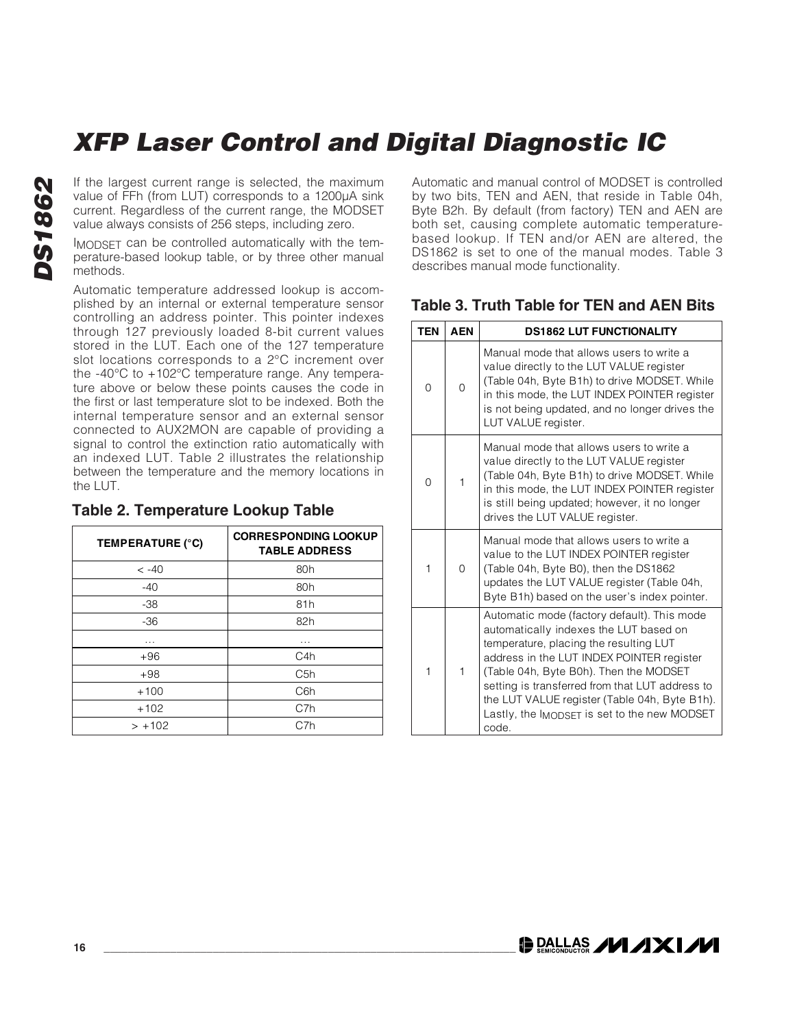If the largest current range is selected, the maximum value of FFh (from LUT) corresponds to a 1200µA sink current. Regardless of the current range, the MODSET value always consists of 256 steps, including zero.

$I_{MODSET}$ can be controlled automatically with the temperature-based lookup table, or by three other manual methods.

Automatic temperature addressed lookup is accomplished by an internal or external temperature sensor controlling an address pointer. This pointer indexes through 127 previously loaded 8-bit current values stored in the LUT. Each one of the 127 temperature slot locations corresponds to a 2°C increment over the -40°C to +102°C temperature range. Any temperature above or below these points causes the code in the first or last temperature slot to be indexed. Both the internal temperature sensor and an external sensor connected to AUX2MON are capable of providing a signal to control the extinction ratio automatically with an indexed LUT. Table 2 illustrates the relationship between the temperature and the memory locations in the LUT.

## Table 2. Temperature Lookup Table

| TEMPERATURE (°C) | CORRESPONDING LOOKUP TABLE ADDRESS |
|---|---|
| < -40 | 80h |
| -40 | 80h |
| -38 | 81h |
| -36 | 82h |
| ... | ... |
| +96 | C4h |
| +98 | C5h |
| +100 | C6h |
| +102 | C7h |
| > +102 | C7h |

Automatic and manual control of MODSET is controlled by two bits, TEN and AEN, that reside in Table 04h, Byte B2h. By default (from factory) TEN and AEN are both set, causing complete automatic temperature-based lookup. If TEN and/or AEN are altered, the DS1862 is set to one of the manual modes. Table 3 describes manual mode functionality.

## Table 3. Truth Table for TEN and AEN Bits

| TEN | AEN | DS1862 LUT FUNCTIONALITY |
|---|---|---|
| 0 | 0 | Manual mode that allows users to write a value directly to the LUT VALUE register (Table 04h, Byte B1h) to drive MODSET. While in this mode, the LUT INDEX POINTER register is not being updated, and no longer drives the LUT VALUE register. |
| 0 | 1 | Manual mode that allows users to write a value directly to the LUT VALUE register (Table 04h, Byte B1h) to drive MODSET. While in this mode, the LUT INDEX POINTER register is still being updated; however, it no longer drives the LUT VALUE register. |
| 1 | 0 | Manual mode that allows users to write a value to the LUT INDEX POINTER register (Table 04h, Byte B0), then the DS1862 updates the LUT VALUE register (Table 04h, Byte B1h) based on the user's index pointer. |
| 1 | 1 | Automatic mode (factory default). This mode automatically indexes the LUT based on temperature, placing the resulting LUT address in the LUT INDEX POINTER register (Table 04h, Byte B0h). Then the MODSET setting is transferred from that LUT address to the LUT VALUE register (Table 04h, Byte B1h). Lastly, the $I_{MODSET}$ is set to the new MODSET code. |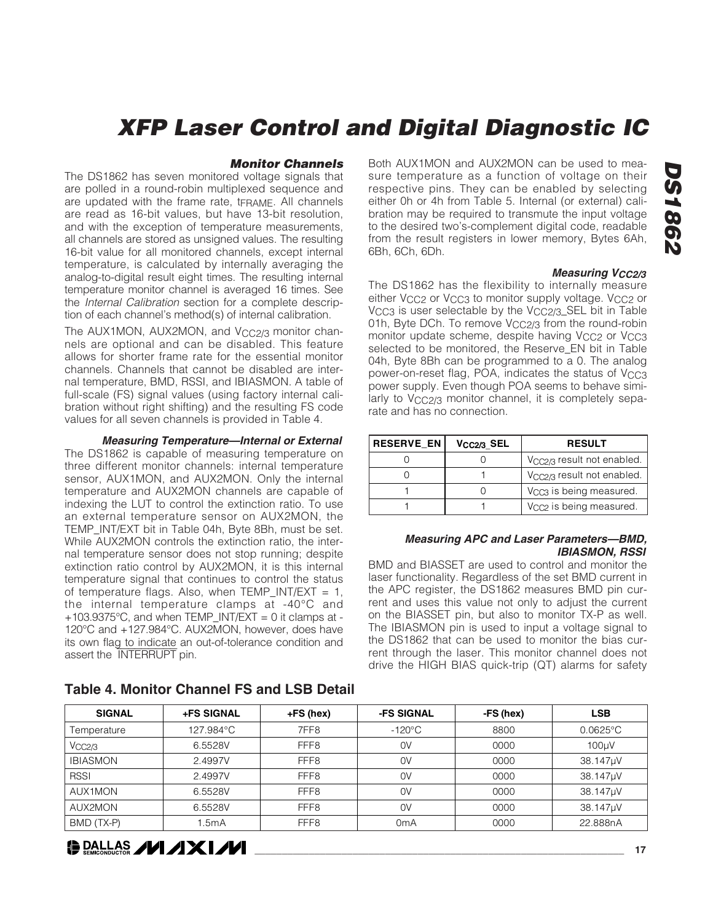### Monitor Channels

The DS1862 has seven monitored voltage signals that are polled in a round-robin multiplexed sequence and are updated with the frame rate, $t_{FRAME}$. All channels are read as 16-bit values, but have 13-bit resolution, and with the exception of temperature measurements, all channels are stored as unsigned values. The resulting 16-bit value for all monitored channels, except internal temperature, is calculated by internally averaging the analog-to-digital result eight times. The resulting internal temperature monitor channel is averaged 16 times. See the *Internal Calibration* section for a complete description of each channel's method(s) of internal calibration.

The AUX1MON, AUX2MON, and $V_{CC2/3}$ monitor channels are optional and can be disabled. This feature allows for shorter frame rate for the essential monitor channels. Channels that cannot be disabled are internal temperature, BMD, RSSI, and IBIASMON. A table of full-scale (FS) signal values (using factory internal calibration without right shifting) and the resulting FS code values for all seven channels is provided in Table 4.

#### Measuring Temperature—Internal or External

The DS1862 is capable of measuring temperature on three different monitor channels: internal temperature sensor, AUX1MON, and AUX2MON. Only the internal temperature and AUX2MON channels are capable of indexing the LUT to control the extinction ratio. To use an external temperature sensor on AUX2MON, the TEMP_INT/EXT bit in Table 04h, Byte 8Bh, must be set. While AUX2MON controls the extinction ratio, the internal temperature sensor does not stop running; despite extinction ratio control by AUX2MON, it is this internal temperature signal that continues to control the status of temperature flags. Also, when TEMP_INT/EXT = 1, the internal temperature clamps at -40°C and +103.9375°C, and when TEMP_INT/EXT = 0 it clamps at -120°C and +127.984°C. AUX2MON, however, does have its own flag to indicate an out-of-tolerance condition and assert the $\overline{\text{INTERRUPT}}$ pin.

Both AUX1MON and AUX2MON can be used to measure temperature as a function of voltage on their respective pins. They can be enabled by selecting either 0h or 4h from Table 5. Internal (or external) calibration may be required to transmute the input voltage to the desired two's-complement digital code, readable from the result registers in lower memory, Bytes 6Ah, 6Bh, 6Ch, 6Dh.

#### Measuring $V_{CC2/3}$

The DS1862 has the flexibility to internally measure either $V_{CC2}$ or $V_{CC3}$ to monitor supply voltage. $V_{CC2}$ or $V_{CC3}$ is user selectable by the $V_{CC2/3}$_SEL bit in Table 01h, Byte DCh. To remove $V_{CC2/3}$ from the round-robin monitor update scheme, despite having $V_{CC2}$ or $V_{CC3}$ selected to be monitored, the Reserve_EN bit in Table 04h, Byte 8Bh can be programmed to a 0. The analog power-on-reset flag, POA, indicates the status of $V_{CC3}$ power supply. Even though POA seems to behave similarly to $V_{CC2/3}$ monitor channel, it is completely separate and has no connection.

| RESERVE_EN | $V_{CC2/3}$_SEL | RESULT |
|---|---|---|
| 0 | 0 | $V_{CC2/3}$ result not enabled. |
| 0 | 1 | $V_{CC2/3}$ result not enabled. |
| 1 | 0 | $V_{CC3}$ is being measured. |
| 1 | 1 | $V_{CC2}$ is being measured. |

#### Measuring APC and Laser Parameters—BMD, IBIASMON, RSSI

BMD and BIASSET are used to control and monitor the laser functionality. Regardless of the set BMD current in the APC register, the DS1862 measures BMD pin current and uses this value not only to adjust the current on the BIASSET pin, but also to monitor TX-P as well. The IBIASMON pin is used to input a voltage signal to the DS1862 that can be used to monitor the bias current through the laser. This monitor channel does not drive the HIGH BIAS quick-trip (QT) alarms for safety

**Table 4. Monitor Channel FS and LSB Detail**

| SIGNAL | +FS SIGNAL | +FS (hex) | -FS SIGNAL | -FS (hex) | LSB |
|---|---|---|---|---|---|
| Temperature | 127.984°C | 7FF8 | -120°C | 8800 | 0.0625°C |
| $V_{CC2/3}$ | 6.5528V | FFF8 | 0V | 0000 | 100µV |
| IBIASMON | 2.4997V | FFF8 | 0V | 0000 | 38.147µV |
| RSSI | 2.4997V | FFF8 | 0V | 0000 | 38.147µV |
| AUX1MON | 6.5528V | FFF8 | 0V | 0000 | 38.147µV |
| AUX2MON | 6.5528V | FFF8 | 0V | 0000 | 38.147µV |
| BMD (TX-P) | 1.5mA | FFF8 | 0mA | 0000 | 22.888nA |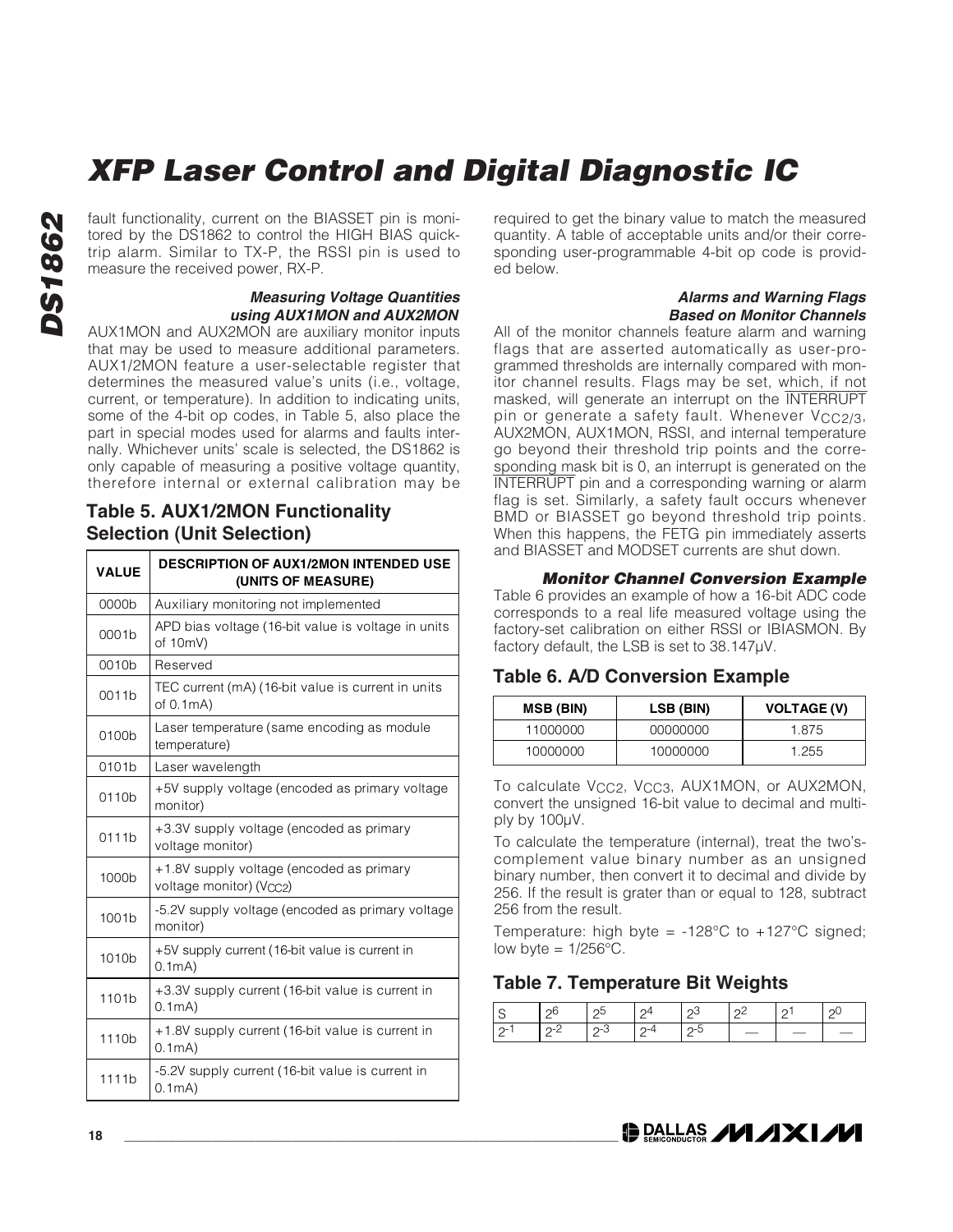fault functionality, current on the BIASSET pin is monitored by the DS1862 to control the HIGH BIAS quick-trip alarm. Similar to TX-P, the RSSI pin is used to measure the received power, RX-P.

#### *Measuring Voltage Quantities using AUX1MON and AUX2MON*

AUX1MON and AUX2MON are auxiliary monitor inputs that may be used to measure additional parameters. AUX1/2MON feature a user-selectable register that determines the measured value's units (i.e., voltage, current, or temperature). In addition to indicating units, some of the 4-bit op codes, in Table 5, also place the part in special modes used for alarms and faults internally. Whichever units' scale is selected, the DS1862 is only capable of measuring a positive voltage quantity, therefore internal or external calibration may be required to get the binary value to match the measured quantity. A table of acceptable units and/or their corresponding user-programmable 4-bit op code is provided below.

### Table 5. AUX1/2MON Functionality Selection (Unit Selection)

| VALUE | DESCRIPTION OF AUX1/2MON INTENDED USE (UNITS OF MEASURE) |
|---|---|
| 0000b | Auxiliary monitoring not implemented |
| 0001b | APD bias voltage (16-bit value is voltage in units of 10mV) |
| 0010b | Reserved |
| 0011b | TEC current (mA) (16-bit value is current in units of 0.1mA) |
| 0100b | Laser temperature (same encoding as module temperature) |
| 0101b | Laser wavelength |
| 0110b | +5V supply voltage (encoded as primary voltage monitor) |
| 0111b | +3.3V supply voltage (encoded as primary voltage monitor) |
| 1000b | +1.8V supply voltage (encoded as primary voltage monitor) ($V_{CC2}$) |
| 1001b | -5.2V supply voltage (encoded as primary voltage monitor) |
| 1010b | +5V supply current (16-bit value is current in 0.1mA) |
| 1101b | +3.3V supply current (16-bit value is current in 0.1mA) |
| 1110b | +1.8V supply current (16-bit value is current in 0.1mA) |
| 1111b | -5.2V supply current (16-bit value is current in 0.1mA) |

#### *Alarms and Warning Flags Based on Monitor Channels*

All of the monitor channels feature alarm and warning flags that are asserted automatically as user-programmed thresholds are internally compared with monitor channel results. Flags may be set, which, if not masked, will generate an interrupt on the $\overline{\text{INTERRUPT}}$ pin or generate a safety fault. Whenever $V_{CC2/3}$, AUX2MON, AUX1MON, RSSI, and internal temperature go beyond their threshold trip points and the corresponding mask bit is 0, an interrupt is generated on the $\overline{\text{INTERRUPT}}$ pin and a corresponding warning or alarm flag is set. Similarly, a safety fault occurs whenever BMD or BIASSET go beyond threshold trip points. When this happens, the FETG pin immediately asserts and BIASSET and MODSET currents are shut down.

#### *Monitor Channel Conversion Example*

Table 6 provides an example of how a 16-bit ADC code corresponds to a real life measured voltage using the factory-set calibration on either RSSI or IBIASMON. By factory default, the LSB is set to 38.147µV.

### Table 6. A/D Conversion Example

| MSB (BIN) | LSB (BIN) | VOLTAGE (V) |
|---|---|---|
| 11000000 | 00000000 | 1.875 |
| 10000000 | 10000000 | 1.255 |

To calculate $V_{CC2}$, $V_{CC3}$, AUX1MON, or AUX2MON, convert the unsigned 16-bit value to decimal and multiply by 100µV.

To calculate the temperature (internal), treat the two's-complement value binary number as an unsigned binary number, then convert it to decimal and divide by 256. If the result is grater than or equal to 128, subtract 256 from the result.

Temperature: high byte = -128°C to +127°C signed; low byte = 1/256°C.

### Table 7. Temperature Bit Weights

| S | $2^6$ | $2^5$ | $2^4$ | $2^3$ | $2^2$ | $2^1$ | $2^0$ |
|---|---|---|---|---|---|---|---|
| $2^{-1}$ | $2^{-2}$ | $2^{-3}$ | $2^{-4}$ | $2^{-5}$ | — | — | — |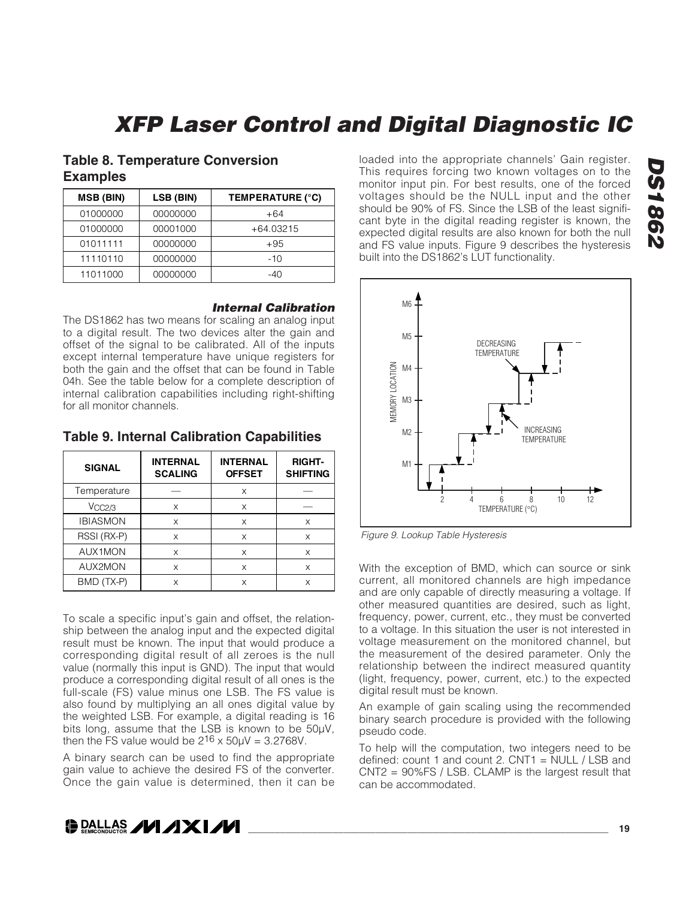## Table 8. Temperature Conversion Examples

| MSB (BIN) | LSB (BIN) | TEMPERATURE (°C) |
|---|---|---|
| 01000000 | 00000000 | +64 |
| 01000000 | 00001000 | +64.03215 |
| 01011111 | 00000000 | +95 |
| 11110110 | 00000000 | -10 |
| 11011000 | 00000000 | -40 |

### *Internal Calibration*

The DS1862 has two means for scaling an analog input to a digital result. The two devices alter the gain and offset of the signal to be calibrated. All of the inputs except internal temperature have unique registers for both the gain and the offset that can be found in Table 04h. See the table below for a complete description of internal calibration capabilities including right-shifting for all monitor channels.

## Table 9. Internal Calibration Capabilities

| SIGNAL | INTERNAL SCALING | INTERNAL OFFSET | RIGHT-SHIFTING |
|---|---|---|---|
| Temperature | — | x | — |
| $V_{CC2/3}$ | x | x | — |
| IBIASMON | x | x | x |
| RSSI (RX-P) | x | x | x |
| AUX1MON | x | x | x |
| AUX2MON | x | x | x |
| BMD (TX-P) | x | x | x |

To scale a specific input's gain and offset, the relationship between the analog input and the expected digital result must be known. The input that would produce a corresponding digital result of all zeroes is the null value (normally this input is GND). The input that would produce a corresponding digital result of all ones is the full-scale (FS) value minus one LSB. The FS value is also found by multiplying an all ones digital value by the weighted LSB. For example, a digital reading is 16 bits long, assume that the LSB is known to be 50µV, then the FS value would be $2^{16}$ x 50µV = 3.2768V.

A binary search can be used to find the appropriate gain value to achieve the desired FS of the converter. Once the gain value is determined, then it can be loaded into the appropriate channels' Gain register. This requires forcing two known voltages on to the monitor input pin. For best results, one of the forced voltages should be the NULL input and the other should be 90% of FS. Since the LSB of the least significant byte in the digital reading register is known, the expected digital results are also known for both the null and FS value inputs. Figure 9 describes the hysteresis built into the DS1862's LUT functionality.

*Figure 9. Lookup Table Hysteresis*

With the exception of BMD, which can source or sink current, all monitored channels are high impedance and are only capable of directly measuring a voltage. If other measured quantities are desired, such as light, frequency, power, current, etc., they must be converted to a voltage. In this situation the user is not interested in voltage measurement on the monitored channel, but the measurement of the desired parameter. Only the relationship between the indirect measured quantity (light, frequency, power, current, etc.) to the expected digital result must be known.

An example of gain scaling using the recommended binary search procedure is provided with the following pseudo code.

To help will the computation, two integers need to be defined: count 1 and count 2. CNT1 = NULL / LSB and CNT2 = 90%FS / LSB. CLAMP is the largest result that can be accommodated.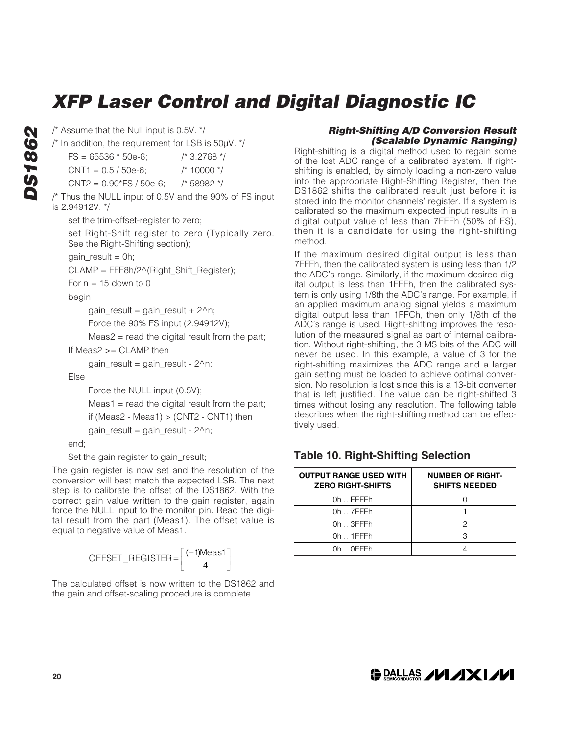```
/* Assume that the Null input is 0.5V. */
/* In addition, the requirement for LSB is 50µV. */
    FS = 65536 * 50e-6;          /* 3.2768 */
    CNT1 = 0.5 / 50e-6;          /* 10000 */
    CNT2 = 0.90*FS / 50e-6;      /* 58982 */
/* Thus the NULL input of 0.5V and the 90% of FS input is 2.94912V. */
    set the trim-offset-register to zero;
    set Right-Shift register to zero (Typically zero. See the Right-Shifting section);
    gain_result = 0h;
    CLAMP = FFF8h/2^(Right_Shift_Register);
    For n = 15 down to 0
    begin
        gain_result = gain_result + 2^n;
        Force the 90% FS input (2.94912V);
        Meas2 = read the digital result from the part;
    If Meas2 >= CLAMP then
        gain_result = gain_result - 2^n;
    Else
        Force the NULL input (0.5V);
        Meas1 = read the digital result from the part;
        if (Meas2 - Meas1) > (CNT2 - CNT1) then
        gain_result = gain_result - 2^n;
    end;
    Set the gain register to gain_result;
```

The gain register is now set and the resolution of the conversion will best match the expected LSB. The next step is to calibrate the offset of the DS1862. With the correct gain value written to the gain register, again force the NULL input to the monitor pin. Read the digital result from the part (Meas1). The offset value is equal to negative value of Meas1.

$$OFFSET\_REGISTER = \left[\frac{(-1)Meas1}{4}\right]$$

The calculated offset is now written to the DS1862 and the gain and offset-scaling procedure is complete.

### *Right-Shifting A/D Conversion Result (Scalable Dynamic Ranging)*

Right-shifting is a digital method used to regain some of the lost ADC range of a calibrated system. If right-shifting is enabled, by simply loading a non-zero value into the appropriate Right-Shifting Register, then the DS1862 shifts the calibrated result just before it is stored into the monitor channels' register. If a system is calibrated so the maximum expected input results in a digital output value of less than 7FFFh (50% of FS), then it is a candidate for using the right-shifting method.

If the maximum desired digital output is less than 7FFFh, then the calibrated system is using less than 1/2 the ADC's range. Similarly, if the maximum desired digital output is less than 1FFFh, then the calibrated system is only using 1/8th the ADC's range. For example, if an applied maximum analog signal yields a maximum digital output less than 1FFCh, then only 1/8th of the ADC's range is used. Right-shifting improves the resolution of the measured signal as part of internal calibration. Without right-shifting, the 3 MS bits of the ADC will never be used. In this example, a value of 3 for the right-shifting maximizes the ADC range and a larger gain setting must be loaded to achieve optimal conversion. No resolution is lost since this is a 13-bit converter that is left justified. The value can be right-shifted 3 times without losing any resolution. The following table describes when the right-shifting method can be effectively used.

## Table 10. Right-Shifting Selection

| OUTPUT RANGE USED WITH ZERO RIGHT-SHIFTS | NUMBER OF RIGHT-SHIFTS NEEDED |
|---|---|
| 0h .. FFFFh | 0 |
| 0h .. 7FFFh | 1 |
| 0h .. 3FFFh | 2 |
| 0h .. 1FFFh | 3 |
| 0h .. 0FFFh | 4 |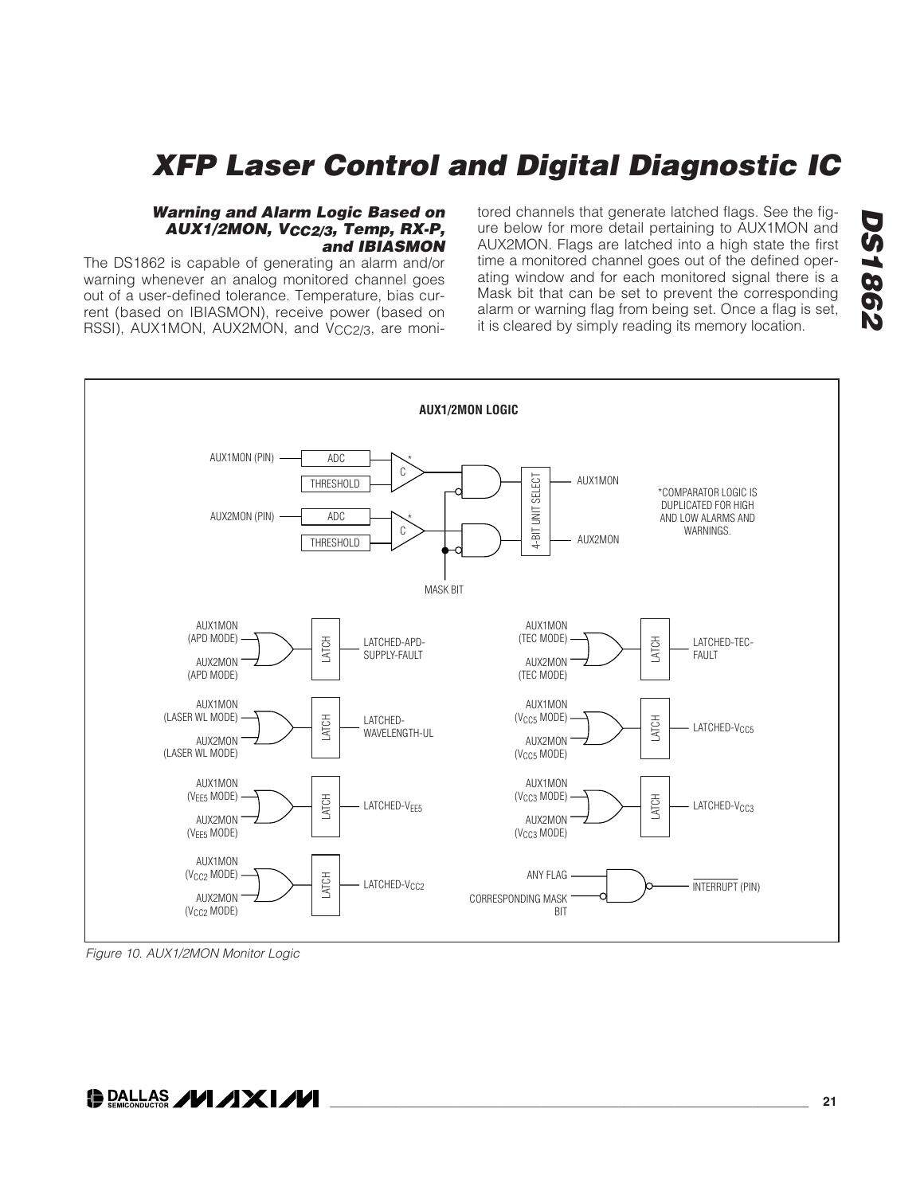### Warning and Alarm Logic Based on AUX1/2MON, $V_{CC2/3}$, Temp, RX-P, and IBIASMON

The DS1862 is capable of generating an alarm and/or warning whenever an analog monitored channel goes out of a user-defined tolerance. Temperature, bias current (based on IBIASMON), receive power (based on RSSI), AUX1MON, AUX2MON, and $V_{CC2/3}$, are monitored channels that generate latched flags. See the figure below for more detail pertaining to AUX1MON and AUX2MON. Flags are latched into a high state the first time a monitored channel goes out of the defined operating window and for each monitored signal there is a Mask bit that can be set to prevent the corresponding alarm or warning flag from being set. Once a flag is set, it is cleared by simply reading its memory location.

Figure 10. AUX1/2MON Monitor Logic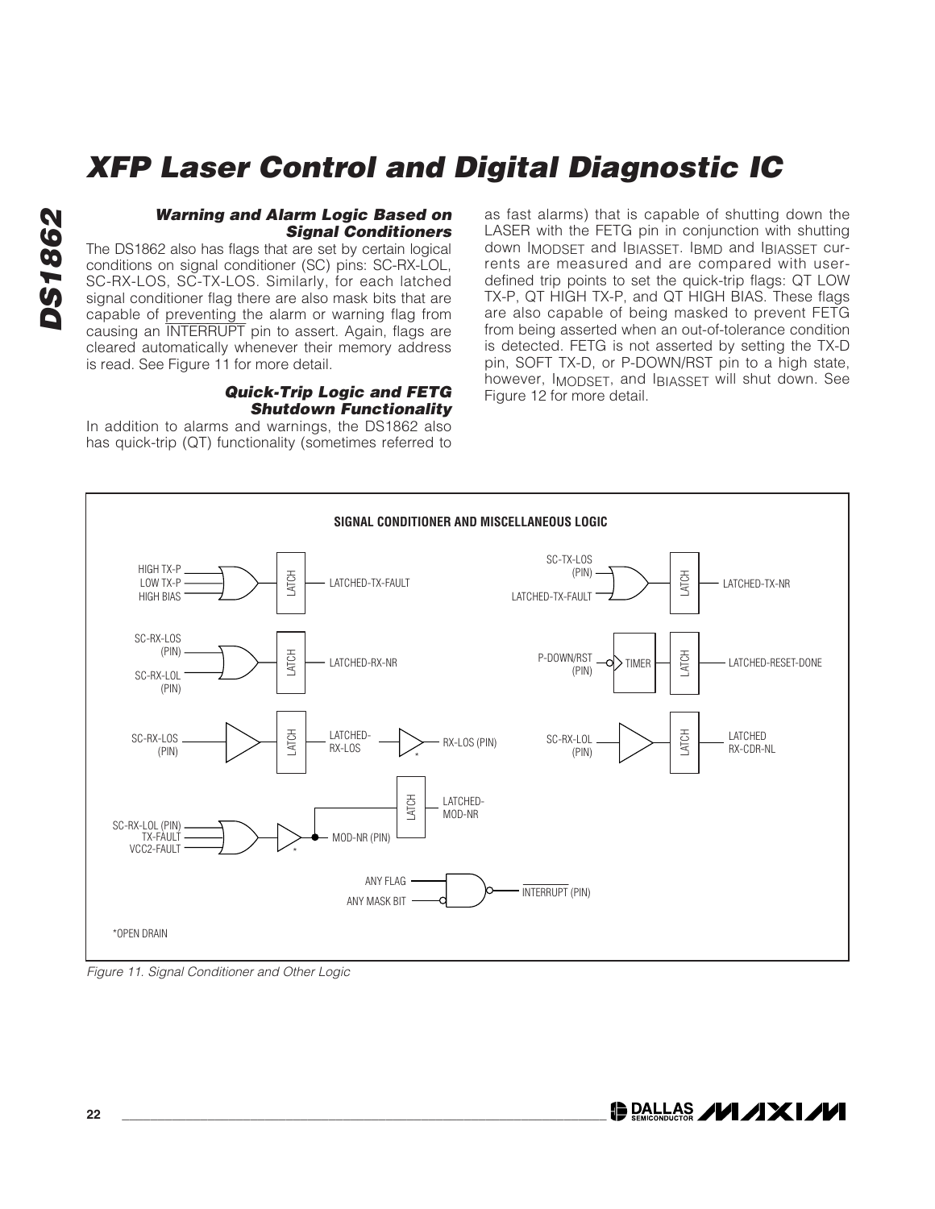### Warning and Alarm Logic Based on Signal Conditioners

The DS1862 also has flags that are set by certain logical conditions on signal conditioner (SC) pins: SC-RX-LOL, SC-RX-LOS, SC-TX-LOS. Similarly, for each latched signal conditioner flag there are also mask bits that are capable of preventing the alarm or warning flag from causing an $\overline{\text{INTERRUPT}}$ pin to assert. Again, flags are cleared automatically whenever their memory address is read. See Figure 11 for more detail.

### Quick-Trip Logic and FETG Shutdown Functionality

In addition to alarms and warnings, the DS1862 also has quick-trip (QT) functionality (sometimes referred to as fast alarms) that is capable of shutting down the LASER with the FETG pin in conjunction with shutting down $I_{MODSET}$ and $I_{BIASSET}$. $I_{BMD}$ and $I_{BIASSET}$ currents are measured and are compared with user-defined trip points to set the quick-trip flags: QT LOW TX-P, QT HIGH TX-P, and QT HIGH BIAS. These flags are also capable of being masked to prevent FETG from being asserted when an out-of-tolerance condition is detected. FETG is not asserted by setting the TX-D pin, SOFT TX-D, or P-DOWN/RST pin to a high state, however, $I_{MODSET}$, and $I_{BIASSET}$ will shut down. See Figure 12 for more detail.

SIGNAL CONDITIONER AND MISCELLANEOUS LOGIC

HIGH TX-P, LOW TX-P, HIGH BIAS → OR → LATCH → LATCHED-TX-FAULT

SC-RX-LOS (PIN), SC-RX-LOL (PIN) → OR → LATCH → LATCHED-RX-NR

SC-RX-LOS (PIN) → BUFFER → LATCH → LATCHED-RX-LOS → BUFFER* → RX-LOS (PIN)

SC-RX-LOL (PIN), TX-FAULT, VCC2-FAULT → OR → BUFFER* → MOD-NR (PIN); → LATCH → LATCHED-MOD-NR

SC-TX-LOS (PIN), LATCHED-TX-FAULT → OR → LATCH → LATCHED-TX-NR

P-DOWN/RST (PIN) → TIMER → LATCH → LATCHED-RESET-DONE

SC-RX-LOL (PIN) → BUFFER → LATCH → LATCHED RX-CDR-NL

ANY FLAG, ANY MASK BIT → NAND → $\overline{\text{INTERRUPT}}$ (PIN)

*OPEN DRAIN

*Figure 11. Signal Conditioner and Other Logic*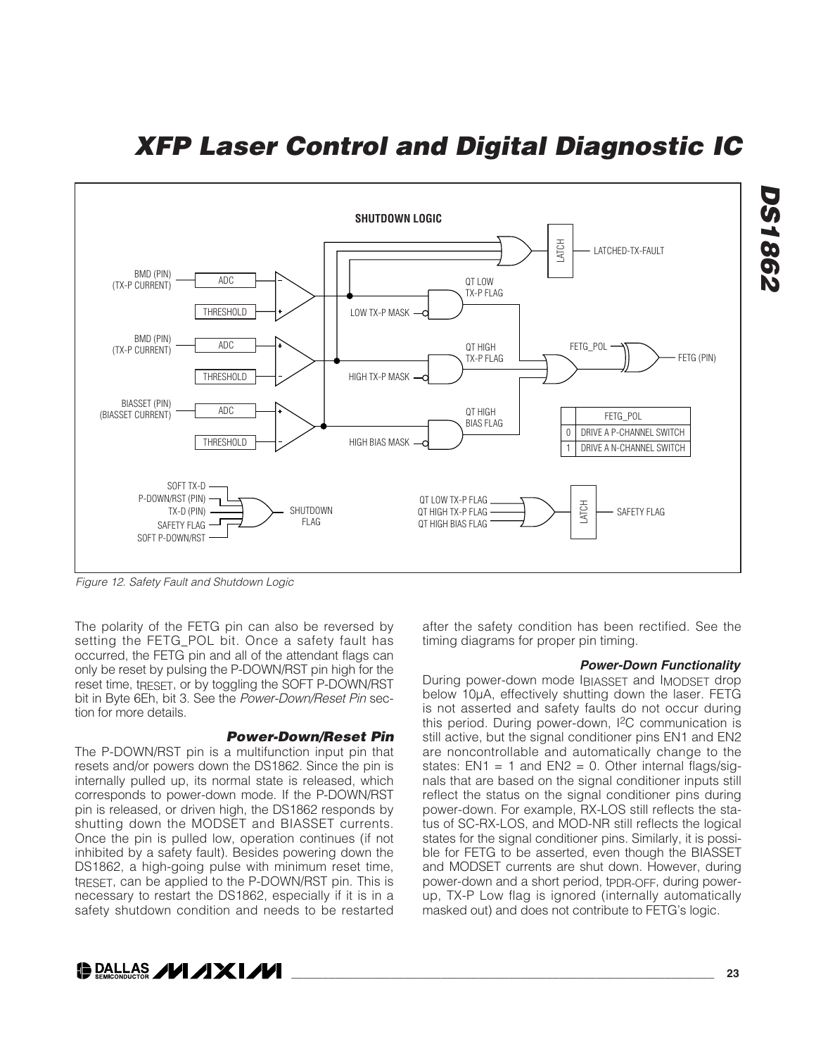Figure 12. Safety Fault and Shutdown Logic

The polarity of the FETG pin can also be reversed by setting the FETG_POL bit. Once a safety fault has occurred, the FETG pin and all of the attendant flags can only be reset by pulsing the P-DOWN/RST pin high for the reset time, $t_{RESET}$, or by toggling the SOFT P-DOWN/RST bit in Byte 6Eh, bit 3. See the *Power-Down/Reset Pin* section for more details.

### Power-Down/Reset Pin

The P-DOWN/RST pin is a multifunction input pin that resets and/or powers down the DS1862. Since the pin is internally pulled up, its normal state is released, which corresponds to power-down mode. If the P-DOWN/RST pin is released, or driven high, the DS1862 responds by shutting down the MODSET and BIASSET currents. Once the pin is pulled low, operation continues (if not inhibited by a safety fault). Besides powering down the DS1862, a high-going pulse with minimum reset time, $t_{RESET}$, can be applied to the P-DOWN/RST pin. This is necessary to restart the DS1862, especially if it is in a safety shutdown condition and needs to be restarted after the safety condition has been rectified. See the timing diagrams for proper pin timing.

### Power-Down Functionality

During power-down mode $I_{BIASSET}$ and $I_{MODSET}$ drop below 10µA, effectively shutting down the laser. FETG is not asserted and safety faults do not occur during this period. During power-down, I²C communication is still active, but the signal conditioner pins EN1 and EN2 are noncontrollable and automatically change to the states: EN1 = 1 and EN2 = 0. Other internal flags/signals that are based on the signal conditioner inputs still reflect the status on the signal conditioner pins during power-down. For example, RX-LOS still reflects the status of SC-RX-LOS, and MOD-NR still reflects the logical states for the signal conditioner pins. Similarly, it is possible for FETG to be asserted, even though the BIASSET and MODSET currents are shut down. However, during power-down and a short period, $t_{PDR-OFF}$, during power-up, TX-P Low flag is ignored (internally automatically masked out) and does not contribute to FETG's logic.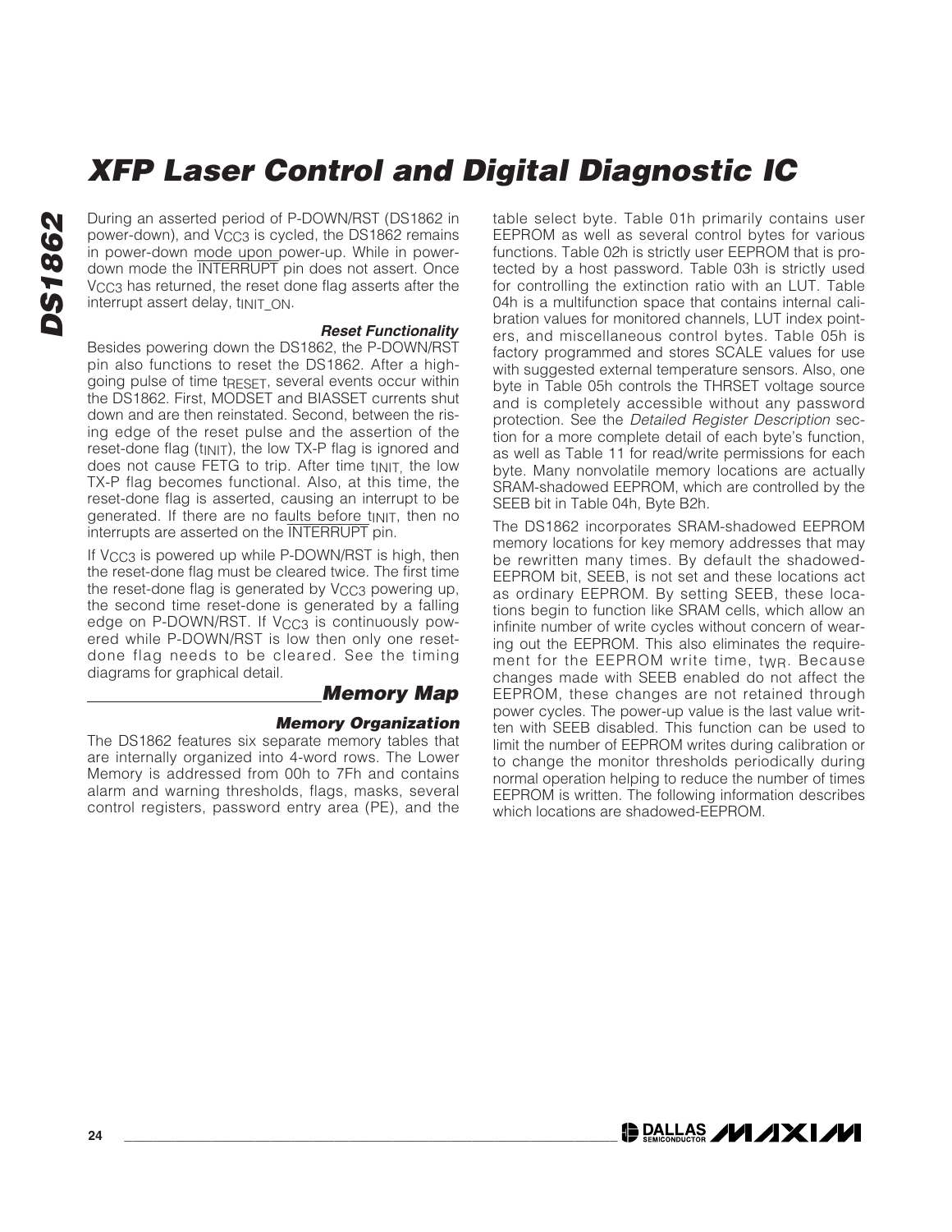During an asserted period of P-DOWN/RST (DS1862 in power-down), and $V_{CC3}$ is cycled, the DS1862 remains in power-down mode upon power-up. While in power-down mode the $\overline{\text{INTERRUPT}}$ pin does not assert. Once $V_{CC3}$ has returned, the reset done flag asserts after the interrupt assert delay, $t_{INIT\_ON}$.

#### Reset Functionality

Besides powering down the DS1862, the P-DOWN/RST pin also functions to reset the DS1862. After a high-going pulse of time $t_{RESET}$, several events occur within the DS1862. First, MODSET and BIASSET currents shut down and are then reinstated. Second, between the rising edge of the reset pulse and the assertion of the reset-done flag ($t_{INIT}$), the low TX-P flag is ignored and does not cause FETG to trip. After time $t_{INIT}$, the low TX-P flag becomes functional. Also, at this time, the reset-done flag is asserted, causing an interrupt to be generated. If there are no faults before $t_{INIT}$, then no interrupts are asserted on the $\overline{\text{INTERRUPT}}$ pin.

If $V_{CC3}$ is powered up while P-DOWN/RST is high, then the reset-done flag must be cleared twice. The first time the reset-done flag is generated by $V_{CC3}$ powering up, the second time reset-done is generated by a falling edge on P-DOWN/RST. If $V_{CC3}$ is continuously powered while P-DOWN/RST is low then only one reset-done flag needs to be cleared. See the timing diagrams for graphical detail.

## Memory Map

#### Memory Organization

The DS1862 features six separate memory tables that are internally organized into 4-word rows. The Lower Memory is addressed from 00h to 7Fh and contains alarm and warning thresholds, flags, masks, several control registers, password entry area (PE), and the table select byte. Table 01h primarily contains user EEPROM as well as several control bytes for various functions. Table 02h is strictly user EEPROM that is protected by a host password. Table 03h is strictly used for controlling the extinction ratio with an LUT. Table 04h is a multifunction space that contains internal calibration values for monitored channels, LUT index pointers, and miscellaneous control bytes. Table 05h is factory programmed and stores SCALE values for use with suggested external temperature sensors. Also, one byte in Table 05h controls the THRSET voltage source and is completely accessible without any password protection. See the *Detailed Register Description* section for a more complete detail of each byte's function, as well as Table 11 for read/write permissions for each byte. Many nonvolatile memory locations are actually SRAM-shadowed EEPROM, which are controlled by the SEEB bit in Table 04h, Byte B2h.

The DS1862 incorporates SRAM-shadowed EEPROM memory locations for key memory addresses that may be rewritten many times. By default the shadowed-EEPROM bit, SEEB, is not set and these locations act as ordinary EEPROM. By setting SEEB, these locations begin to function like SRAM cells, which allow an infinite number of write cycles without concern of wearing out the EEPROM. This also eliminates the requirement for the EEPROM write time, $t_{WR}$. Because changes made with SEEB enabled do not affect the EEPROM, these changes are not retained through power cycles. The power-up value is the last value written with SEEB disabled. This function can be used to limit the number of EEPROM writes during calibration or to change the monitor thresholds periodically during normal operation helping to reduce the number of times EEPROM is written. The following information describes which locations are shadowed-EEPROM.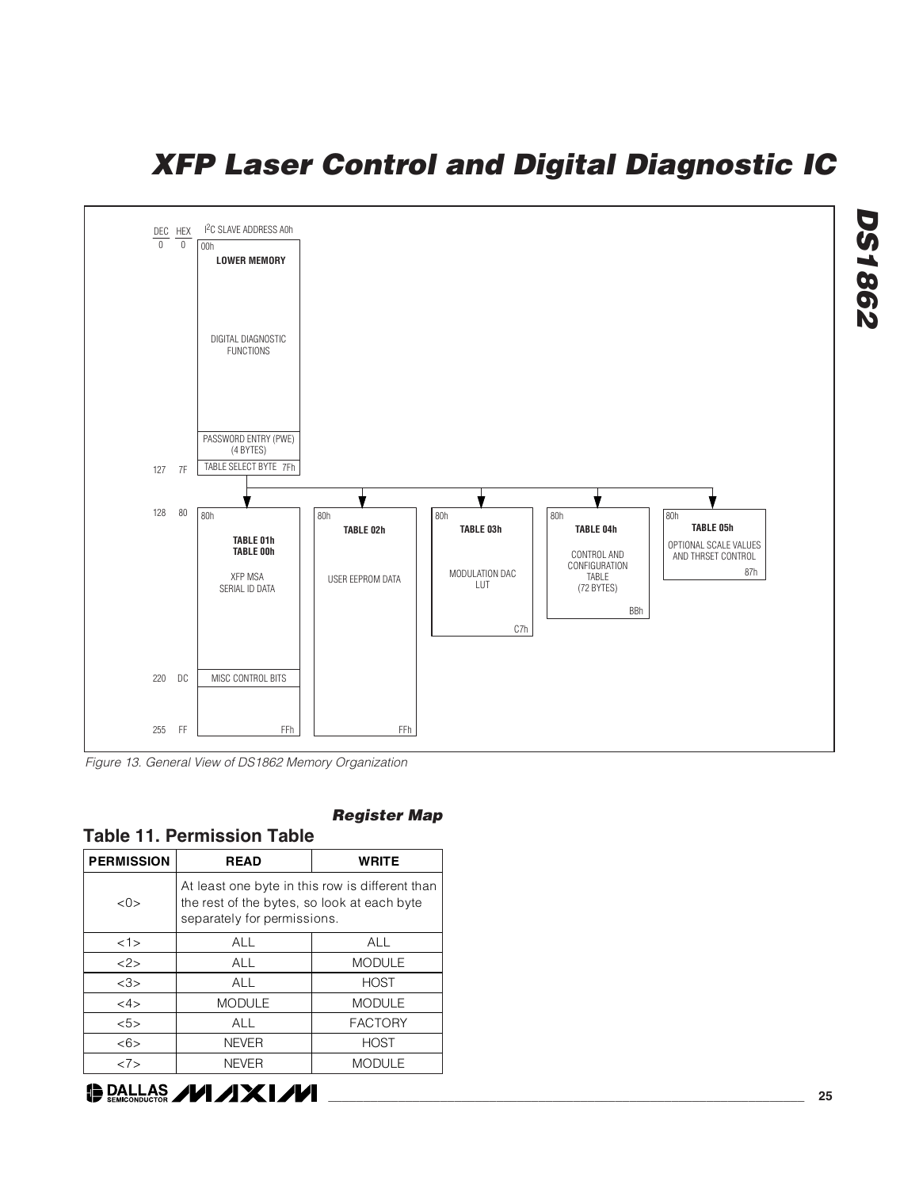I²C SLAVE ADDRESS A0h

| DEC | HEX | |
|---|---|---|
| 0 | 0 | 00h LOWER MEMORY — DIGITAL DIAGNOSTIC FUNCTIONS; PASSWORD ENTRY (PWE) (4 BYTES) |
| 127 | 7F | TABLE SELECT BYTE 7Fh |
| 128 | 80 | 80h TABLE 01h / TABLE 00h — XFP MSA SERIAL ID DATA |
| 220 | DC | MISC CONTROL BITS |
| 255 | FF | FFh |

- 80h TABLE 01h, TABLE 00h: XFP MSA SERIAL ID DATA (MISC CONTROL BITS at DCh), FFh
- 80h TABLE 02h: USER EEPROM DATA, FFh
- 80h TABLE 03h: MODULATION DAC LUT, C7h
- 80h TABLE 04h: CONTROL AND CONFIGURATION TABLE (72 BYTES), BBh
- 80h TABLE 05h: OPTIONAL SCALE VALUES AND THRSET CONTROL, 87h

*Figure 13. General View of DS1862 Memory Organization*

### *Register Map*

## Table 11. Permission Table

| PERMISSION | READ | WRITE |
|---|---|---|
| <0> | At least one byte in this row is different than the rest of the bytes, so look at each byte separately for permissions. | |
| <1> | ALL | ALL |
| <2> | ALL | MODULE |
| <3> | ALL | HOST |
| <4> | MODULE | MODULE |
| <5> | ALL | FACTORY |
| <6> | NEVER | HOST |
| <7> | NEVER | MODULE |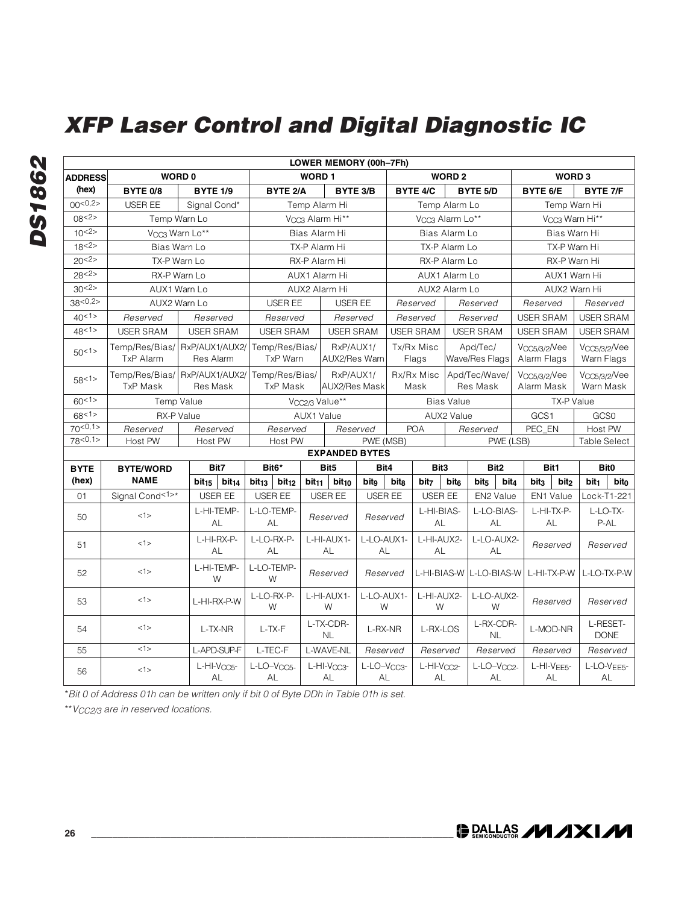# XFP Laser Control and Digital Diagnostic IC

| LOWER MEMORY (00h–7Fh) | | | | | | | | |
|---|---|---|---|---|---|---|---|---|
| **ADDRESS (hex)** | **WORD 0** | | **WORD 1** | | **WORD 2** | | **WORD 3** | |
| | **BYTE 0/8** | **BYTE 1/9** | **BYTE 2/A** | **BYTE 3/B** | **BYTE 4/C** | **BYTE 5/D** | **BYTE 6/E** | **BYTE 7/F** |
| 00<0,2> | USER EE | Signal Cond* | Temp Alarm Hi | | Temp Alarm Lo | | Temp Warn Hi | |
| 08<2> | Temp Warn Lo | | $V_{CC3}$ Alarm Hi** | | $V_{CC3}$ Alarm Lo** | | $V_{CC3}$ Warn Hi** | |
| 10<2> | $V_{CC3}$ Warn Lo** | | Bias Alarm Hi | | Bias Alarm Lo | | Bias Warn Hi | |
| 18<2> | Bias Warn Lo | | TX-P Alarm Hi | | TX-P Alarm Lo | | TX-P Warn Hi | |
| 20<2> | TX-P Warn Lo | | RX-P Alarm Hi | | RX-P Alarm Lo | | RX-P Warn Hi | |
| 28<2> | RX-P Warn Lo | | AUX1 Alarm Hi | | AUX1 Alarm Lo | | AUX1 Warn Hi | |
| 30<2> | AUX1 Warn Lo | | AUX2 Alarm Hi | | AUX2 Alarm Lo | | AUX2 Warn Hi | |
| 38<0,2> | AUX2 Warn Lo | | USER EE | USER EE | *Reserved* | *Reserved* | *Reserved* | *Reserved* |
| 40<1> | *Reserved* | *Reserved* | *Reserved* | *Reserved* | *Reserved* | *Reserved* | USER SRAM | USER SRAM |
| 48<1> | USER SRAM | USER SRAM | USER SRAM | USER SRAM | USER SRAM | USER SRAM | USER SRAM | USER SRAM |
| 50<1> | Temp/Res/Bias/ TxP Alarm | RxP/AUX1/AUX2/ Res Alarm | Temp/Res/Bias/ TxP Warn | RxP/AUX1/ AUX2/Res Warn | Tx/Rx Misc Flags | Apd/Tec/ Wave/Res Flags | $V_{CC5/3/2}$/Vee Alarm Flags | $V_{CC5/3/2}$/Vee Warn Flags |
| 58<1> | Temp/Res/Bias/ TxP Mask | RxP/AUX1/AUX2/ Res Mask | Temp/Res/Bias/ TxP Mask | RxP/AUX1/ AUX2/Res Mask | Rx/Rx Misc Mask | Apd/Tec/Wave/ Res Mask | $V_{CC5/3/2}$/Vee Alarm Mask | $V_{CC5/3/2}$/Vee Warn Mask |
| 60<1> | Temp Value | | $V_{CC2/3}$ Value** | | Bias Value | | TX-P Value | |
| 68<1> | RX-P Value | | AUX1 Value | | AUX2 Value | | GCS1 | GCS0 |
| 70<0,1> | *Reserved* | *Reserved* | *Reserved* | *Reserved* | POA | *Reserved* | PEC_EN | Host PW |
| 78<0,1> | Host PW | Host PW | Host PW | PWE (MSB) | | PWE (LSB) | | Table Select |

**EXPANDED BYTES**

| BYTE (hex) | BYTE/WORD NAME | Bit7 ($bit_{15}$ / $bit_{14}$) | Bit6* ($bit_{13}$ / $bit_{12}$) | Bit5 ($bit_{11}$ / $bit_{10}$) | Bit4 ($bit_9$ / $bit_8$) | Bit3 ($bit_7$ / $bit_6$) | Bit2 ($bit_5$ / $bit_4$) | Bit1 ($bit_3$ / $bit_2$) | Bit0 ($bit_1$ / $bit_0$) |
|---|---|---|---|---|---|---|---|---|---|
| 01 | Signal Cond<1>* | USER EE | USER EE | USER EE | USER EE | USER EE | EN2 Value | EN1 Value | Lock-T1-221 |
| 50 | <1> | L-HI-TEMP-AL | L-LO-TEMP-AL | *Reserved* | *Reserved* | L-HI-BIAS-AL | L-LO-BIAS-AL | L-HI-TX-P-AL | L-LO-TX-P-AL |
| 51 | <1> | L-HI-RX-P-AL | L-LO-RX-P-AL | L-HI-AUX1-AL | L-LO-AUX1-AL | L-HI-AUX2-AL | L-LO-AUX2-AL | *Reserved* | *Reserved* |
| 52 | <1> | L-HI-TEMP-W | L-LO-TEMP-W | *Reserved* | *Reserved* | L-HI-BIAS-W | L-LO-BIAS-W | L-HI-TX-P-W | L-LO-TX-P-W |
| 53 | <1> | L-HI-RX-P-W | L-LO-RX-P-W | L-HI-AUX1-W | L-LO-AUX1-W | L-HI-AUX2-W | L-LO-AUX2-W | *Reserved* | *Reserved* |
| 54 | <1> | L-TX-NR | L-TX-F | L-TX-CDR-NL | L-RX-NR | L-RX-LOS | L-RX-CDR-NL | L-MOD-NR | L-RESET-DONE |
| 55 | <1> | L-APD-SUP-F | L-TEC-F | L-WAVE-NL | *Reserved* | *Reserved* | *Reserved* | *Reserved* | *Reserved* |
| 56 | <1> | L-HI-$V_{CC5}$-AL | L-LO-$V_{CC5}$-AL | L-HI-$V_{CC3}$-AL | L-LO-$V_{CC3}$-AL | L-HI-$V_{CC2}$-AL | L-LO-$V_{CC2}$-AL | L-HI-$V_{EE5}$-AL | L-LO-$V_{EE5}$-AL |

*\*Bit 0 of Address 01h can be written only if bit 0 of Byte DDh in Table 01h is set.*

*\*\*$V_{CC2/3}$ are in reserved locations.*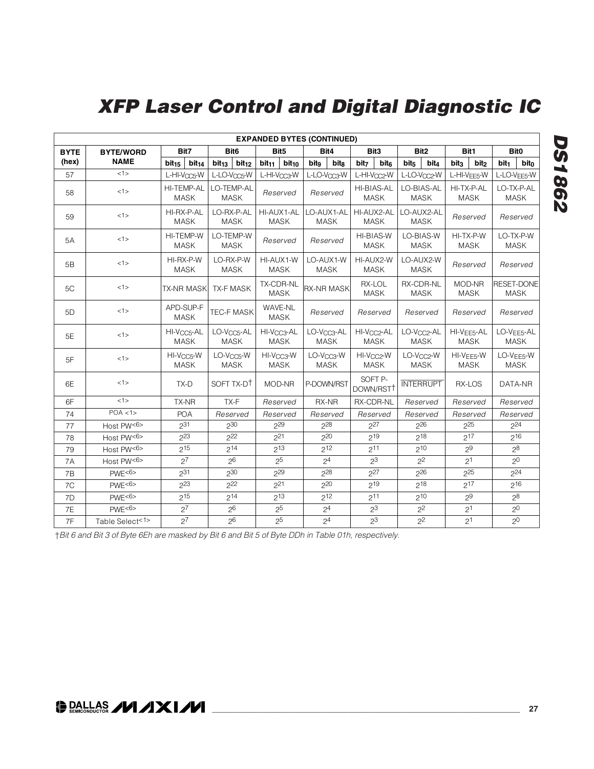| EXPANDED BYTES (CONTINUED) | | | | | | | | | |
|---|---|---|---|---|---|---|---|---|---|
| BYTE (hex) | BYTE/WORD NAME | Bit7 ($bit_{15}$, $bit_{14}$) | Bit6 ($bit_{13}$, $bit_{12}$) | Bit5 ($bit_{11}$, $bit_{10}$) | Bit4 ($bit_9$, $bit_8$) | Bit3 ($bit_7$, $bit_6$) | Bit2 ($bit_5$, $bit_4$) | Bit1 ($bit_3$, $bit_2$) | Bit0 ($bit_1$, $bit_0$) |
| 57 | <1> | L-HI-$V_{CC5}$-W | L-LO-$V_{CC5}$-W | L-HI-$V_{CC3}$-W | L-LO-$V_{CC3}$-W | L-HI-$V_{CC2}$-W | L-LO-$V_{CC2}$-W | L-HI-$V_{EE5}$-W | L-LO-$V_{EE5}$-W |
| 58 | <1> | HI-TEMP-AL MASK | LO-TEMP-AL MASK | *Reserved* | *Reserved* | HI-BIAS-AL MASK | LO-BIAS-AL MASK | HI-TX-P-AL MASK | LO-TX-P-AL MASK |
| 59 | <1> | HI-RX-P-AL MASK | LO-RX-P-AL MASK | HI-AUX1-AL MASK | LO-AUX1-AL MASK | HI-AUX2-AL MASK | LO-AUX2-AL MASK | *Reserved* | *Reserved* |
| 5A | <1> | HI-TEMP-W MASK | LO-TEMP-W MASK | *Reserved* | *Reserved* | HI-BIAS-W MASK | LO-BIAS-W MASK | HI-TX-P-W MASK | LO-TX-P-W MASK |
| 5B | <1> | HI-RX-P-W MASK | LO-RX-P-W MASK | HI-AUX1-W MASK | LO-AUX1-W MASK | HI-AUX2-W MASK | LO-AUX2-W MASK | *Reserved* | *Reserved* |
| 5C | <1> | TX-NR MASK | TX-F MASK | TX-CDR-NL MASK | RX-NR MASK | RX-LOL MASK | RX-CDR-NL MASK | MOD-NR MASK | RESET-DONE MASK |
| 5D | <1> | APD-SUP-F MASK | TEC-F MASK | WAVE-NL MASK | *Reserved* | *Reserved* | *Reserved* | *Reserved* | *Reserved* |
| 5E | <1> | HI-$V_{CC5}$-AL MASK | LO-$V_{CC5}$-AL MASK | HI-$V_{CC3}$-AL MASK | LO-$V_{CC3}$-AL MASK | HI-$V_{CC2}$-AL MASK | LO-$V_{CC2}$-AL MASK | HI-$V_{EE5}$-AL MASK | LO-$V_{EE5}$-AL MASK |
| 5F | <1> | HI-$V_{CC5}$-W MASK | LO-$V_{CC5}$-W MASK | HI-$V_{CC3}$-W MASK | LO-$V_{CC3}$-W MASK | HI-$V_{CC2}$-W MASK | LO-$V_{CC2}$-W MASK | HI-$V_{EE5}$-W MASK | LO-$V_{EE5}$-W MASK |
| 6E | <1> | TX-D | SOFT TX-D† | MOD-NR | P-DOWN/RST | SOFT P-DOWN/RST† | $\overline{\text{INTERRUPT}}$ | RX-LOS | DATA-NR |
| 6F | <1> | TX-NR | TX-F | *Reserved* | RX-NR | RX-CDR-NL | *Reserved* | *Reserved* | *Reserved* |
| 74 | POA <1> | POA | *Reserved* | *Reserved* | *Reserved* | *Reserved* | *Reserved* | *Reserved* | *Reserved* |
| 77 | Host PW<6> | $2^{31}$ | $2^{30}$ | $2^{29}$ | $2^{28}$ | $2^{27}$ | $2^{26}$ | $2^{25}$ | $2^{24}$ |
| 78 | Host PW<6> | $2^{23}$ | $2^{22}$ | $2^{21}$ | $2^{20}$ | $2^{19}$ | $2^{18}$ | $2^{17}$ | $2^{16}$ |
| 79 | Host PW<6> | $2^{15}$ | $2^{14}$ | $2^{13}$ | $2^{12}$ | $2^{11}$ | $2^{10}$ | $2^{9}$ | $2^{8}$ |
| 7A | Host PW<6> | $2^{7}$ | $2^{6}$ | $2^{5}$ | $2^{4}$ | $2^{3}$ | $2^{2}$ | $2^{1}$ | $2^{0}$ |
| 7B | PWE<6> | $2^{31}$ | $2^{30}$ | $2^{29}$ | $2^{28}$ | $2^{27}$ | $2^{26}$ | $2^{25}$ | $2^{24}$ |
| 7C | PWE<6> | $2^{23}$ | $2^{22}$ | $2^{21}$ | $2^{20}$ | $2^{19}$ | $2^{18}$ | $2^{17}$ | $2^{16}$ |
| 7D | PWE<6> | $2^{15}$ | $2^{14}$ | $2^{13}$ | $2^{12}$ | $2^{11}$ | $2^{10}$ | $2^{9}$ | $2^{8}$ |
| 7E | PWE<6> | $2^{7}$ | $2^{6}$ | $2^{5}$ | $2^{4}$ | $2^{3}$ | $2^{2}$ | $2^{1}$ | $2^{0}$ |
| 7F | Table Select<1> | $2^{7}$ | $2^{6}$ | $2^{5}$ | $2^{4}$ | $2^{3}$ | $2^{2}$ | $2^{1}$ | $2^{0}$ |

*†Bit 6 and Bit 3 of Byte 6Eh are masked by Bit 6 and Bit 5 of Byte DDh in Table 01h, respectively.*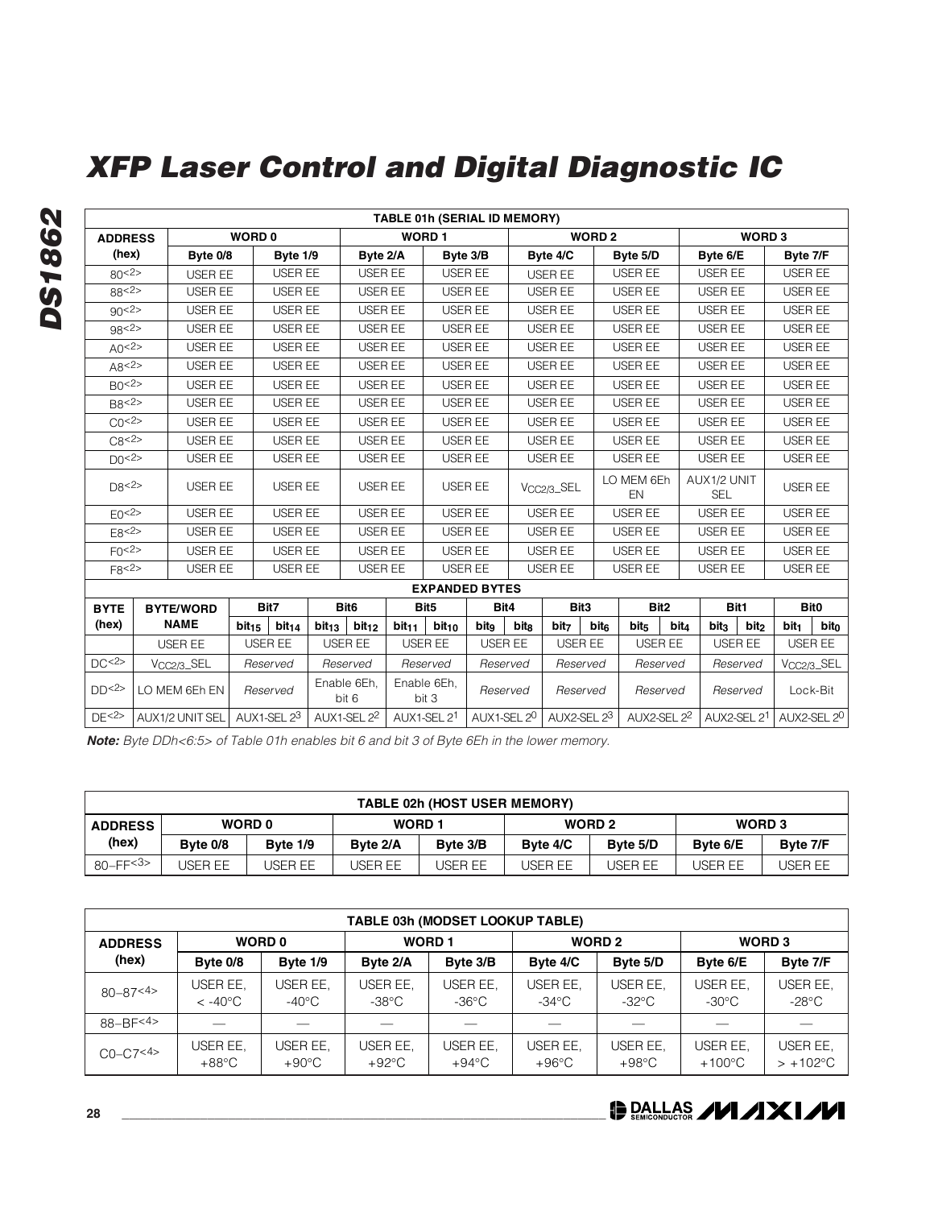# XFP Laser Control and Digital Diagnostic IC

| TABLE 01h (SERIAL ID MEMORY) | | | | | | | | |
|---|---|---|---|---|---|---|---|---|
| ADDRESS (hex) | WORD 0 | | WORD 1 | | WORD 2 | | WORD 3 | |
| | Byte 0/8 | Byte 1/9 | Byte 2/A | Byte 3/B | Byte 4/C | Byte 5/D | Byte 6/E | Byte 7/F |
| 80<2> | USER EE | USER EE | USER EE | USER EE | USER EE | USER EE | USER EE | USER EE |
| 88<2> | USER EE | USER EE | USER EE | USER EE | USER EE | USER EE | USER EE | USER EE |
| 90<2> | USER EE | USER EE | USER EE | USER EE | USER EE | USER EE | USER EE | USER EE |
| 98<2> | USER EE | USER EE | USER EE | USER EE | USER EE | USER EE | USER EE | USER EE |
| A0<2> | USER EE | USER EE | USER EE | USER EE | USER EE | USER EE | USER EE | USER EE |
| A8<2> | USER EE | USER EE | USER EE | USER EE | USER EE | USER EE | USER EE | USER EE |
| B0<2> | USER EE | USER EE | USER EE | USER EE | USER EE | USER EE | USER EE | USER EE |
| B8<2> | USER EE | USER EE | USER EE | USER EE | USER EE | USER EE | USER EE | USER EE |
| C0<2> | USER EE | USER EE | USER EE | USER EE | USER EE | USER EE | USER EE | USER EE |
| C8<2> | USER EE | USER EE | USER EE | USER EE | USER EE | USER EE | USER EE | USER EE |
| D0<2> | USER EE | USER EE | USER EE | USER EE | USER EE | USER EE | USER EE | USER EE |
| D8<2> | USER EE | USER EE | USER EE | USER EE | $V_{CC2/3}$_SEL | LO MEM 6Eh EN | AUX1/2 UNIT SEL | USER EE |
| E0<2> | USER EE | USER EE | USER EE | USER EE | USER EE | USER EE | USER EE | USER EE |
| E8<2> | USER EE | USER EE | USER EE | USER EE | USER EE | USER EE | USER EE | USER EE |
| F0<2> | USER EE | USER EE | USER EE | USER EE | USER EE | USER EE | USER EE | USER EE |
| F8<2> | USER EE | USER EE | USER EE | USER EE | USER EE | USER EE | USER EE | USER EE |

| EXPANDED BYTES | | | | | | | | | |
|---|---|---|---|---|---|---|---|---|---|
| BYTE (hex) | BYTE/WORD NAME | Bit7 | Bit6 | Bit5 | Bit4 | Bit3 | Bit2 | Bit1 | Bit0 |
| | | $bit_{15}$ / $bit_{14}$ | $bit_{13}$ / $bit_{12}$ | $bit_{11}$ / $bit_{10}$ | $bit_9$ / $bit_8$ | $bit_7$ / $bit_6$ | $bit_5$ / $bit_4$ | $bit_3$ / $bit_2$ | $bit_1$ / $bit_0$ |
| | USER EE | USER EE | USER EE | USER EE | USER EE | USER EE | USER EE | USER EE | USER EE |
| DC<2> | $V_{CC2/3}$_SEL | *Reserved* | *Reserved* | *Reserved* | *Reserved* | *Reserved* | *Reserved* | *Reserved* | $V_{CC2/3}$_SEL |
| DD<2> | LO MEM 6Eh EN | *Reserved* | Enable 6Eh, bit 6 | Enable 6Eh, bit 3 | *Reserved* | *Reserved* | *Reserved* | *Reserved* | Lock-Bit |
| DE<2> | AUX1/2 UNIT SEL | AUX1-SEL $2^3$ | AUX1-SEL $2^2$ | AUX1-SEL $2^1$ | AUX1-SEL $2^0$ | AUX2-SEL $2^3$ | AUX2-SEL $2^2$ | AUX2-SEL $2^1$ | AUX2-SEL $2^0$ |

***Note:*** *Byte DDh<6:5> of Table 01h enables bit 6 and bit 3 of Byte 6Eh in the lower memory.*

| TABLE 02h (HOST USER MEMORY) | | | | | | | | |
|---|---|---|---|---|---|---|---|---|
| ADDRESS (hex) | WORD 0 | | WORD 1 | | WORD 2 | | WORD 3 | |
| | Byte 0/8 | Byte 1/9 | Byte 2/A | Byte 3/B | Byte 4/C | Byte 5/D | Byte 6/E | Byte 7/F |
| 80–FF<3> | USER EE | USER EE | USER EE | USER EE | USER EE | USER EE | USER EE | USER EE |

| TABLE 03h (MODSET LOOKUP TABLE) | | | | | | | | |
|---|---|---|---|---|---|---|---|---|
| ADDRESS (hex) | WORD 0 | | WORD 1 | | WORD 2 | | WORD 3 | |
| | Byte 0/8 | Byte 1/9 | Byte 2/A | Byte 3/B | Byte 4/C | Byte 5/D | Byte 6/E | Byte 7/F |
| 80–87<4> | USER EE, < -40°C | USER EE, -40°C | USER EE, -38°C | USER EE, -36°C | USER EE, -34°C | USER EE, -32°C | USER EE, -30°C | USER EE, -28°C |
| 88–BF<4> | — | — | — | — | — | — | — | — |
| C0–C7<4> | USER EE, +88°C | USER EE, +90°C | USER EE, +92°C | USER EE, +94°C | USER EE, +96°C | USER EE, +98°C | USER EE, +100°C | USER EE, > +102°C |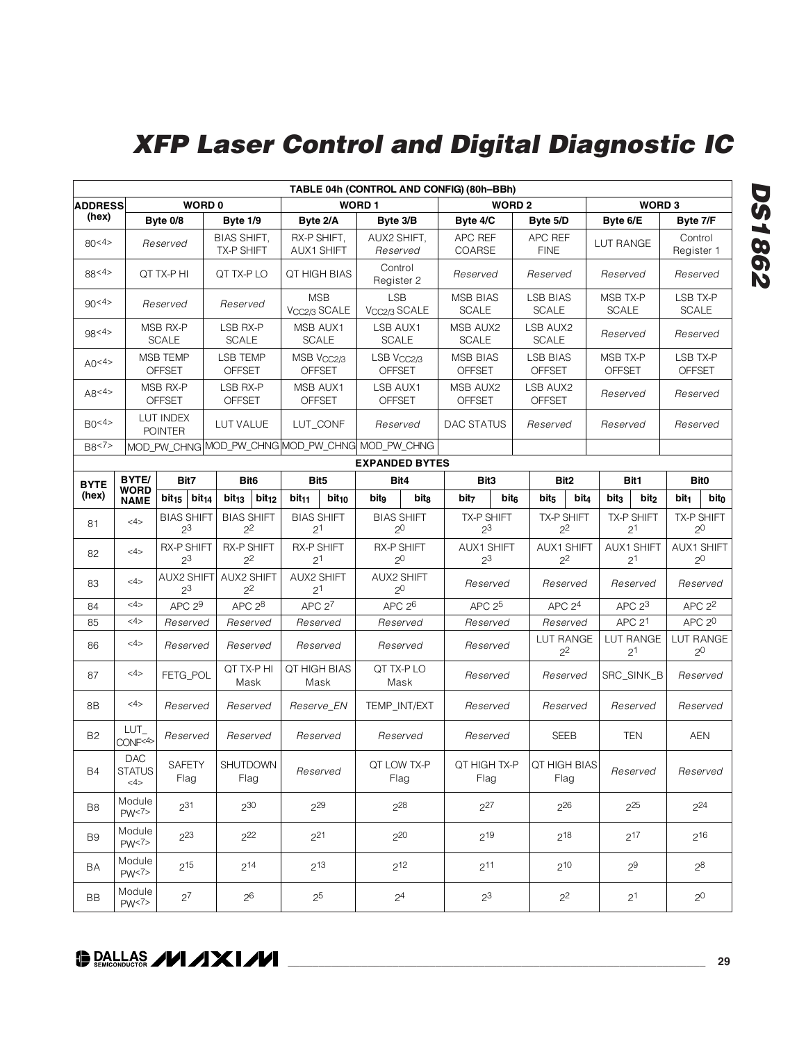# XFP Laser Control and Digital Diagnostic IC

| TABLE 04h (CONTROL AND CONFIG) (80h–BBh) | | | | | | | | |
|---|---|---|---|---|---|---|---|---|
| **ADDRESS (hex)** | **WORD 0** | | **WORD 1** | | **WORD 2** | | **WORD 3** | |
| | **Byte 0/8** | **Byte 1/9** | **Byte 2/A** | **Byte 3/B** | **Byte 4/C** | **Byte 5/D** | **Byte 6/E** | **Byte 7/F** |
| 80<4> | *Reserved* | BIAS SHIFT, TX-P SHIFT | RX-P SHIFT, AUX1 SHIFT | AUX2 SHIFT, *Reserved* | APC REF COARSE | APC REF FINE | LUT RANGE | Control Register 1 |
| 88<4> | QT TX-P HI | QT TX-P LO | QT HIGH BIAS | Control Register 2 | *Reserved* | *Reserved* | *Reserved* | *Reserved* |
| 90<4> | *Reserved* | *Reserved* | MSB $V_{CC2/3}$ SCALE | LSB $V_{CC2/3}$ SCALE | MSB BIAS SCALE | LSB BIAS SCALE | MSB TX-P SCALE | LSB TX-P SCALE |
| 98<4> | MSB RX-P SCALE | LSB RX-P SCALE | MSB AUX1 SCALE | LSB AUX1 SCALE | MSB AUX2 SCALE | LSB AUX2 SCALE | *Reserved* | *Reserved* |
| A0<4> | MSB TEMP OFFSET | LSB TEMP OFFSET | MSB $V_{CC2/3}$ OFFSET | LSB $V_{CC2/3}$ OFFSET | MSB BIAS OFFSET | LSB BIAS OFFSET | MSB TX-P OFFSET | LSB TX-P OFFSET |
| A8<4> | MSB RX-P OFFSET | LSB RX-P OFFSET | MSB AUX1 OFFSET | LSB AUX1 OFFSET | MSB AUX2 OFFSET | LSB AUX2 OFFSET | *Reserved* | *Reserved* |
| B0<4> | LUT INDEX POINTER | LUT VALUE | LUT_CONF | *Reserved* | DAC STATUS | *Reserved* | *Reserved* | *Reserved* |
| B8<7> | MOD_PW_CHNG | MOD_PW_CHNG | MOD_PW_CHNG | MOD_PW_CHNG | | | | |

| EXPANDED BYTES | | | | | | | | | |
|---|---|---|---|---|---|---|---|---|---|
| **BYTE (hex)** | **BYTE/ WORD NAME** | **Bit7** ($bit_{15}$ / $bit_{14}$) | **Bit6** ($bit_{13}$ / $bit_{12}$) | **Bit5** ($bit_{11}$ / $bit_{10}$) | **Bit4** ($bit_9$ / $bit_8$) | **Bit3** ($bit_7$ / $bit_6$) | **Bit2** ($bit_5$ / $bit_4$) | **Bit1** ($bit_3$ / $bit_2$) | **Bit0** ($bit_1$ / $bit_0$) |
| 81 | <4> | BIAS SHIFT $2^3$ | BIAS SHIFT $2^2$ | BIAS SHIFT $2^1$ | BIAS SHIFT $2^0$ | TX-P SHIFT $2^3$ | TX-P SHIFT $2^2$ | TX-P SHIFT $2^1$ | TX-P SHIFT $2^0$ |
| 82 | <4> | RX-P SHIFT $2^3$ | RX-P SHIFT $2^2$ | RX-P SHIFT $2^1$ | RX-P SHIFT $2^0$ | AUX1 SHIFT $2^3$ | AUX1 SHIFT $2^2$ | AUX1 SHIFT $2^1$ | AUX1 SHIFT $2^0$ |
| 83 | <4> | AUX2 SHIFT $2^3$ | AUX2 SHIFT $2^2$ | AUX2 SHIFT $2^1$ | AUX2 SHIFT $2^0$ | *Reserved* | *Reserved* | *Reserved* | *Reserved* |
| 84 | <4> | APC $2^9$ | APC $2^8$ | APC $2^7$ | APC $2^6$ | APC $2^5$ | APC $2^4$ | APC $2^3$ | APC $2^2$ |
| 85 | <4> | *Reserved* | *Reserved* | *Reserved* | *Reserved* | *Reserved* | *Reserved* | APC $2^1$ | APC $2^0$ |
| 86 | <4> | *Reserved* | *Reserved* | *Reserved* | *Reserved* | *Reserved* | LUT RANGE $2^2$ | LUT RANGE $2^1$ | LUT RANGE $2^0$ |
| 87 | <4> | FETG_POL | QT TX-P HI Mask | QT HIGH BIAS Mask | QT TX-P LO Mask | *Reserved* | *Reserved* | SRC_SINK_B | *Reserved* |
| 8B | <4> | *Reserved* | *Reserved* | *Reserve_EN* | TEMP_INT/EXT | *Reserved* | *Reserved* | *Reserved* | *Reserved* |
| B2 | LUT_CONF<4> | *Reserved* | *Reserved* | *Reserved* | *Reserved* | *Reserved* | SEEB | TEN | AEN |
| B4 | DAC STATUS <4> | SAFETY Flag | SHUTDOWN Flag | *Reserved* | QT LOW TX-P Flag | QT HIGH TX-P Flag | QT HIGH BIAS Flag | *Reserved* | *Reserved* |
| B8 | Module PW<7> | $2^{31}$ | $2^{30}$ | $2^{29}$ | $2^{28}$ | $2^{27}$ | $2^{26}$ | $2^{25}$ | $2^{24}$ |
| B9 | Module PW<7> | $2^{23}$ | $2^{22}$ | $2^{21}$ | $2^{20}$ | $2^{19}$ | $2^{18}$ | $2^{17}$ | $2^{16}$ |
| BA | Module PW<7> | $2^{15}$ | $2^{14}$ | $2^{13}$ | $2^{12}$ | $2^{11}$ | $2^{10}$ | $2^9$ | $2^8$ |
| BB | Module PW<7> | $2^7$ | $2^6$ | $2^5$ | $2^4$ | $2^3$ | $2^2$ | $2^1$ | $2^0$ |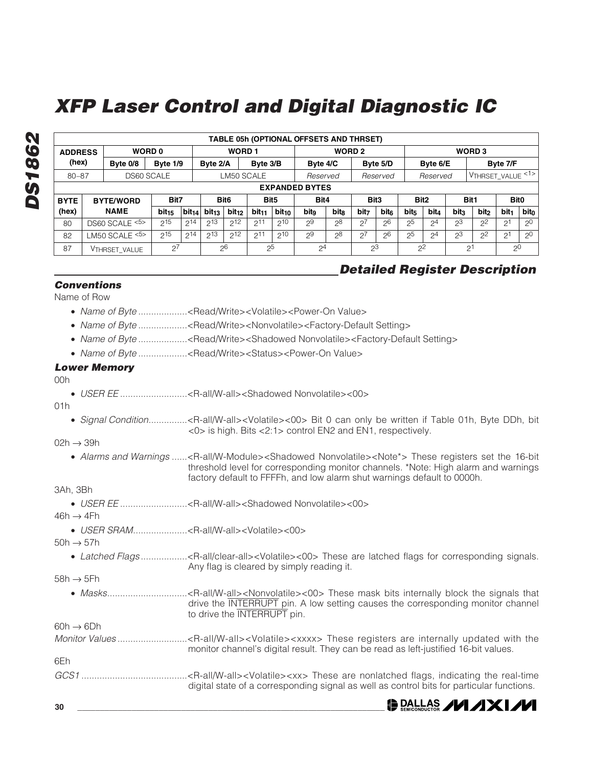# XFP Laser Control and Digital Diagnostic IC

| TABLE 05h (OPTIONAL OFFSETS AND THRSET) | | | | | | | | | | | | | | | | | |
|---|---|---|---|---|---|---|---|---|---|---|---|---|---|---|---|---|---|
| **ADDRESS (hex)** | | **WORD 0** | | | | **WORD 1** | | | | **WORD 2** | | | | **WORD 3** | | | |
| | | **Byte 0/8** | | **Byte 1/9** | | **Byte 2/A** | | **Byte 3/B** | | **Byte 4/C** | | **Byte 5/D** | | **Byte 6/E** | | **Byte 7/F** | |
| 80–87 | | DS60 SCALE | | | | LM50 SCALE | | | | Reserved | | Reserved | | Reserved | | $V_{THRSET\_VALUE}$ <1> | |
| **EXPANDED BYTES** | | | | | | | | | | | | | | | | | |
| **BYTE (hex)** | **BYTE/WORD NAME** | **Bit7** | | **Bit6** | | **Bit5** | | **Bit4** | | **Bit3** | | **Bit2** | | **Bit1** | | **Bit0** | |
| | | $bit_{15}$ | $bit_{14}$ | $bit_{13}$ | $bit_{12}$ | $bit_{11}$ | $bit_{10}$ | $bit_9$ | $bit_8$ | $bit_7$ | $bit_6$ | $bit_5$ | $bit_4$ | $bit_3$ | $bit_2$ | $bit_1$ | $bit_0$ |
| 80 | DS60 SCALE <5> | $2^{15}$ | $2^{14}$ | $2^{13}$ | $2^{12}$ | $2^{11}$ | $2^{10}$ | $2^9$ | $2^8$ | $2^7$ | $2^6$ | $2^5$ | $2^4$ | $2^3$ | $2^2$ | $2^1$ | $2^0$ |
| 82 | LM50 SCALE <5> | $2^{15}$ | $2^{14}$ | $2^{13}$ | $2^{12}$ | $2^{11}$ | $2^{10}$ | $2^9$ | $2^8$ | $2^7$ | $2^6$ | $2^5$ | $2^4$ | $2^3$ | $2^2$ | $2^1$ | $2^0$ |
| 87 | $V_{THRSET\_VALUE}$ | $2^7$ | | $2^6$ | | $2^5$ | | $2^4$ | | $2^3$ | | $2^2$ | | $2^1$ | | $2^0$ | |

## Detailed Register Description

### Conventions

Name of Row

- *Name of Byte* ...................<Read/Write><Volatile><Power-On Value>
- *Name of Byte* ...................<Read/Write><Nonvolatile><Factory-Default Setting>
- *Name of Byte* ...................<Read/Write><Shadowed Nonvolatile><Factory-Default Setting>
- *Name of Byte* ...................<Read/Write><Status><Power-On Value>

### Lower Memory

00h

- *USER EE* ..........................<R-all/W-all><Shadowed Nonvolatile><00>

01h

- *Signal Condition*...............<R-all/W-all><Volatile><00> Bit 0 can only be written if Table 01h, Byte DDh, bit <0> is high. Bits <2:1> control EN2 and EN1, respectively.

02h → 39h

- *Alarms and Warnings* ......<R-all/W-Module><Shadowed Nonvolatile><Note*> These registers set the 16-bit threshold level for corresponding monitor channels. *Note: High alarm and warnings factory default to FFFFh, and low alarm shut warnings default to 0000h.

3Ah, 3Bh

- *USER EE* ..........................<R-all/W-all><Shadowed Nonvolatile><00>

46h → 4Fh

- *USER SRAM*.....................<R-all/W-all><Volatile><00>

50h → 57h

- *Latched Flags*..................<R-all/clear-all><Volatile><00> These are latched flags for corresponding signals. Any flag is cleared by simply reading it.

58h → 5Fh

- *Masks*...............................<R-all/W-all><Nonvolatile><00> These mask bits internally block the signals that drive the INTERRUPT pin. A low setting causes the corresponding monitor channel to drive the INTERRUPT pin.

60h → 6Dh

*Monitor Values* ...........................<R-all/W-all><Volatile><xxxx> These registers are internally updated with the monitor channel's digital result. They can be read as left-justified 16-bit values.

6Eh

*GCS1* .........................................<R-all/W-all><Volatile><xx> These are nonlatched flags, indicating the real-time digital state of a corresponding signal as well as control bits for particular functions.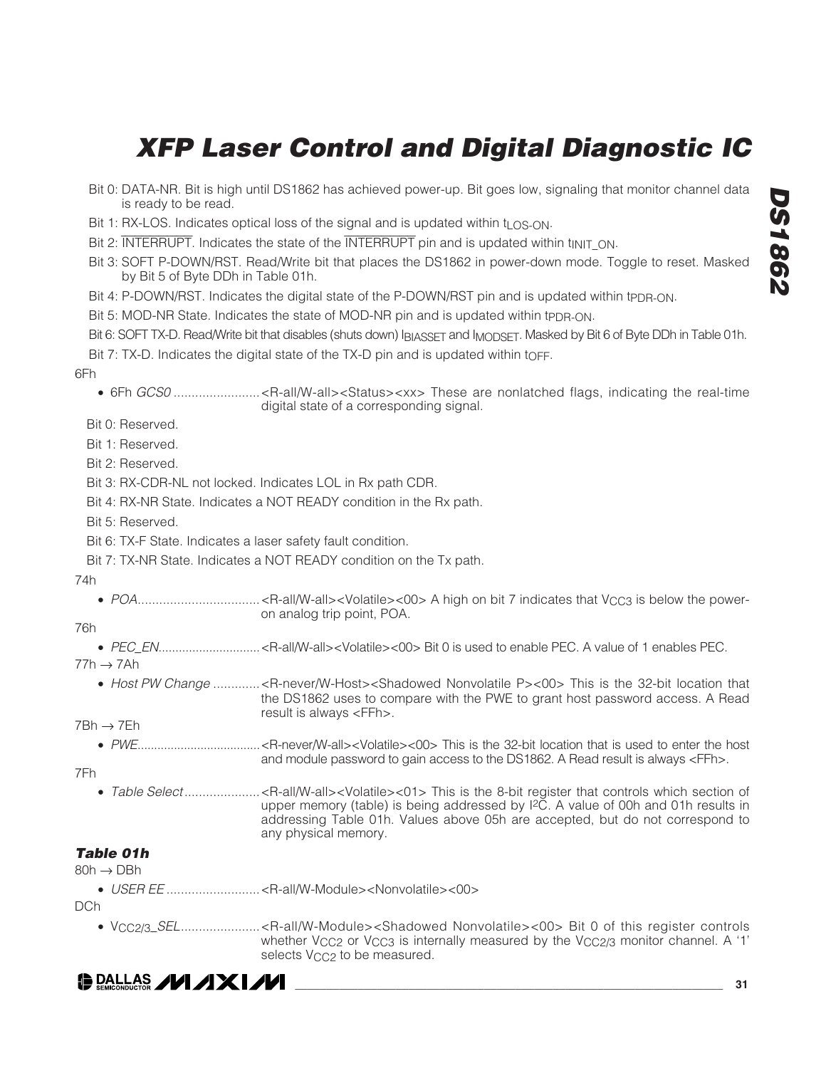Bit 0: DATA-NR. Bit is high until DS1862 has achieved power-up. Bit goes low, signaling that monitor channel data is ready to be read.

Bit 1: RX-LOS. Indicates optical loss of the signal and is updated within $t_{LOS\text{-}ON}$.

Bit 2: $\overline{\text{INTERRUPT}}$. Indicates the state of the $\overline{\text{INTERRUPT}}$ pin and is updated within $t_{INIT\_ON}$.

Bit 3: SOFT P-DOWN/RST. Read/Write bit that places the DS1862 in power-down mode. Toggle to reset. Masked by Bit 5 of Byte DDh in Table 01h.

Bit 4: P-DOWN/RST. Indicates the digital state of the P-DOWN/RST pin and is updated within $t_{PDR\text{-}ON}$.

Bit 5: MOD-NR State. Indicates the state of MOD-NR pin and is updated within $t_{PDR\text{-}ON}$.

Bit 6: SOFT TX-D. Read/Write bit that disables (shuts down) $I_{BIASSET}$ and $I_{MODSET}$. Masked by Bit 6 of Byte DDh in Table 01h.

Bit 7: TX-D. Indicates the digital state of the TX-D pin and is updated within $t_{OFF}$.

6Fh

- 6Fh *GCS0* ........................<R-all/W-all><Status><xx> These are nonlatched flags, indicating the real-time digital state of a corresponding signal.

Bit 0: Reserved.

Bit 1: Reserved.

Bit 2: Reserved.

Bit 3: RX-CDR-NL not locked. Indicates LOL in Rx path CDR.

Bit 4: RX-NR State. Indicates a NOT READY condition in the Rx path.

Bit 5: Reserved.

Bit 6: TX-F State. Indicates a laser safety fault condition.

Bit 7: TX-NR State. Indicates a NOT READY condition on the Tx path.

74h

- *POA*..................................<R-all/W-all><Volatile><00> A high on bit 7 indicates that $V_{CC3}$ is below the power-on analog trip point, POA.

76h

- *PEC_EN*..............................<R-all/W-all><Volatile><00> Bit 0 is used to enable PEC. A value of 1 enables PEC.

77h → 7Ah

- *Host PW Change* .............<R-never/W-Host><Shadowed Nonvolatile P><00> This is the 32-bit location that the DS1862 uses to compare with the PWE to grant host password access. A Read result is always <FFh>.

7Bh → 7Eh

- *PWE*.....................................<R-never/W-all><Volatile><00> This is the 32-bit location that is used to enter the host and module password to gain access to the DS1862. A Read result is always <FFh>.

7Fh

- *Table Select*.....................<R-all/W-all><Volatile><01> This is the 8-bit register that controls which section of upper memory (table) is being addressed by I²C. A value of 00h and 01h results in addressing Table 01h. Values above 05h are accepted, but do not correspond to any physical memory.

### *Table 01h*

80h → DBh

- *USER EE* ..........................<R-all/W-Module><Nonvolatile><00>

DCh

- $V_{CC2/3}$*_SEL*......................<R-all/W-Module><Shadowed Nonvolatile><00> Bit 0 of this register controls whether $V_{CC2}$ or $V_{CC3}$ is internally measured by the $V_{CC2/3}$ monitor channel. A '1' selects $V_{CC2}$ to be measured.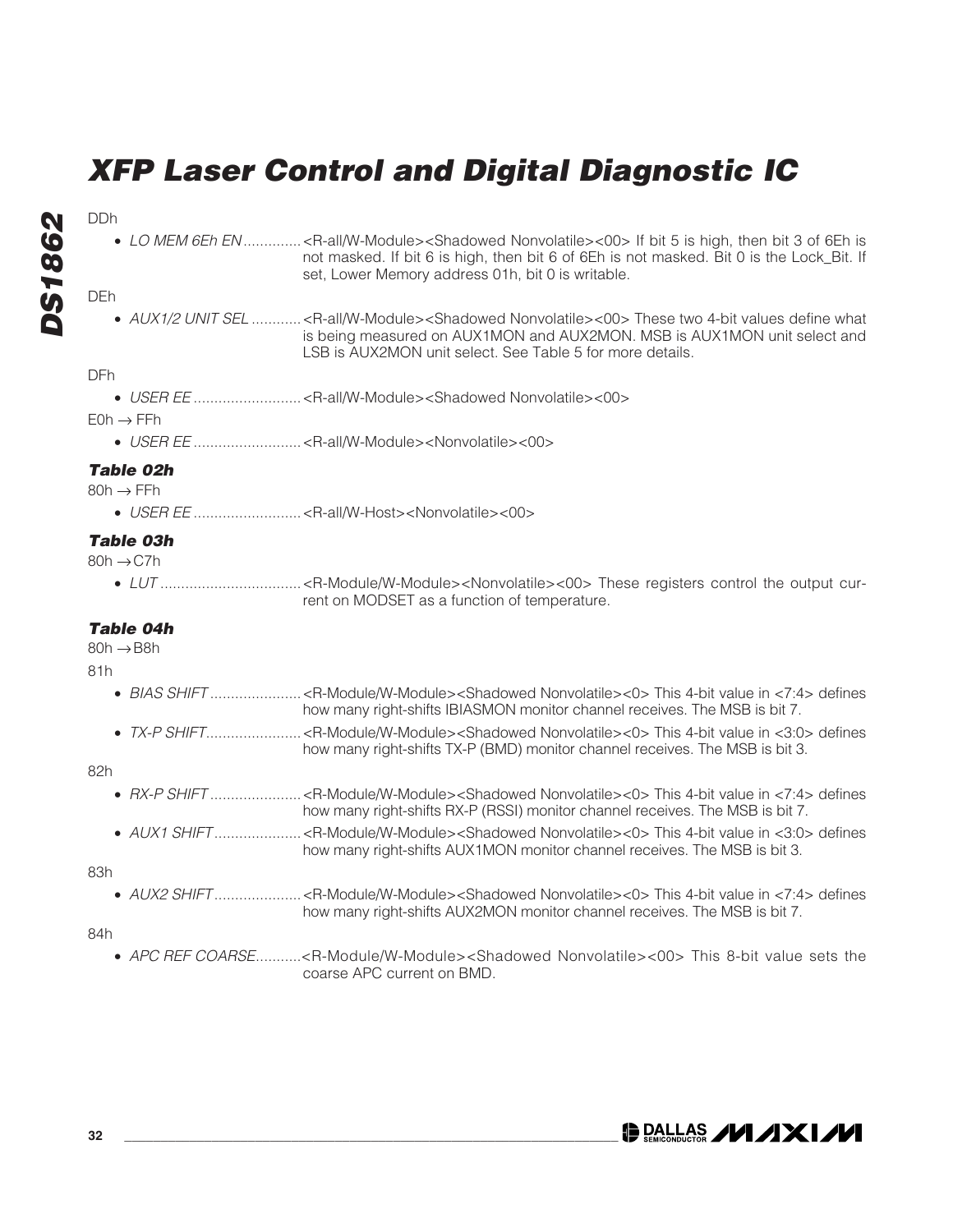DDh

- *LO MEM 6Eh EN*.............<R-all/W-Module><Shadowed Nonvolatile><00> If bit 5 is high, then bit 3 of 6Eh is not masked. If bit 6 is high, then bit 6 of 6Eh is not masked. Bit 0 is the Lock_Bit. If set, Lower Memory address 01h, bit 0 is writable.

DEh

- *AUX1/2 UNIT SEL* ............<R-all/W-Module><Shadowed Nonvolatile><00> These two 4-bit values define what is being measured on AUX1MON and AUX2MON. MSB is AUX1MON unit select and LSB is AUX2MON unit select. See Table 5 for more details.

DFh

- *USER EE* ..........................<R-all/W-Module><Shadowed Nonvolatile><00>

E0h → FFh

- *USER EE* ..........................<R-all/W-Module><Nonvolatile><00>

### *Table 02h*

80h → FFh

- *USER EE* ..........................<R-all/W-Host><Nonvolatile><00>

### *Table 03h*

80h → C7h

- *LUT* ..................................<R-Module/W-Module><Nonvolatile><00> These registers control the output current on MODSET as a function of temperature.

### *Table 04h*

80h → B8h

81h

- *BIAS SHIFT*......................<R-Module/W-Module><Shadowed Nonvolatile><0> This 4-bit value in <7:4> defines how many right-shifts IBIASMON monitor channel receives. The MSB is bit 7.
- *TX-P SHIFT*.......................<R-Module/W-Module><Shadowed Nonvolatile><0> This 4-bit value in <3:0> defines how many right-shifts TX-P (BMD) monitor channel receives. The MSB is bit 3.

82h

- *RX-P SHIFT*......................<R-Module/W-Module><Shadowed Nonvolatile><0> This 4-bit value in <7:4> defines how many right-shifts RX-P (RSSI) monitor channel receives. The MSB is bit 7.
- *AUX1 SHIFT*.....................<R-Module/W-Module><Shadowed Nonvolatile><0> This 4-bit value in <3:0> defines how many right-shifts AUX1MON monitor channel receives. The MSB is bit 3.

83h

- *AUX2 SHIFT*.....................<R-Module/W-Module><Shadowed Nonvolatile><0> This 4-bit value in <7:4> defines how many right-shifts AUX2MON monitor channel receives. The MSB is bit 7.

84h

- *APC REF COARSE*...........<R-Module/W-Module><Shadowed Nonvolatile><00> This 8-bit value sets the coarse APC current on BMD.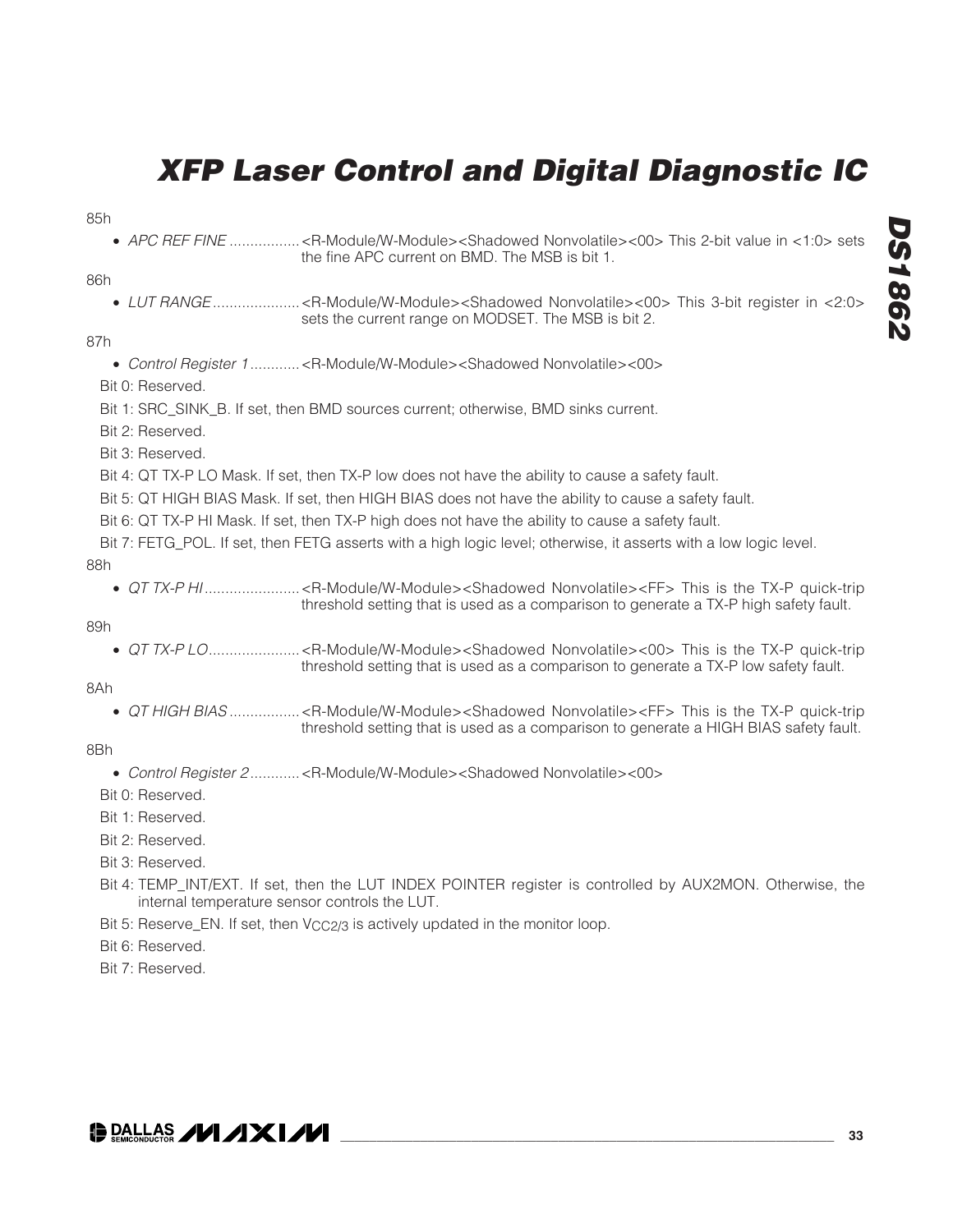85h

- *APC REF FINE* ................. <R-Module/W-Module><Shadowed Nonvolatile><00> This 2-bit value in <1:0> sets the fine APC current on BMD. The MSB is bit 1.

86h

- *LUT RANGE* ..................... <R-Module/W-Module><Shadowed Nonvolatile><00> This 3-bit register in <2:0> sets the current range on MODSET. The MSB is bit 2.

87h

- *Control Register 1* ............ <R-Module/W-Module><Shadowed Nonvolatile><00>

Bit 0: Reserved.

Bit 1: SRC_SINK_B. If set, then BMD sources current; otherwise, BMD sinks current.

Bit 2: Reserved.

Bit 3: Reserved.

Bit 4: QT TX-P LO Mask. If set, then TX-P low does not have the ability to cause a safety fault.

Bit 5: QT HIGH BIAS Mask. If set, then HIGH BIAS does not have the ability to cause a safety fault.

Bit 6: QT TX-P HI Mask. If set, then TX-P high does not have the ability to cause a safety fault.

Bit 7: FETG_POL. If set, then FETG asserts with a high logic level; otherwise, it asserts with a low logic level.

88h

- *QT TX-P HI* ....................... <R-Module/W-Module><Shadowed Nonvolatile><FF> This is the TX-P quick-trip threshold setting that is used as a comparison to generate a TX-P high safety fault.

89h

- *QT TX-P LO* ...................... <R-Module/W-Module><Shadowed Nonvolatile><00> This is the TX-P quick-trip threshold setting that is used as a comparison to generate a TX-P low safety fault.

8Ah

- *QT HIGH BIAS* ................. <R-Module/W-Module><Shadowed Nonvolatile><FF> This is the TX-P quick-trip threshold setting that is used as a comparison to generate a HIGH BIAS safety fault.

8Bh

- *Control Register 2* ............ <R-Module/W-Module><Shadowed Nonvolatile><00>

Bit 0: Reserved.

Bit 1: Reserved.

Bit 2: Reserved.

Bit 3: Reserved.

Bit 4: TEMP_INT/EXT. If set, then the LUT INDEX POINTER register is controlled by AUX2MON. Otherwise, the internal temperature sensor controls the LUT.

Bit 5: Reserve_EN. If set, then $V_{CC2/3}$ is actively updated in the monitor loop.

Bit 6: Reserved.

Bit 7: Reserved.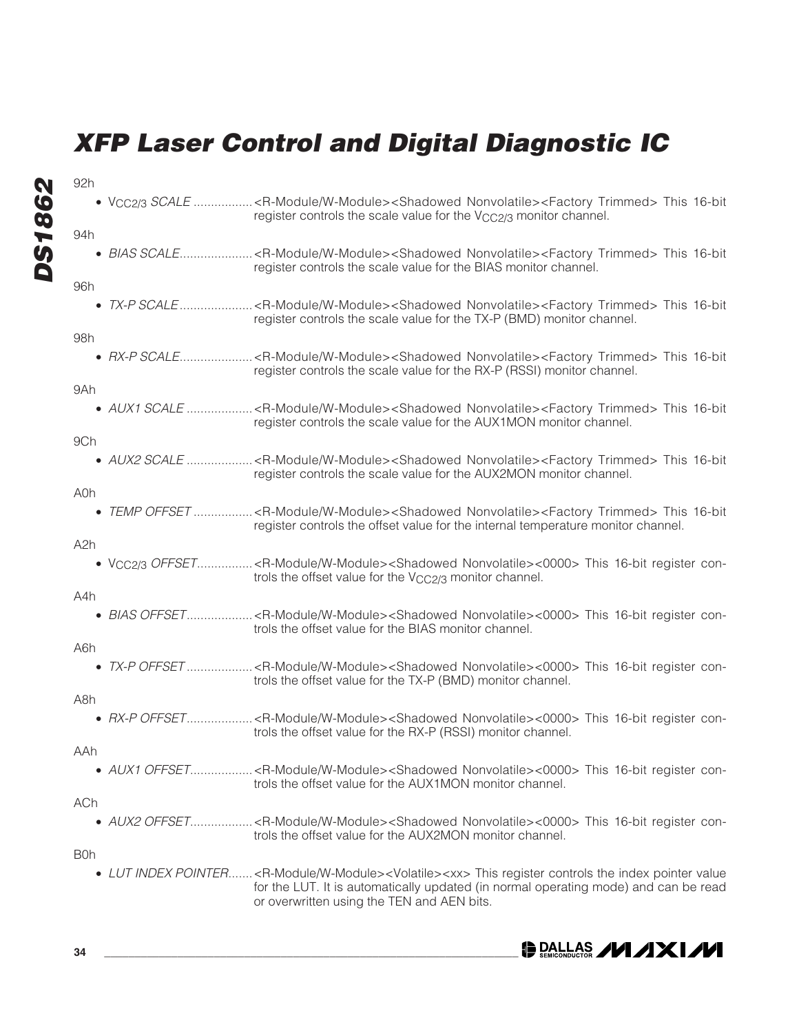92h

- $V_{CC2/3}$ *SCALE* ................. <R-Module/W-Module><Shadowed Nonvolatile><Factory Trimmed> This 16-bit register controls the scale value for the $V_{CC2/3}$ monitor channel.

94h

- *BIAS SCALE*..................... <R-Module/W-Module><Shadowed Nonvolatile><Factory Trimmed> This 16-bit register controls the scale value for the BIAS monitor channel.

96h

- *TX-P SCALE* ..................... <R-Module/W-Module><Shadowed Nonvolatile><Factory Trimmed> This 16-bit register controls the scale value for the TX-P (BMD) monitor channel.

98h

- *RX-P SCALE*..................... <R-Module/W-Module><Shadowed Nonvolatile><Factory Trimmed> This 16-bit register controls the scale value for the RX-P (RSSI) monitor channel.

9Ah

- *AUX1 SCALE* ................... <R-Module/W-Module><Shadowed Nonvolatile><Factory Trimmed> This 16-bit register controls the scale value for the AUX1MON monitor channel.

9Ch

- *AUX2 SCALE* ................... <R-Module/W-Module><Shadowed Nonvolatile><Factory Trimmed> This 16-bit register controls the scale value for the AUX2MON monitor channel.

A0h

- *TEMP OFFSET* ................. <R-Module/W-Module><Shadowed Nonvolatile><Factory Trimmed> This 16-bit register controls the offset value for the internal temperature monitor channel.

A2h

- $V_{CC2/3}$ *OFFSET*................ <R-Module/W-Module><Shadowed Nonvolatile><0000> This 16-bit register controls the offset value for the $V_{CC2/3}$ monitor channel.

A4h

- *BIAS OFFSET*................... <R-Module/W-Module><Shadowed Nonvolatile><0000> This 16-bit register controls the offset value for the BIAS monitor channel.

A6h

- *TX-P OFFSET* ................... <R-Module/W-Module><Shadowed Nonvolatile><0000> This 16-bit register controls the offset value for the TX-P (BMD) monitor channel.

A8h

- *RX-P OFFSET*................... <R-Module/W-Module><Shadowed Nonvolatile><0000> This 16-bit register controls the offset value for the RX-P (RSSI) monitor channel.

AAh

- *AUX1 OFFSET*.................. <R-Module/W-Module><Shadowed Nonvolatile><0000> This 16-bit register controls the offset value for the AUX1MON monitor channel.

ACh

- *AUX2 OFFSET*.................. <R-Module/W-Module><Shadowed Nonvolatile><0000> This 16-bit register controls the offset value for the AUX2MON monitor channel.

B0h

- *LUT INDEX POINTER*....... <R-Module/W-Module><Volatile><xx> This register controls the index pointer value for the LUT. It is automatically updated (in normal operating mode) and can be read or overwritten using the TEN and AEN bits.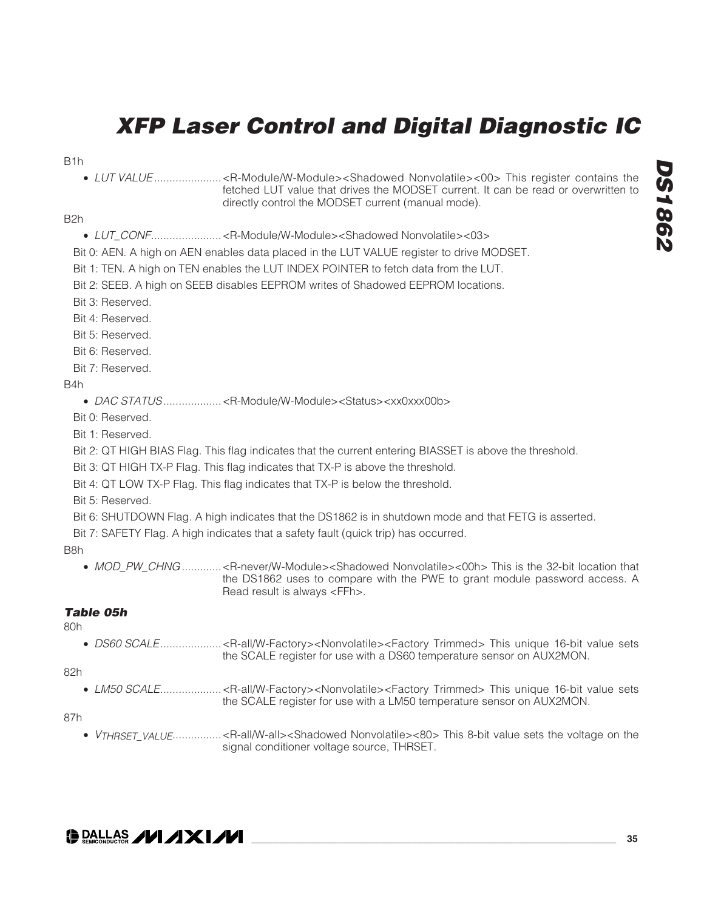B1h

- *LUT VALUE*...................... <R-Module/W-Module><Shadowed Nonvolatile><00> This register contains the fetched LUT value that drives the MODSET current. It can be read or overwritten to directly control the MODSET current (manual mode).

B2h

- *LUT_CONF*....................... <R-Module/W-Module><Shadowed Nonvolatile><03>

Bit 0: AEN. A high on AEN enables data placed in the LUT VALUE register to drive MODSET.

Bit 1: TEN. A high on TEN enables the LUT INDEX POINTER to fetch data from the LUT.

Bit 2: SEEB. A high on SEEB disables EEPROM writes of Shadowed EEPROM locations.

Bit 3: Reserved.

Bit 4: Reserved.

Bit 5: Reserved.

Bit 6: Reserved.

Bit 7: Reserved.

B4h

- *DAC STATUS*................... <R-Module/W-Module><Status><xx0xxx00b>

Bit 0: Reserved.

Bit 1: Reserved.

Bit 2: QT HIGH BIAS Flag. This flag indicates that the current entering BIASSET is above the threshold.

Bit 3: QT HIGH TX-P Flag. This flag indicates that TX-P is above the threshold.

Bit 4: QT LOW TX-P Flag. This flag indicates that TX-P is below the threshold.

Bit 5: Reserved.

Bit 6: SHUTDOWN Flag. A high indicates that the DS1862 is in shutdown mode and that FETG is asserted.

Bit 7: SAFETY Flag. A high indicates that a safety fault (quick trip) has occurred.

B8h

- *MOD_PW_CHNG*............. <R-never/W-Module><Shadowed Nonvolatile><00h> This is the 32-bit location that the DS1862 uses to compare with the PWE to grant module password access. A Read result is always <FFh>.

### *Table 05h*

80h

- *DS60 SCALE*.................... <R-all/W-Factory><Nonvolatile><Factory Trimmed> This unique 16-bit value sets the SCALE register for use with a DS60 temperature sensor on AUX2MON.

82h

- *LM50 SCALE*.................... <R-all/W-Factory><Nonvolatile><Factory Trimmed> This unique 16-bit value sets the SCALE register for use with a LM50 temperature sensor on AUX2MON.

87h

- $V_{THRSET\_VALUE}$................ <R-all/W-all><Shadowed Nonvolatile><80> This 8-bit value sets the voltage on the signal conditioner voltage source, THRSET.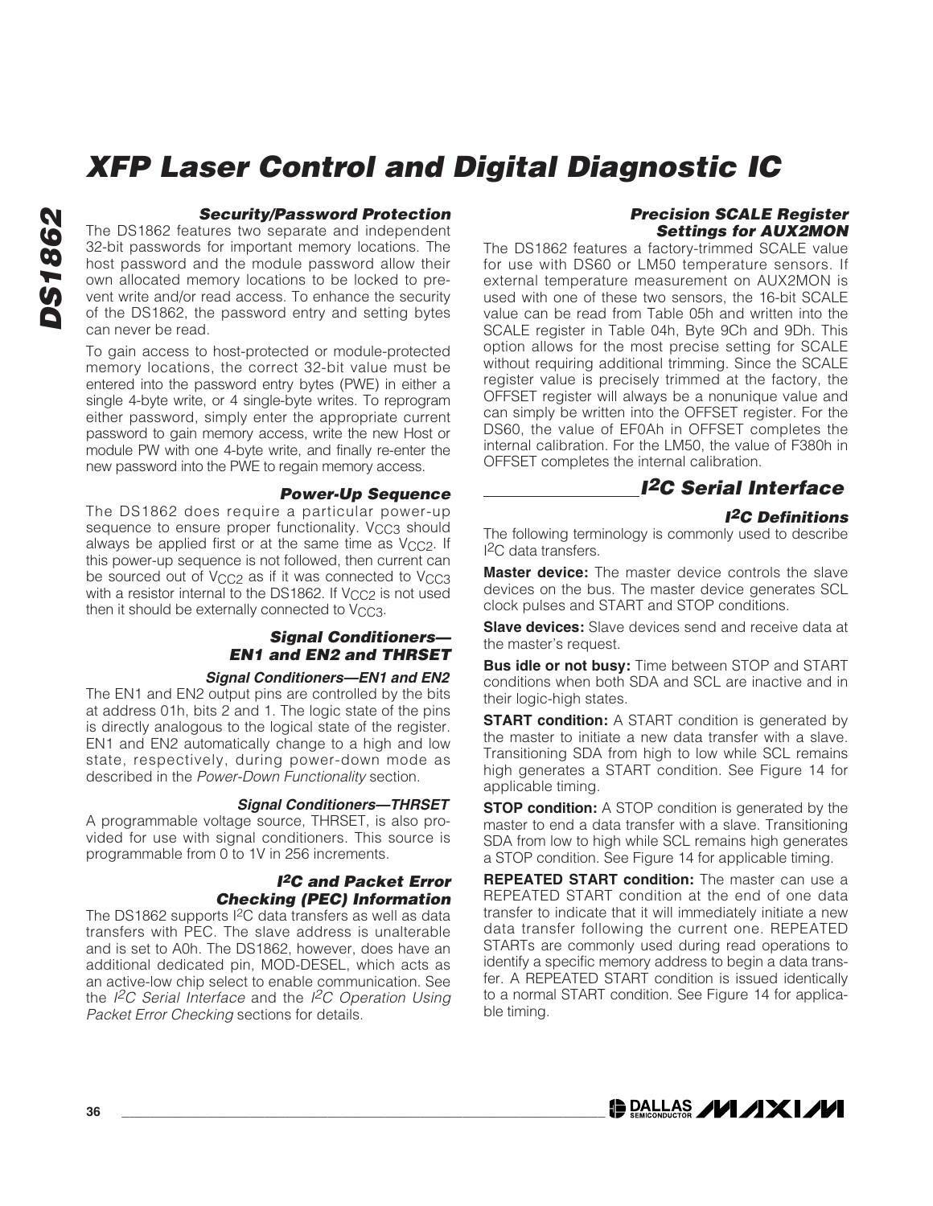### Security/Password Protection

The DS1862 features two separate and independent 32-bit passwords for important memory locations. The host password and the module password allow their own allocated memory locations to be locked to prevent write and/or read access. To enhance the security of the DS1862, the password entry and setting bytes can never be read.

To gain access to host-protected or module-protected memory locations, the correct 32-bit value must be entered into the password entry bytes (PWE) in either a single 4-byte write, or 4 single-byte writes. To reprogram either password, simply enter the appropriate current password to gain memory access, write the new Host or module PW with one 4-byte write, and finally re-enter the new password into the PWE to regain memory access.

### Power-Up Sequence

The DS1862 does require a particular power-up sequence to ensure proper functionality. $V_{CC3}$ should always be applied first or at the same time as $V_{CC2}$. If this power-up sequence is not followed, then current can be sourced out of $V_{CC2}$ as if it was connected to $V_{CC3}$ with a resistor internal to the DS1862. If $V_{CC2}$ is not used then it should be externally connected to $V_{CC3}$.

### Signal Conditioners—EN1 and EN2 and THRSET

#### Signal Conditioners—EN1 and EN2

The EN1 and EN2 output pins are controlled by the bits at address 01h, bits 2 and 1. The logic state of the pins is directly analogous to the logical state of the register. EN1 and EN2 automatically change to a high and low state, respectively, during power-down mode as described in the *Power-Down Functionality* section.

#### Signal Conditioners—THRSET

A programmable voltage source, THRSET, is also provided for use with signal conditioners. This source is programmable from 0 to 1V in 256 increments.

### I²C and Packet Error Checking (PEC) Information

The DS1862 supports I²C data transfers as well as data transfers with PEC. The slave address is unalterable and is set to A0h. The DS1862, however, does have an additional dedicated pin, MOD-DESEL, which acts as an active-low chip select to enable communication. See the *I²C Serial Interface* and the *I²C Operation Using Packet Error Checking* sections for details.

### Precision SCALE Register Settings for AUX2MON

The DS1862 features a factory-trimmed SCALE value for use with DS60 or LM50 temperature sensors. If external temperature measurement on AUX2MON is used with one of these two sensors, the 16-bit SCALE value can be read from Table 05h and written into the SCALE register in Table 04h, Byte 9Ch and 9Dh. This option allows for the most precise setting for SCALE without requiring additional trimming. Since the SCALE register value is precisely trimmed at the factory, the OFFSET register will always be a nonunique value and can simply be written into the OFFSET register. For the DS60, the value of EF0Ah in OFFSET completes the internal calibration. For the LM50, the value of F380h in OFFSET completes the internal calibration.

## I²C Serial Interface

### I²C Definitions

The following terminology is commonly used to describe I²C data transfers.

**Master device:** The master device controls the slave devices on the bus. The master device generates SCL clock pulses and START and STOP conditions.

**Slave devices:** Slave devices send and receive data at the master's request.

**Bus idle or not busy:** Time between STOP and START conditions when both SDA and SCL are inactive and in their logic-high states.

**START condition:** A START condition is generated by the master to initiate a new data transfer with a slave. Transitioning SDA from high to low while SCL remains high generates a START condition. See Figure 14 for applicable timing.

**STOP condition:** A STOP condition is generated by the master to end a data transfer with a slave. Transitioning SDA from low to high while SCL remains high generates a STOP condition. See Figure 14 for applicable timing.

**REPEATED START condition:** The master can use a REPEATED START condition at the end of one data transfer to indicate that it will immediately initiate a new data transfer following the current one. REPEATED STARTs are commonly used during read operations to identify a specific memory address to begin a data transfer. A REPEATED START condition is issued identically to a normal START condition. See Figure 14 for applicable timing.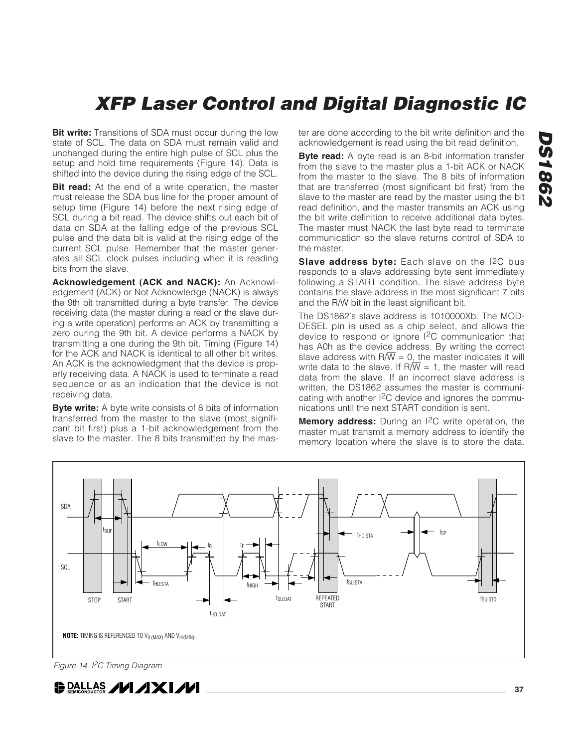**Bit write:** Transitions of SDA must occur during the low state of SCL. The data on SDA must remain valid and unchanged during the entire high pulse of SCL plus the setup and hold time requirements (Figure 14). Data is shifted into the device during the rising edge of the SCL.

**Bit read:** At the end of a write operation, the master must release the SDA bus line for the proper amount of setup time (Figure 14) before the next rising edge of SCL during a bit read. The device shifts out each bit of data on SDA at the falling edge of the previous SCL pulse and the data bit is valid at the rising edge of the current SCL pulse. Remember that the master generates all SCL clock pulses including when it is reading bits from the slave.

**Acknowledgement (ACK and NACK):** An Acknowledgement (ACK) or Not Acknowledge (NACK) is always the 9th bit transmitted during a byte transfer. The device receiving data (the master during a read or the slave during a write operation) performs an ACK by transmitting a zero during the 9th bit. A device performs a NACK by transmitting a one during the 9th bit. Timing (Figure 14) for the ACK and NACK is identical to all other bit writes. An ACK is the acknowledgment that the device is properly receiving data. A NACK is used to terminate a read sequence or as an indication that the device is not receiving data.

**Byte write:** A byte write consists of 8 bits of information transferred from the master to the slave (most significant bit first) plus a 1-bit acknowledgement from the slave to the master. The 8 bits transmitted by the master are done according to the bit write definition and the acknowledgement is read using the bit read definition.

**Byte read:** A byte read is an 8-bit information transfer from the slave to the master plus a 1-bit ACK or NACK from the master to the slave. The 8 bits of information that are transferred (most significant bit first) from the slave to the master are read by the master using the bit read definition, and the master transmits an ACK using the bit write definition to receive additional data bytes. The master must NACK the last byte read to terminate communication so the slave returns control of SDA to the master.

**Slave address byte:** Each slave on the I2C bus responds to a slave addressing byte sent immediately following a START condition. The slave address byte contains the slave address in the most significant 7 bits and the $R/\overline{W}$ bit in the least significant bit.

The DS1862's slave address is 1010000Xb. The MOD-DESEL pin is used as a chip select, and allows the device to respond or ignore I2C communication that has A0h as the device address. By writing the correct slave address with $R/\overline{W}$ = 0, the master indicates it will write data to the slave. If $R/\overline{W}$ = 1, the master will read data from the slave. If an incorrect slave address is written, the DS1862 assumes the master is communicating with another I2C device and ignores the communications until the next START condition is sent.

**Memory address:** During an I2C write operation, the master must transmit a memory address to identify the memory location where the slave is to store the data.

SDA, SCL, STOP, START, REPEATED START, $t_{BUF}$, $t_{LOW}$, $t_R$, $t_F$, $t_{HD:STA}$, $t_{HIGH}$, $t_{HD:DAT}$, $t_{SU:DAT}$, $t_{SU:STA}$, $t_{SP}$, $t_{SU:STO}$

**NOTE:** TIMING IS REFERENCED TO $V_{IL(MAX)}$ AND $V_{IH(MIN)}$.

*Figure 14. I2C Timing Diagram*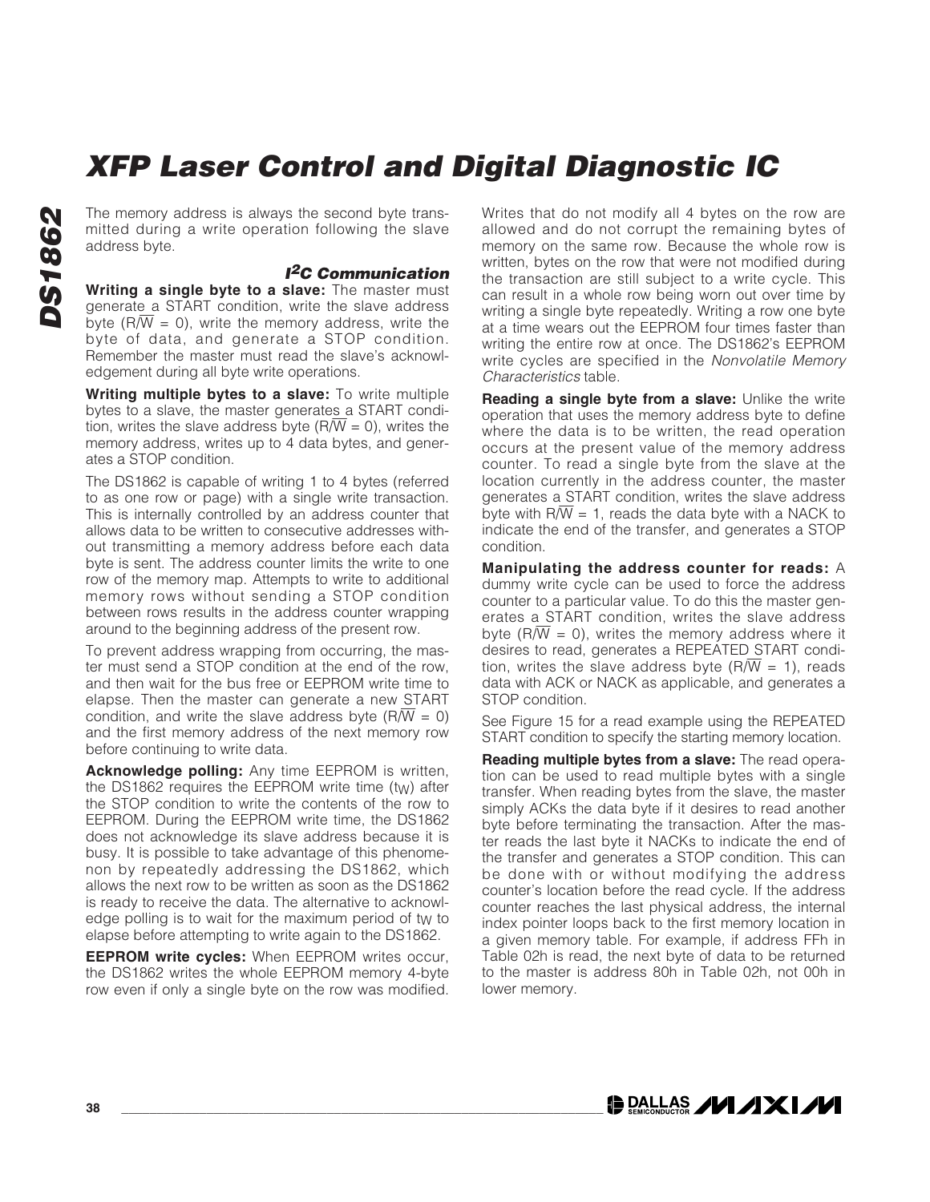The memory address is always the second byte transmitted during a write operation following the slave address byte.

### I²C Communication

**Writing a single byte to a slave:** The master must generate a START condition, write the slave address byte ($R/\overline{W}$ = 0), write the memory address, write the byte of data, and generate a STOP condition. Remember the master must read the slave's acknowledgement during all byte write operations.

**Writing multiple bytes to a slave:** To write multiple bytes to a slave, the master generates a START condition, writes the slave address byte ($R/\overline{W}$ = 0), writes the memory address, writes up to 4 data bytes, and generates a STOP condition.

The DS1862 is capable of writing 1 to 4 bytes (referred to as one row or page) with a single write transaction. This is internally controlled by an address counter that allows data to be written to consecutive addresses without transmitting a memory address before each data byte is sent. The address counter limits the write to one row of the memory map. Attempts to write to additional memory rows without sending a STOP condition between rows results in the address counter wrapping around to the beginning address of the present row.

To prevent address wrapping from occurring, the master must send a STOP condition at the end of the row, and then wait for the bus free or EEPROM write time to elapse. Then the master can generate a new START condition, and write the slave address byte ($R/\overline{W}$ = 0) and the first memory address of the next memory row before continuing to write data.

**Acknowledge polling:** Any time EEPROM is written, the DS1862 requires the EEPROM write time ($t_W$) after the STOP condition to write the contents of the row to EEPROM. During the EEPROM write time, the DS1862 does not acknowledge its slave address because it is busy. It is possible to take advantage of this phenomenon by repeatedly addressing the DS1862, which allows the next row to be written as soon as the DS1862 is ready to receive the data. The alternative to acknowledge polling is to wait for the maximum period of $t_W$ to elapse before attempting to write again to the DS1862.

**EEPROM write cycles:** When EEPROM writes occur, the DS1862 writes the whole EEPROM memory 4-byte row even if only a single byte on the row was modified. Writes that do not modify all 4 bytes on the row are allowed and do not corrupt the remaining bytes of memory on the same row. Because the whole row is written, bytes on the row that were not modified during the transaction are still subject to a write cycle. This can result in a whole row being worn out over time by writing a single byte repeatedly. Writing a row one byte at a time wears out the EEPROM four times faster than writing the entire row at once. The DS1862's EEPROM write cycles are specified in the *Nonvolatile Memory Characteristics* table.

**Reading a single byte from a slave:** Unlike the write operation that uses the memory address byte to define where the data is to be written, the read operation occurs at the present value of the memory address counter. To read a single byte from the slave at the location currently in the address counter, the master generates a START condition, writes the slave address byte with $R/\overline{W}$ = 1, reads the data byte with a NACK to indicate the end of the transfer, and generates a STOP condition.

**Manipulating the address counter for reads:** A dummy write cycle can be used to force the address counter to a particular value. To do this the master generates a START condition, writes the slave address byte ($R/\overline{W}$ = 0), writes the memory address where it desires to read, generates a REPEATED START condition, writes the slave address byte ($R/\overline{W}$ = 1), reads data with ACK or NACK as applicable, and generates a STOP condition.

See Figure 15 for a read example using the REPEATED START condition to specify the starting memory location.

**Reading multiple bytes from a slave:** The read operation can be used to read multiple bytes with a single transfer. When reading bytes from the slave, the master simply ACKs the data byte if it desires to read another byte before terminating the transaction. After the master reads the last byte it NACKs to indicate the end of the transfer and generates a STOP condition. This can be done with or without modifying the address counter's location before the read cycle. If the address counter reaches the last physical address, the internal index pointer loops back to the first memory location in a given memory table. For example, if address FFh in Table 02h is read, the next byte of data to be returned to the master is address 80h in Table 02h, not 00h in lower memory.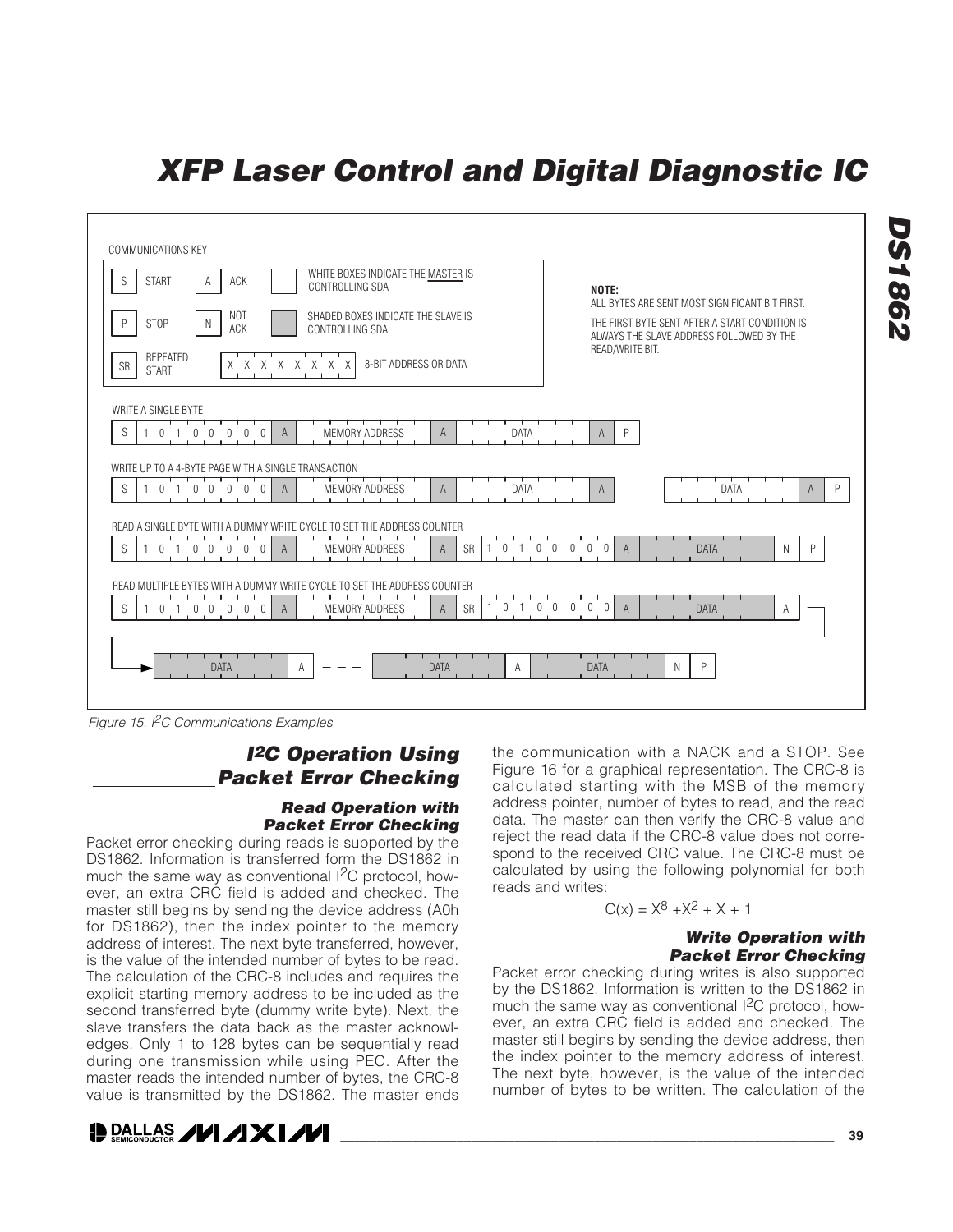COMMUNICATIONS KEY

| | | |
|---|---|---|
| S START | A ACK | WHITE BOXES INDICATE THE MASTER IS CONTROLLING SDA |
| P STOP | N NOT ACK | SHADED BOXES INDICATE THE SLAVE IS CONTROLLING SDA |
| SR REPEATED START | X X X X X X X X 8-BIT ADDRESS OR DATA | |

**NOTE:**
ALL BYTES ARE SENT MOST SIGNIFICANT BIT FIRST.
THE FIRST BYTE SENT AFTER A START CONDITION IS ALWAYS THE SLAVE ADDRESS FOLLOWED BY THE READ/WRITE BIT.

WRITE A SINGLE BYTE

S | 1 0 1 0 0 0 0 0 | A | MEMORY ADDRESS | A | DATA | A | P

WRITE UP TO A 4-BYTE PAGE WITH A SINGLE TRANSACTION

S | 1 0 1 0 0 0 0 0 | A | MEMORY ADDRESS | A | DATA | A | — — — | DATA | A | P

READ A SINGLE BYTE WITH A DUMMY WRITE CYCLE TO SET THE ADDRESS COUNTER

S | 1 0 1 0 0 0 0 0 | A | MEMORY ADDRESS | A | SR | 1 0 1 0 0 0 0 0 | A | DATA | N | P

READ MULTIPLE BYTES WITH A DUMMY WRITE CYCLE TO SET THE ADDRESS COUNTER

S | 1 0 1 0 0 0 0 0 | A | MEMORY ADDRESS | A | SR | 1 0 1 0 0 0 0 0 | A | DATA | A |

→ DATA | A | — — — | DATA | A | DATA | N | P

*Figure 15. I²C Communications Examples*

## I²C Operation Using Packet Error Checking

### Read Operation with Packet Error Checking

Packet error checking during reads is supported by the DS1862. Information is transferred form the DS1862 in much the same way as conventional I²C protocol, however, an extra CRC field is added and checked. The master still begins by sending the device address (A0h for DS1862), then the index pointer to the memory address of interest. The next byte transferred, however, is the value of the intended number of bytes to be read. The calculation of the CRC-8 includes and requires the explicit starting memory address to be included as the second transferred byte (dummy write byte). Next, the slave transfers the data back as the master acknowledges. Only 1 to 128 bytes can be sequentially read during one transmission while using PEC. After the master reads the intended number of bytes, the CRC-8 value is transmitted by the DS1862. The master ends the communication with a NACK and a STOP. See Figure 16 for a graphical representation. The CRC-8 is calculated starting with the MSB of the memory address pointer, number of bytes to read, and the read data. The master can then verify the CRC-8 value and reject the read data if the CRC-8 value does not correspond to the received CRC value. The CRC-8 must be calculated by using the following polynomial for both reads and writes:

$$C(x) = X^8 + X^2 + X + 1$$

### Write Operation with Packet Error Checking

Packet error checking during writes is also supported by the DS1862. Information is written to the DS1862 in much the same way as conventional I²C protocol, however, an extra CRC field is added and checked. The master still begins by sending the device address, then the index pointer to the memory address of interest. The next byte, however, is the value of the intended number of bytes to be written. The calculation of the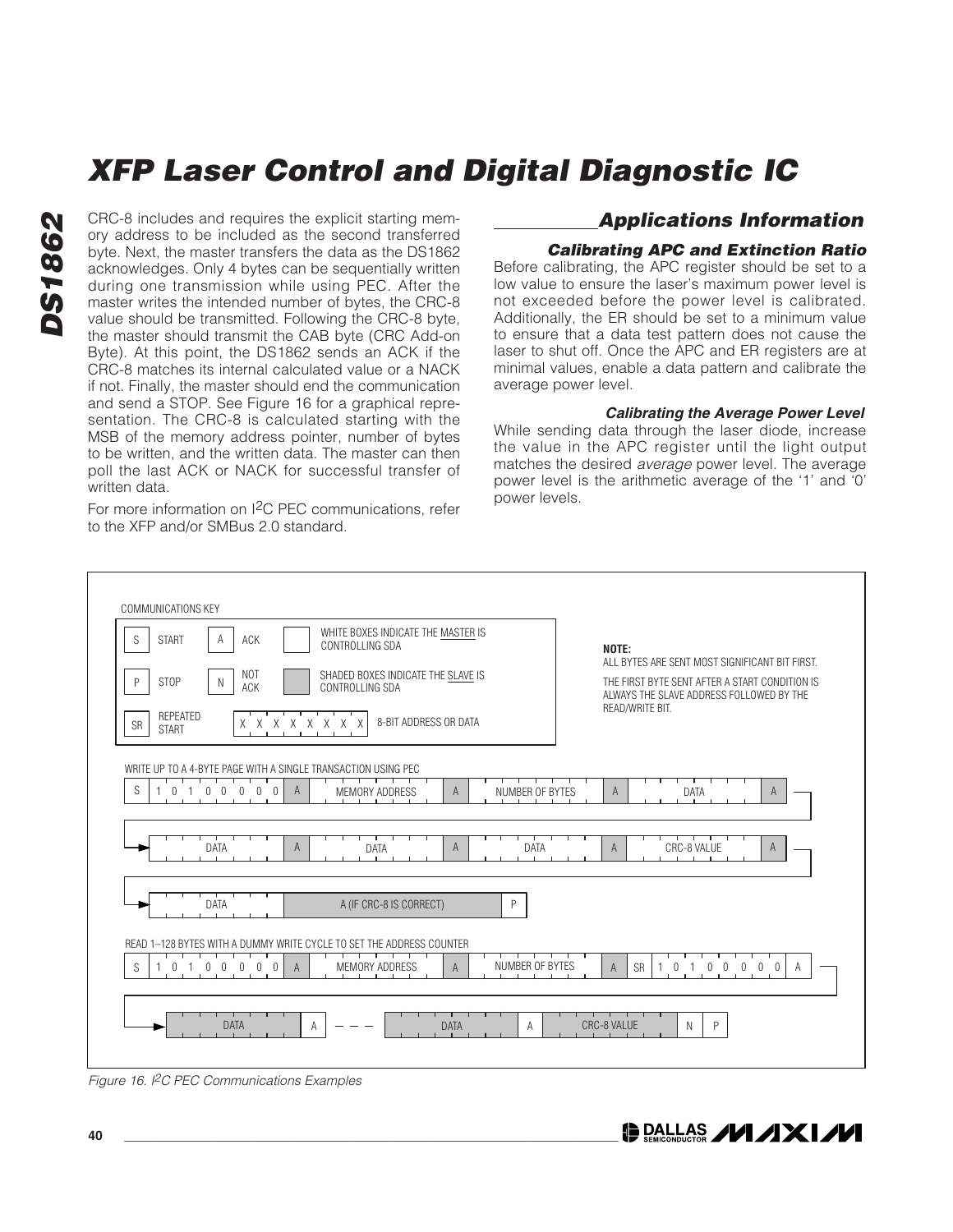CRC-8 includes and requires the explicit starting memory address to be included as the second transferred byte. Next, the master transfers the data as the DS1862 acknowledges. Only 4 bytes can be sequentially written during one transmission while using PEC. After the master writes the intended number of bytes, the CRC-8 value should be transmitted. Following the CRC-8 byte, the master should transmit the CAB byte (CRC Add-on Byte). At this point, the DS1862 sends an ACK if the CRC-8 matches its internal calculated value or a NACK if not. Finally, the master should end the communication and send a STOP. See Figure 16 for a graphical representation. The CRC-8 is calculated starting with the MSB of the memory address pointer, number of bytes to be written, and the written data. The master can then poll the last ACK or NACK for successful transfer of written data.

For more information on I2C PEC communications, refer to the XFP and/or SMBus 2.0 standard.

## Applications Information

### Calibrating APC and Extinction Ratio

Before calibrating, the APC register should be set to a low value to ensure the laser's maximum power level is not exceeded before the power level is calibrated. Additionally, the ER should be set to a minimum value to ensure that a data test pattern does not cause the laser to shut off. Once the APC and ER registers are at minimal values, enable a data pattern and calibrate the average power level.

### Calibrating the Average Power Level

While sending data through the laser diode, increase the value in the APC register until the light output matches the desired *average* power level. The average power level is the arithmetic average of the '1' and '0' power levels.

COMMUNICATIONS KEY

S START | A ACK | WHITE BOXES INDICATE THE MASTER IS CONTROLLING SDA

P STOP | N NOT ACK | SHADED BOXES INDICATE THE SLAVE IS CONTROLLING SDA

SR REPEATED START | X X X X X X X X 8-BIT ADDRESS OR DATA

NOTE:
ALL BYTES ARE SENT MOST SIGNIFICANT BIT FIRST.
THE FIRST BYTE SENT AFTER A START CONDITION IS ALWAYS THE SLAVE ADDRESS FOLLOWED BY THE READ/WRITE BIT.

WRITE UP TO A 4-BYTE PAGE WITH A SINGLE TRANSACTION USING PEC

S | 1 0 1 0 0 0 0 0 | A | MEMORY ADDRESS | A | NUMBER OF BYTES | A | DATA | A → DATA | A | DATA | A | DATA | A | CRC-8 VALUE | A → DATA | A (IF CRC-8 IS CORRECT) | P

READ 1–128 BYTES WITH A DUMMY WRITE CYCLE TO SET THE ADDRESS COUNTER

S | 1 0 1 0 0 0 0 0 | A | MEMORY ADDRESS | A | NUMBER OF BYTES | A | SR | 1 0 1 0 0 0 0 0 | A → DATA | A | — — — | DATA | A | CRC-8 VALUE | N | P

*Figure 16. I2C PEC Communications Examples*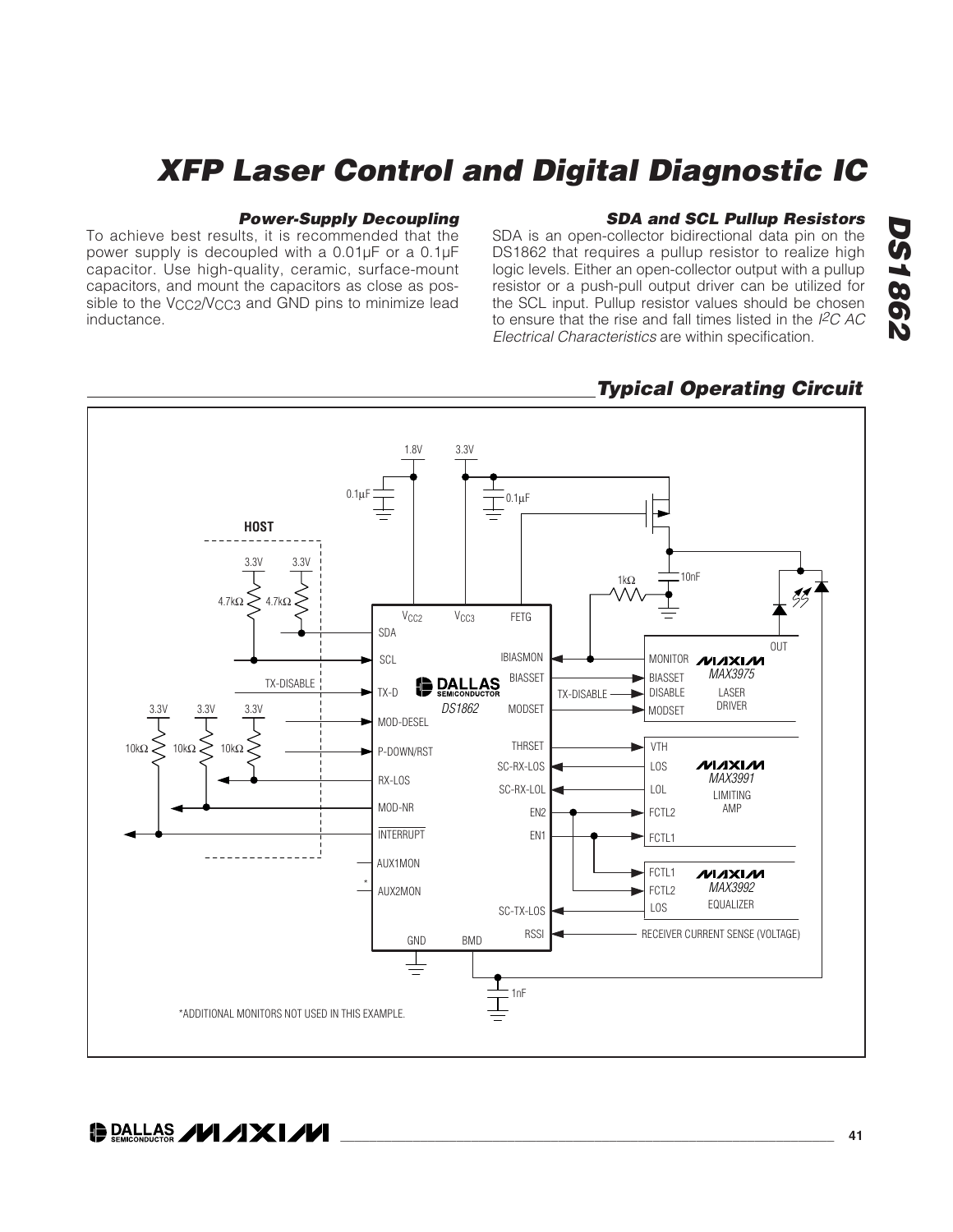### Power-Supply Decoupling

To achieve best results, it is recommended that the power supply is decoupled with a 0.01µF or a 0.1µF capacitor. Use high-quality, ceramic, surface-mount capacitors, and mount the capacitors as close as possible to the $V_{CC2}$/$V_{CC3}$ and GND pins to minimize lead inductance.

### SDA and SCL Pullup Resistors

SDA is an open-collector bidirectional data pin on the DS1862 that requires a pullup resistor to realize high logic levels. Either an open-collector output with a pullup resistor or a push-pull output driver can be utilized for the SCL input. Pullup resistor values should be chosen to ensure that the rise and fall times listed in the *I²C AC Electrical Characteristics* are within specification.

## Typical Operating Circuit

*ADDITIONAL MONITORS NOT USED IN THIS EXAMPLE.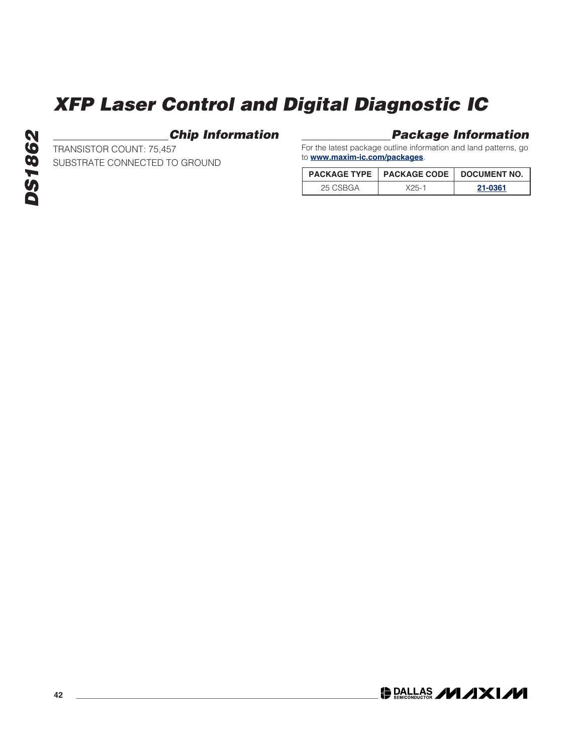## Chip Information

TRANSISTOR COUNT: 75,457

SUBSTRATE CONNECTED TO GROUND

## Package Information

For the latest package outline information and land patterns, go to **www.maxim-ic.com/packages**.

| PACKAGE TYPE | PACKAGE CODE | DOCUMENT NO. |
|---|---|---|
| 25 CSBGA | X25-1 | 21-0361 |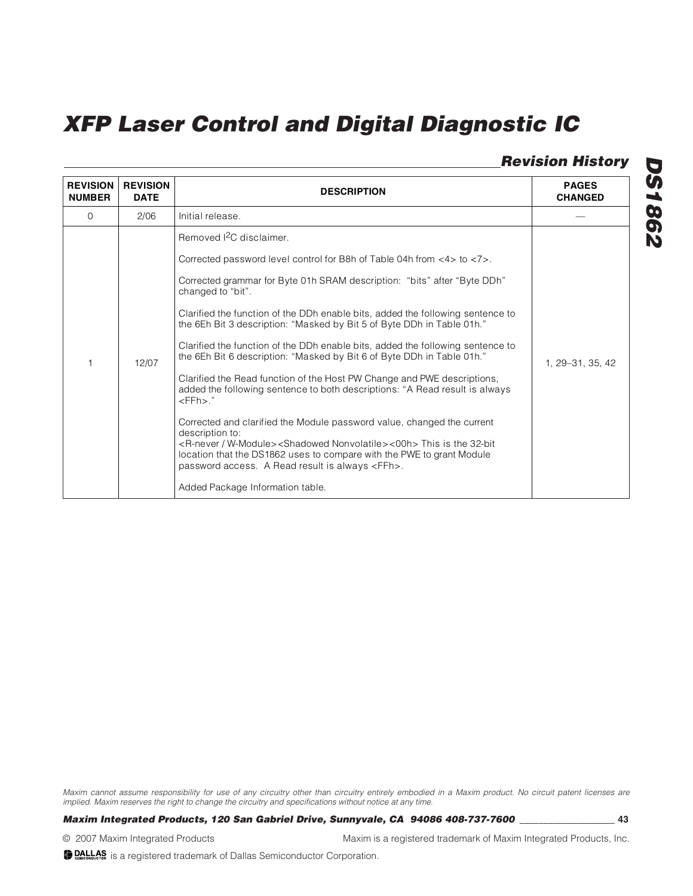## Revision History

| REVISION NUMBER | REVISION DATE | DESCRIPTION | PAGES CHANGED |
|---|---|---|---|
| 0 | 2/06 | Initial release. | — |
| 1 | 12/07 | Removed I²C disclaimer.<br><br>Corrected password level control for B8h of Table 04h from <4> to <7>.<br><br>Corrected grammar for Byte 01h SRAM description: "bits" after "Byte DDh" changed to "bit".<br><br>Clarified the function of the DDh enable bits, added the following sentence to the 6Eh Bit 3 description: "Masked by Bit 5 of Byte DDh in Table 01h."<br><br>Clarified the function of the DDh enable bits, added the following sentence to the 6Eh Bit 6 description: "Masked by Bit 6 of Byte DDh in Table 01h."<br><br>Clarified the Read function of the Host PW Change and PWE descriptions, added the following sentence to both descriptions: "A Read result is always <FFh>."<br><br>Corrected and clarified the Module password value, changed the current description to:<br><R-never / W-Module><Shadowed Nonvolatile><00h> This is the 32-bit location that the DS1862 uses to compare with the PWE to grant Module password access. A Read result is always <FFh>.<br><br>Added Package Information table. | 1, 29–31, 35, 42 |

*Maxim cannot assume responsibility for use of any circuitry other than circuitry entirely embodied in a Maxim product. No circuit patent licenses are implied. Maxim reserves the right to change the circuitry and specifications without notice at any time.*

***Maxim Integrated Products, 120 San Gabriel Drive, Sunnyvale, CA 94086 408-737-7600***

© 2007 Maxim Integrated Products    Maxim is a registered trademark of Maxim Integrated Products, Inc.

DALLAS SEMICONDUCTOR is a registered trademark of Dallas Semiconductor Corporation.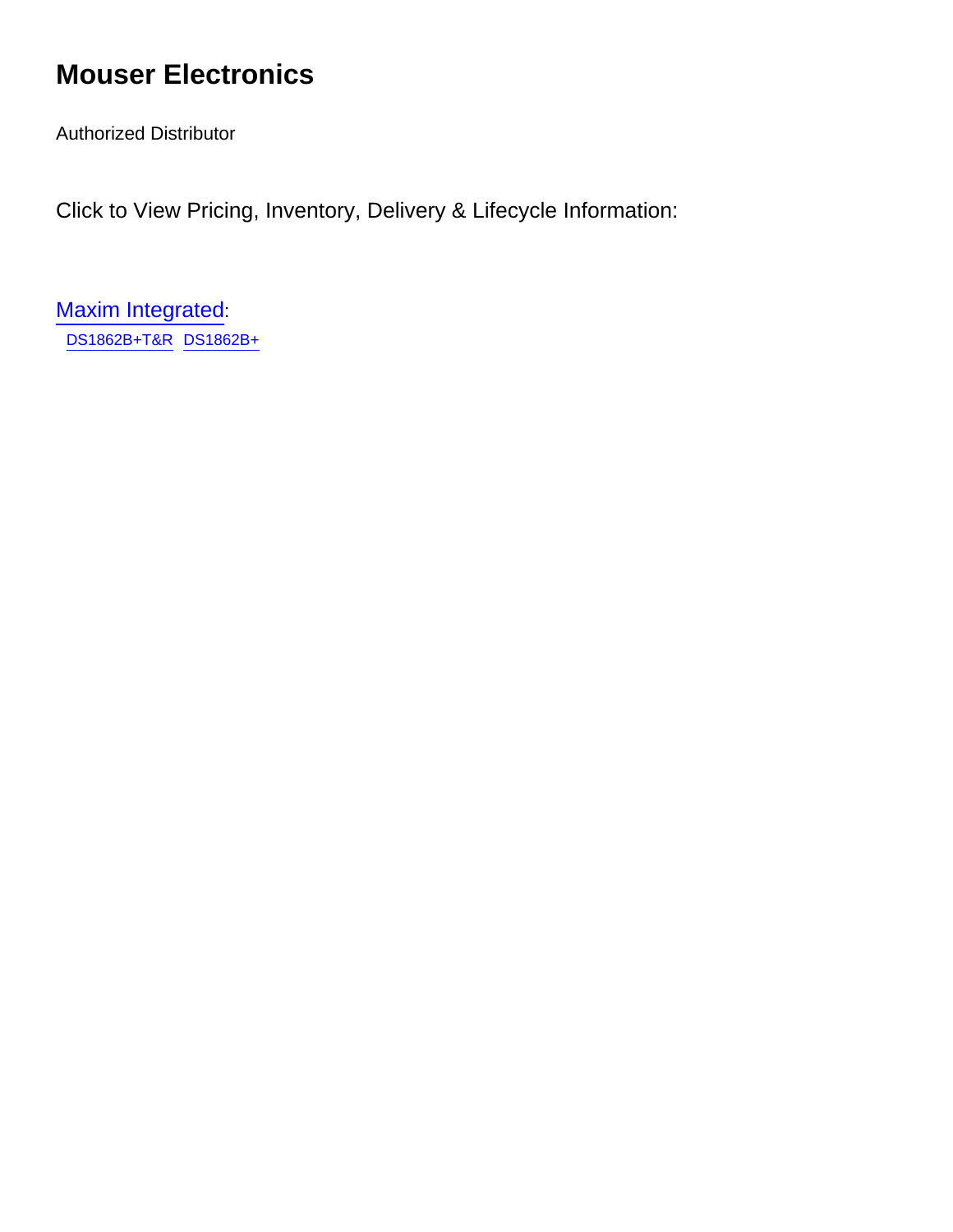# Mouser Electronics

Authorized Distributor

Click to View Pricing, Inventory, Delivery & Lifecycle Information:

Maxim Integrated:

DS1862B+T&R DS1862B+